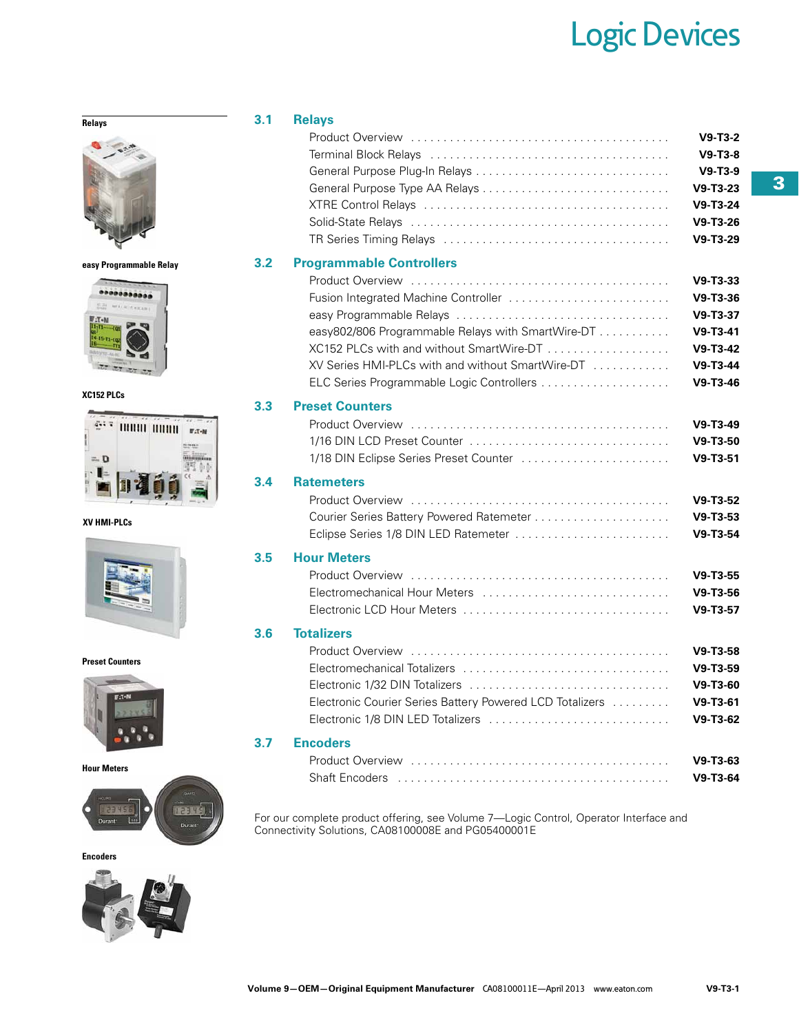# Logic Devices

Relays

easy Programmable Relay

XC152 PLCs

XV HMI-PLCs

Preset Counters

Hour Meters

Encoders

## 3.1 Relays

| | |
|---|---|
| Product Overview | V9-T3-2 |
| Terminal Block Relays | V9-T3-8 |
| General Purpose Plug-In Relays | V9-T3-9 |
| General Purpose Type AA Relays | V9-T3-23 |
| XTRE Control Relays | V9-T3-24 |
| Solid-State Relays | V9-T3-26 |
| TR Series Timing Relays | V9-T3-29 |

## 3.2 Programmable Controllers

| | |
|---|---|
| Product Overview | V9-T3-33 |
| Fusion Integrated Machine Controller | V9-T3-36 |
| easy Programmable Relays | V9-T3-37 |
| easy802/806 Programmable Relays with SmartWire-DT | V9-T3-41 |
| XC152 PLCs with and without SmartWire-DT | V9-T3-42 |
| XV Series HMI-PLCs with and without SmartWire-DT | V9-T3-44 |
| ELC Series Programmable Logic Controllers | V9-T3-46 |

## 3.3 Preset Counters

| | |
|---|---|
| Product Overview | V9-T3-49 |
| 1/16 DIN LCD Preset Counter | V9-T3-50 |
| 1/18 DIN Eclipse Series Preset Counter | V9-T3-51 |

## 3.4 Ratemeters

| | |
|---|---|
| Product Overview | V9-T3-52 |
| Courier Series Battery Powered Ratemeter | V9-T3-53 |
| Eclipse Series 1/8 DIN LED Ratemeter | V9-T3-54 |

## 3.5 Hour Meters

| | |
|---|---|
| Product Overview | V9-T3-55 |
| Electromechanical Hour Meters | V9-T3-56 |
| Electronic LCD Hour Meters | V9-T3-57 |

## 3.6 Totalizers

| | |
|---|---|
| Product Overview | V9-T3-58 |
| Electromechanical Totalizers | V9-T3-59 |
| Electronic 1/32 DIN Totalizers | V9-T3-60 |
| Electronic Courier Series Battery Powered LCD Totalizers | V9-T3-61 |
| Electronic 1/8 DIN LED Totalizers | V9-T3-62 |

## 3.7 Encoders

| | |
|---|---|
| Product Overview | V9-T3-63 |
| Shaft Encoders | V9-T3-64 |

For our complete product offering, see Volume 7—Logic Control, Operator Interface and Connectivity Solutions, CA08100008E and PG05400001E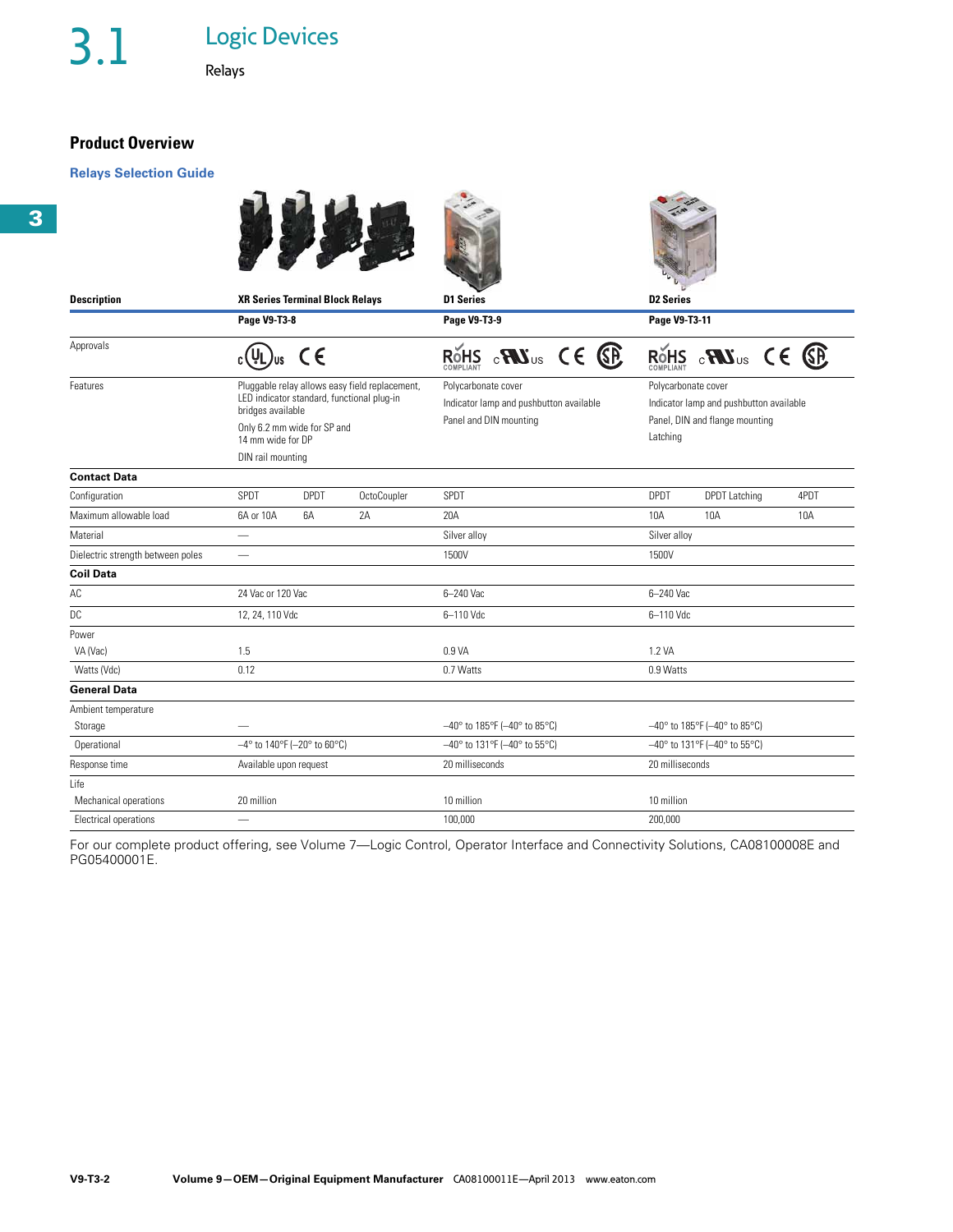# 3.1 Logic Devices

Relays

## Product Overview

### Relays Selection Guide

| Description | XR Series Terminal Block Relays | | | D1 Series | D2 Series | | |
|---|---|---|---|---|---|---|---|
| | Page V9-T3-8 | | | Page V9-T3-9 | Page V9-T3-11 | | |
| Approvals | cULus CE | | | RoHS COMPLIANT cURus CE CSA | RoHS COMPLIANT cURus CE CSA | | |
| Features | Pluggable relay allows easy field replacement, LED indicator standard, functional plug-in bridges available<br>Only 6.2 mm wide for SP and 14 mm wide for DP<br>DIN rail mounting | | | Polycarbonate cover<br>Indicator lamp and pushbutton available<br>Panel and DIN mounting | Polycarbonate cover<br>Indicator lamp and pushbutton available<br>Panel, DIN and flange mounting<br>Latching | | |
| **Contact Data** | | | | | | | |
| Configuration | SPDT | DPDT | OctoCoupler | SPDT | DPDT | DPDT Latching | 4PDT |
| Maximum allowable load | 6A or 10A | 6A | 2A | 20A | 10A | 10A | 10A |
| Material | — | | | Silver alloy | Silver alloy | | |
| Dielectric strength between poles | — | | | 1500V | 1500V | | |
| **Coil Data** | | | | | | | |
| AC | 24 Vac or 120 Vac | | | 6–240 Vac | 6–240 Vac | | |
| DC | 12, 24, 110 Vdc | | | 6–110 Vdc | 6–110 Vdc | | |
| Power | | | | | | | |
| VA (Vac) | 1.5 | | | 0.9 VA | 1.2 VA | | |
| Watts (Vdc) | 0.12 | | | 0.7 Watts | 0.9 Watts | | |
| **General Data** | | | | | | | |
| Ambient temperature | | | | | | | |
| Storage | — | | | –40° to 185°F (–40° to 85°C) | –40° to 185°F (–40° to 85°C) | | |
| Operational | –4° to 140°F (–20° to 60°C) | | | –40° to 131°F (–40° to 55°C) | –40° to 131°F (–40° to 55°C) | | |
| Response time | Available upon request | | | 20 milliseconds | 20 milliseconds | | |
| Life | | | | | | | |
| Mechanical operations | 20 million | | | 10 million | 10 million | | |
| Electrical operations | — | | | 100,000 | 200,000 | | |

For our complete product offering, see Volume 7—Logic Control, Operator Interface and Connectivity Solutions, CA08100008E and PG05400001E.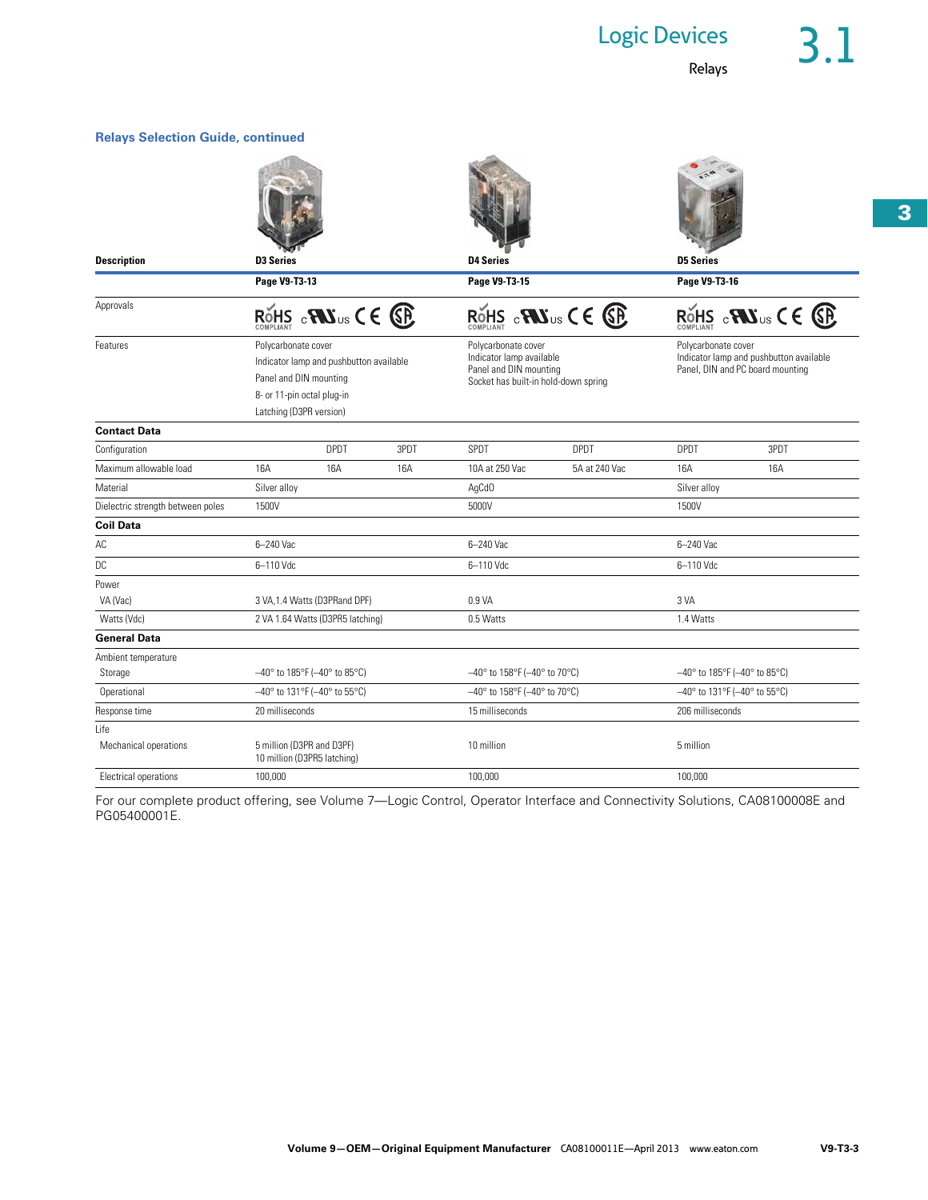## Relays Selection Guide, continued

| Description | D3 Series | | | D4 Series | | D5 Series | |
|---|---|---|---|---|---|---|---|
| | Page V9-T3-13 | | | Page V9-T3-15 | | Page V9-T3-16 | |
| Approvals | RoHS COMPLIANT, cULus, CE, CSA | | | RoHS COMPLIANT, cULus, CE, CSA | | RoHS COMPLIANT, cULus, CE, CSA | |
| Features | Polycarbonate cover<br>Indicator lamp and pushbutton available<br>Panel and DIN mounting<br>8- or 11-pin octal plug-in<br>Latching (D3PR version) | | | Polycarbonate cover<br>Indicator lamp available<br>Panel and DIN mounting<br>Socket has built-in hold-down spring | | Polycarbonate cover<br>Indicator lamp and pushbutton available<br>Panel, DIN and PC board mounting | |
| **Contact Data** | | | | | | | |
| Configuration | | DPDT | 3PDT | SPDT | DPDT | DPDT | 3PDT |
| Maximum allowable load | 16A | 16A | 16A | 10A at 250 Vac | 5A at 240 Vac | 16A | 16A |
| Material | Silver alloy | | | AgCdO | | Silver alloy | |
| Dielectric strength between poles | 1500V | | | 5000V | | 1500V | |
| **Coil Data** | | | | | | | |
| AC | 6–240 Vac | | | 6–240 Vac | | 6–240 Vac | |
| DC | 6–110 Vdc | | | 6–110 Vdc | | 6–110 Vdc | |
| Power | | | | | | | |
| VA (Vac) | 3 VA,1.4 Watts (D3PRand DPF) | | | 0.9 VA | | 3 VA | |
| Watts (Vdc) | 2 VA 1.64 Watts (D3PR5 latching) | | | 0.5 Watts | | 1.4 Watts | |
| **General Data** | | | | | | | |
| Ambient temperature | | | | | | | |
| Storage | –40° to 185°F (–40° to 85°C) | | | –40° to 158°F (–40° to 70°C) | | –40° to 185°F (–40° to 85°C) | |
| Operational | –40° to 131°F (–40° to 55°C) | | | –40° to 158°F (–40° to 70°C) | | –40° to 131°F (–40° to 55°C) | |
| Response time | 20 milliseconds | | | 15 milliseconds | | 206 milliseconds | |
| Life | | | | | | | |
| Mechanical operations | 5 million (D3PR and D3PF)<br>10 million (D3PR5 latching) | | | 10 million | | 5 million | |
| Electrical operations | 100,000 | | | 100,000 | | 100,000 | |

For our complete product offering, see Volume 7—Logic Control, Operator Interface and Connectivity Solutions, CA08100008E and PG05400001E.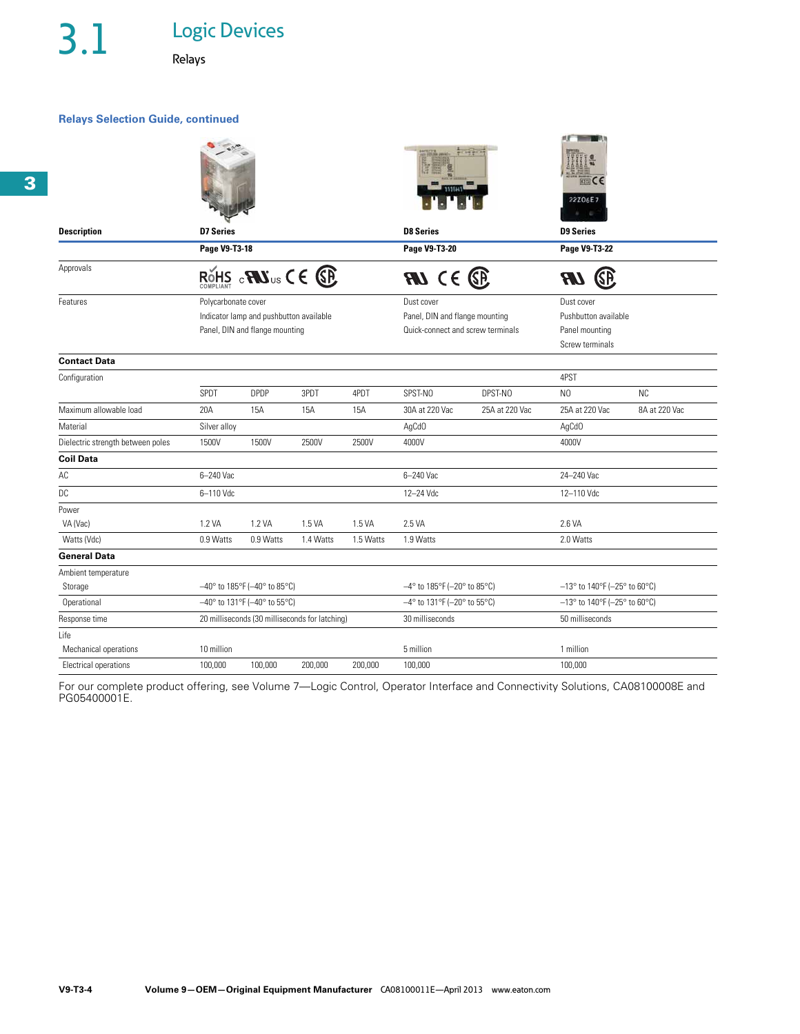# 3.1 Logic Devices

## Relays

### Relays Selection Guide, continued

| Description | D7 Series | | | | D8 Series | | D9 Series | |
|---|---|---|---|---|---|---|---|---|
| | Page V9-T3-18 | | | | Page V9-T3-20 | | Page V9-T3-22 | |
| Approvals | RoHS COMPLIANT, cULus, CE, CSA | | | | UL, CE, CSA | | UL, CSA | |
| Features | Polycarbonate cover<br>Indicator lamp and pushbutton available<br>Panel, DIN and flange mounting | | | | Dust cover<br>Panel, DIN and flange mounting<br>Quick-connect and screw terminals | | Dust cover<br>Pushbutton available<br>Panel mounting<br>Screw terminals | |
| **Contact Data** | | | | | | | | |
| Configuration | | | | | | | 4PST | |
| | SPDT | DPDP | 3PDT | 4PDT | SPST-NO | DPST-NO | NO | NC |
| Maximum allowable load | 20A | 15A | 15A | 15A | 30A at 220 Vac | 25A at 220 Vac | 25A at 220 Vac | 8A at 220 Vac |
| Material | Silver alloy | | | | AgCdO | | AgCdO | |
| Dielectric strength between poles | 1500V | 1500V | 2500V | 2500V | 4000V | | 4000V | |
| **Coil Data** | | | | | | | | |
| AC | 6–240 Vac | | | | 6–240 Vac | | 24–240 Vac | |
| DC | 6–110 Vdc | | | | 12–24 Vdc | | 12–110 Vdc | |
| Power | | | | | | | | |
| VA (Vac) | 1.2 VA | 1.2 VA | 1.5 VA | 1.5 VA | 2.5 VA | | 2.6 VA | |
| Watts (Vdc) | 0.9 Watts | 0.9 Watts | 1.4 Watts | 1.5 Watts | 1.9 Watts | | 2.0 Watts | |
| **General Data** | | | | | | | | |
| Ambient temperature | | | | | | | | |
| Storage | –40° to 185°F (–40° to 85°C) | | | | –4° to 185°F (–20° to 85°C) | | –13° to 140°F (–25° to 60°C) | |
| Operational | –40° to 131°F (–40° to 55°C) | | | | –4° to 131°F (–20° to 55°C) | | –13° to 140°F (–25° to 60°C) | |
| Response time | 20 milliseconds (30 milliseconds for latching) | | | | 30 milliseconds | | 50 milliseconds | |
| Life | | | | | | | | |
| Mechanical operations | 10 million | | | | 5 million | | 1 million | |
| Electrical operations | 100,000 | 100,000 | 200,000 | 200,000 | 100,000 | | 100,000 | |

For our complete product offering, see Volume 7—Logic Control, Operator Interface and Connectivity Solutions, CA08100008E and PG05400001E.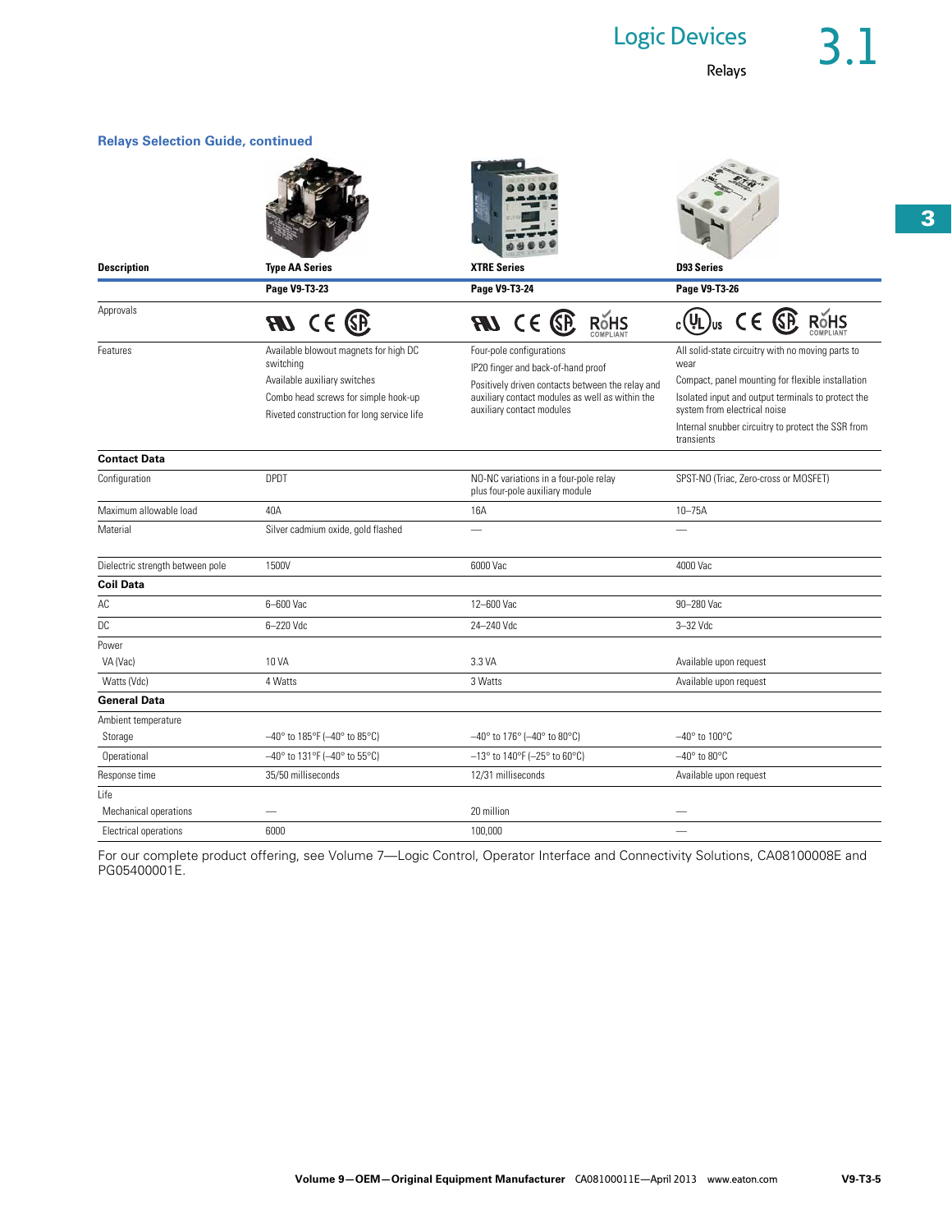### Relays Selection Guide, continued

| Description | Type AA Series | XTRE Series | D93 Series |
|---|---|---|---|
| | Page V9-T3-23 | Page V9-T3-24 | Page V9-T3-26 |
| Approvals | UR CE CSA | UR CE CSA RoHS COMPLIANT | cULus CE CSA RoHS COMPLIANT |
| Features | Available blowout magnets for high DC switching<br>Available auxiliary switches<br>Combo head screws for simple hook-up<br>Riveted construction for long service life | Four-pole configurations<br>IP20 finger and back-of-hand proof<br>Positively driven contacts between the relay and auxiliary contact modules as well as within the auxiliary contact modules | All solid-state circuitry with no moving parts to wear<br>Compact, panel mounting for flexible installation<br>Isolated input and output terminals to protect the system from electrical noise<br>Internal snubber circuitry to protect the SSR from transients |
| **Contact Data** | | | |
| Configuration | DPDT | NO-NC variations in a four-pole relay plus four-pole auxiliary module | SPST-NO (Triac, Zero-cross or MOSFET) |
| Maximum allowable load | 40A | 16A | 10–75A |
| Material | Silver cadmium oxide, gold flashed | — | — |
| Dielectric strength between pole | 1500V | 6000 Vac | 4000 Vac |
| **Coil Data** | | | |
| AC | 6–600 Vac | 12–600 Vac | 90–280 Vac |
| DC | 6–220 Vdc | 24–240 Vdc | 3–32 Vdc |
| Power | | | |
| VA (Vac) | 10 VA | 3.3 VA | Available upon request |
| Watts (Vdc) | 4 Watts | 3 Watts | Available upon request |
| **General Data** | | | |
| Ambient temperature | | | |
| Storage | –40° to 185°F (–40° to 85°C) | –40° to 176° (–40° to 80°C) | –40° to 100°C |
| Operational | –40° to 131°F (–40° to 55°C) | –13° to 140°F (–25° to 60°C) | –40° to 80°C |
| Response time | 35/50 milliseconds | 12/31 milliseconds | Available upon request |
| Life | | | |
| Mechanical operations | — | 20 million | — |
| Electrical operations | 6000 | 100,000 | — |

For our complete product offering, see Volume 7—Logic Control, Operator Interface and Connectivity Solutions, CA08100008E and PG05400001E.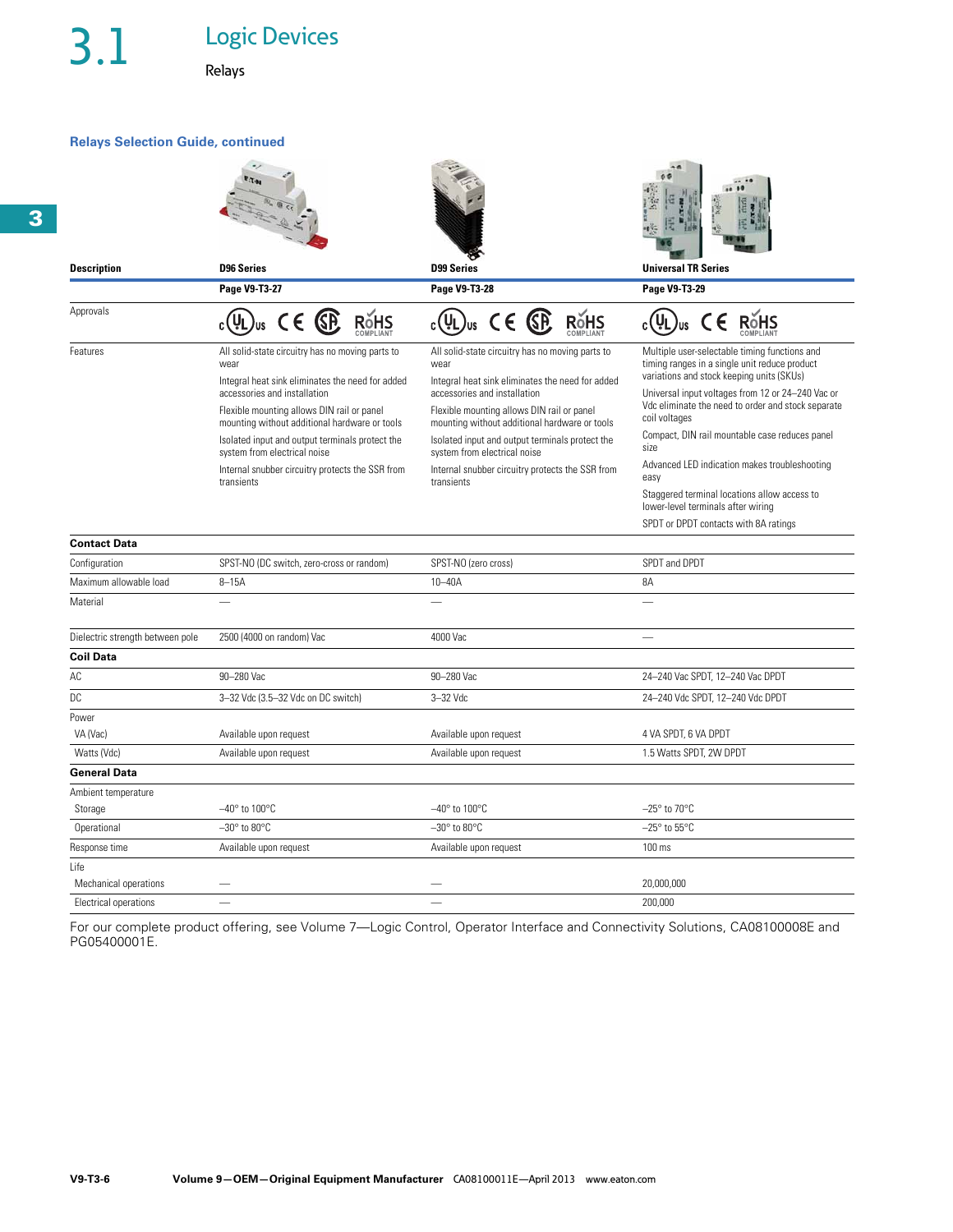# 3.1 Logic Devices

## Relays

### Relays Selection Guide, continued

| Description | D96 Series | D99 Series | Universal TR Series |
|---|---|---|---|
| | Page V9-T3-27 | Page V9-T3-28 | Page V9-T3-29 |
| Approvals | cULus, CE, CSA, RoHS Compliant | cULus, CE, CSA, RoHS Compliant | cULus, CE, RoHS Compliant |
| Features | All solid-state circuitry has no moving parts to wear<br>Integral heat sink eliminates the need for added accessories and installation<br>Flexible mounting allows DIN rail or panel mounting without additional hardware or tools<br>Isolated input and output terminals protect the system from electrical noise<br>Internal snubber circuitry protects the SSR from transients | All solid-state circuitry has no moving parts to wear<br>Integral heat sink eliminates the need for added accessories and installation<br>Flexible mounting allows DIN rail or panel mounting without additional hardware or tools<br>Isolated input and output terminals protect the system from electrical noise<br>Internal snubber circuitry protects the SSR from transients | Multiple user-selectable timing functions and timing ranges in a single unit reduce product variations and stock keeping units (SKUs)<br>Universal input voltages from 12 or 24–240 Vac or Vdc eliminate the need to order and stock separate coil voltages<br>Compact, DIN rail mountable case reduces panel size<br>Advanced LED indication makes troubleshooting easy<br>Staggered terminal locations allow access to lower-level terminals after wiring<br>SPDT or DPDT contacts with 8A ratings |
| **Contact Data** | | | |
| Configuration | SPST-NO (DC switch, zero-cross or random) | SPST-NO (zero cross) | SPDT and DPDT |
| Maximum allowable load | 8–15A | 10–40A | 8A |
| Material | — | — | — |
| Dielectric strength between pole | 2500 (4000 on random) Vac | 4000 Vac | — |
| **Coil Data** | | | |
| AC | 90–280 Vac | 90–280 Vac | 24–240 Vac SPDT, 12–240 Vac DPDT |
| DC | 3–32 Vdc (3.5–32 Vdc on DC switch) | 3–32 Vdc | 24–240 Vdc SPDT, 12–240 Vdc DPDT |
| Power | | | |
| VA (Vac) | Available upon request | Available upon request | 4 VA SPDT, 6 VA DPDT |
| Watts (Vdc) | Available upon request | Available upon request | 1.5 Watts SPDT, 2W DPDT |
| **General Data** | | | |
| Ambient temperature | | | |
| Storage | –40° to 100°C | –40° to 100°C | –25° to 70°C |
| Operational | –30° to 80°C | –30° to 80°C | –25° to 55°C |
| Response time | Available upon request | Available upon request | 100 ms |
| Life | | | |
| Mechanical operations | — | — | 20,000,000 |
| Electrical operations | — | — | 200,000 |

For our complete product offering, see Volume 7—Logic Control, Operator Interface and Connectivity Solutions, CA08100008E and PG05400001E.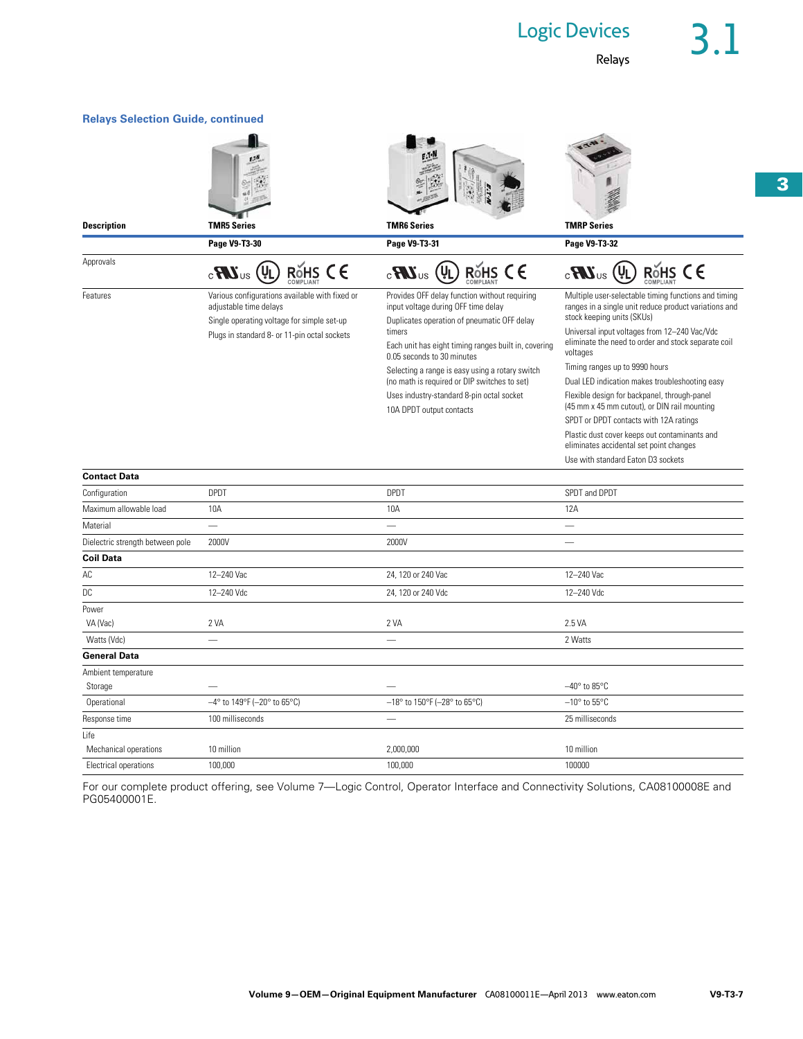## Relays Selection Guide, continued

| Description | TMR5 Series | TMR6 Series | TMRP Series |
|---|---|---|---|
| | Page V9-T3-30 | Page V9-T3-31 | Page V9-T3-32 |
| Approvals | cULus, UL, RoHS Compliant, CE | cULus, UL, RoHS Compliant, CE | cULus, UL, RoHS Compliant, CE |
| Features | Various configurations available with fixed or adjustable time delays<br>Single operating voltage for simple set-up<br>Plugs in standard 8- or 11-pin octal sockets | Provides OFF delay function without requiring input voltage during OFF time delay<br>Duplicates operation of pneumatic OFF delay timers<br>Each unit has eight timing ranges built in, covering 0.05 seconds to 30 minutes<br>Selecting a range is easy using a rotary switch (no math is required or DIP switches to set)<br>Uses industry-standard 8-pin octal socket<br>10A DPDT output contacts | Multiple user-selectable timing functions and timing ranges in a single unit reduce product variations and stock keeping units (SKUs)<br>Universal input voltages from 12–240 Vac/Vdc eliminate the need to order and stock separate coil voltages<br>Timing ranges up to 9990 hours<br>Dual LED indication makes troubleshooting easy<br>Flexible design for backpanel, through-panel (45 mm x 45 mm cutout), or DIN rail mounting<br>SPDT or DPDT contacts with 12A ratings<br>Plastic dust cover keeps out contaminants and eliminates accidental set point changes<br>Use with standard Eaton D3 sockets |
| **Contact Data** | | | |
| Configuration | DPDT | DPDT | SPDT and DPDT |
| Maximum allowable load | 10A | 10A | 12A |
| Material | — | — | — |
| Dielectric strength between pole | 2000V | 2000V | — |
| **Coil Data** | | | |
| AC | 12–240 Vac | 24, 120 or 240 Vac | 12–240 Vac |
| DC | 12–240 Vdc | 24, 120 or 240 Vdc | 12–240 Vdc |
| Power | | | |
| VA (Vac) | 2 VA | 2 VA | 2.5 VA |
| Watts (Vdc) | — | — | 2 Watts |
| **General Data** | | | |
| Ambient temperature | | | |
| Storage | — | — | –40° to 85°C |
| Operational | –4° to 149°F (–20° to 65°C) | –18° to 150°F (–28° to 65°C) | –10° to 55°C |
| Response time | 100 milliseconds | — | 25 milliseconds |
| Life | | | |
| Mechanical operations | 10 million | 2,000,000 | 10 million |
| Electrical operations | 100,000 | 100,000 | 100000 |

For our complete product offering, see Volume 7—Logic Control, Operator Interface and Connectivity Solutions, CA08100008E and PG05400001E.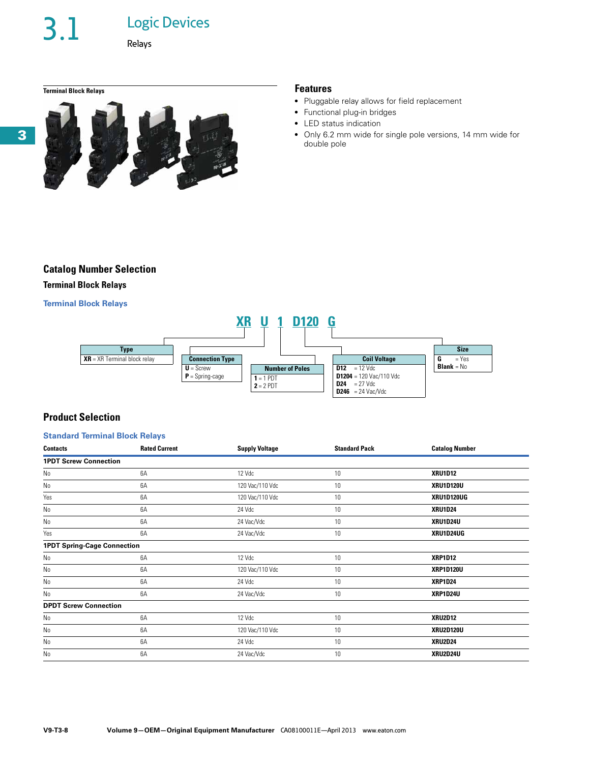# 3.1 Logic Devices

## Relays

**Terminal Block Relays**

### Features

- Pluggable relay allows for field replacement
- Functional plug-in bridges
- LED status indication
- Only 6.2 mm wide for single pole versions, 14 mm wide for double pole

## Catalog Number Selection

### Terminal Block Relays

**Terminal Block Relays**

**XR U 1 D120 G**

| Type |
| --- |
| **XR** = XR Terminal block relay |

| Connection Type |
| --- |
| **U** = Screw |
| **P** = Spring-cage |

| Number of Poles |
| --- |
| **1** = 1 PDT |
| **2** = 2 PDT |

| Coil Voltage |
| --- |
| **D12** = 12 Vdc |
| **D1204** = 120 Vac/110 Vdc |
| **D24** = 27 Vdc |
| **D246** = 24 Vac/Vdc |

| Size |
| --- |
| **G** = Yes |
| **Blank** = No |

## Product Selection

**Standard Terminal Block Relays**

| Contacts | Rated Current | Supply Voltage | Standard Pack | Catalog Number |
| --- | --- | --- | --- | --- |
| **1PDT Screw Connection** | | | | |
| No | 6A | 12 Vdc | 10 | **XRU1D12** |
| No | 6A | 120 Vac/110 Vdc | 10 | **XRU1D120U** |
| Yes | 6A | 120 Vac/110 Vdc | 10 | **XRU1D120UG** |
| No | 6A | 24 Vdc | 10 | **XRU1D24** |
| No | 6A | 24 Vac/Vdc | 10 | **XRU1D24U** |
| Yes | 6A | 24 Vac/Vdc | 10 | **XRU1D24UG** |
| **1PDT Spring-Cage Connection** | | | | |
| No | 6A | 12 Vdc | 10 | **XRP1D12** |
| No | 6A | 120 Vac/110 Vdc | 10 | **XRP1D120U** |
| No | 6A | 24 Vdc | 10 | **XRP1D24** |
| No | 6A | 24 Vac/Vdc | 10 | **XRP1D24U** |
| **DPDT Screw Connection** | | | | |
| No | 6A | 12 Vdc | 10 | **XRU2D12** |
| No | 6A | 120 Vac/110 Vdc | 10 | **XRU2D120U** |
| No | 6A | 24 Vdc | 10 | **XRU2D24** |
| No | 6A | 24 Vac/Vdc | 10 | **XRU2D24U** |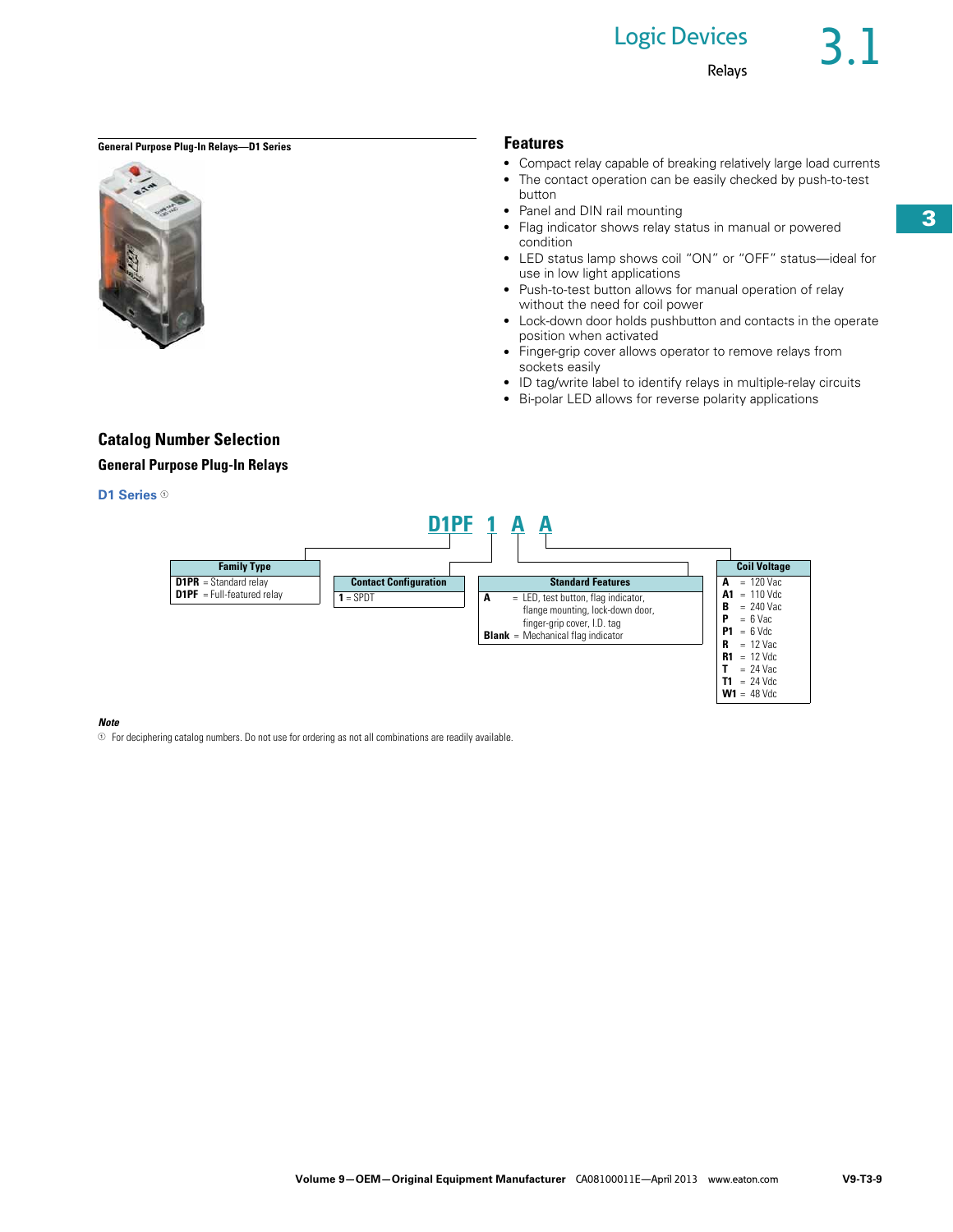**General Purpose Plug-In Relays—D1 Series**

## Features

- Compact relay capable of breaking relatively large load currents
- The contact operation can be easily checked by push-to-test button
- Panel and DIN rail mounting
- Flag indicator shows relay status in manual or powered condition
- LED status lamp shows coil "ON" or "OFF" status—ideal for use in low light applications
- Push-to-test button allows for manual operation of relay without the need for coil power
- Lock-down door holds pushbutton and contacts in the operate position when activated
- Finger-grip cover allows operator to remove relays from sockets easily
- ID tag/write label to identify relays in multiple-relay circuits
- Bi-polar LED allows for reverse polarity applications

## Catalog Number Selection

### General Purpose Plug-In Relays

**D1 Series** ①

**D1PF 1 A A**

| Family Type | |
|---|---|
| **D1PR** | = Standard relay |
| **D1PF** | = Full-featured relay |

| Contact Configuration | |
|---|---|
| **1** | = SPDT |

| Standard Features | |
|---|---|
| **A** | = LED, test button, flag indicator, flange mounting, lock-down door, finger-grip cover, I.D. tag |
| **Blank** | = Mechanical flag indicator |

| Coil Voltage | |
|---|---|
| **A** | = 120 Vac |
| **A1** | = 110 Vdc |
| **B** | = 240 Vac |
| **P** | = 6 Vac |
| **P1** | = 6 Vdc |
| **R** | = 12 Vac |
| **R1** | = 12 Vdc |
| **T** | = 24 Vac |
| **T1** | = 24 Vdc |
| **W1** | = 48 Vdc |

***Note***

① For deciphering catalog numbers. Do not use for ordering as not all combinations are readily available.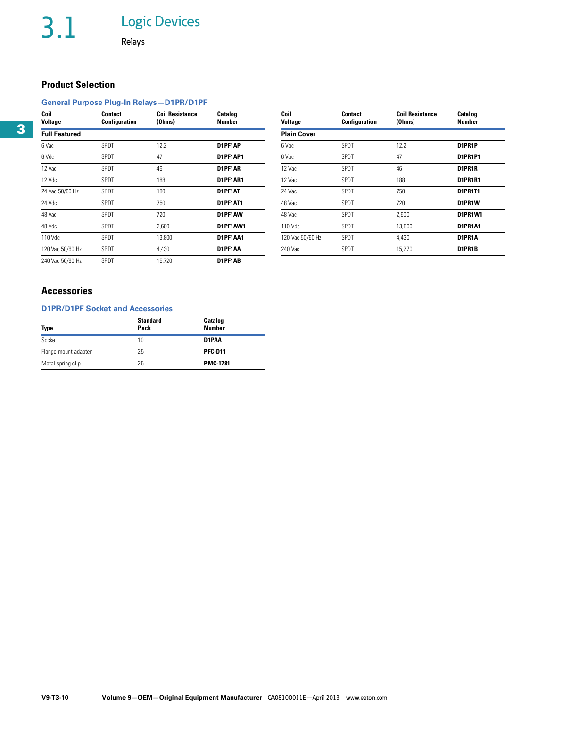# 3.1 Logic Devices

Relays

## Product Selection

### General Purpose Plug-In Relays—D1PR/D1PF

| Coil Voltage | Contact Configuration | Coil Resistance (Ohms) | Catalog Number |
|---|---|---|---|
| **Full Featured** | | | |
| 6 Vac | SPDT | 12.2 | **D1PF1AP** |
| 6 Vdc | SPDT | 47 | **D1PF1AP1** |
| 12 Vac | SPDT | 46 | **D1PF1AR** |
| 12 Vdc | SPDT | 188 | **D1PF1AR1** |
| 24 Vac 50/60 Hz | SPDT | 180 | **D1PF1AT** |
| 24 Vdc | SPDT | 750 | **D1PF1AT1** |
| 48 Vac | SPDT | 720 | **D1PF1AW** |
| 48 Vdc | SPDT | 2,600 | **D1PF1AW1** |
| 110 Vdc | SPDT | 13,800 | **D1PF1AA1** |
| 120 Vac 50/60 Hz | SPDT | 4,430 | **D1PF1AA** |
| 240 Vac 50/60 Hz | SPDT | 15,720 | **D1PF1AB** |

| Coil Voltage | Contact Configuration | Coil Resistance (Ohms) | Catalog Number |
|---|---|---|---|
| **Plain Cover** | | | |
| 6 Vac | SPDT | 12.2 | **D1PR1P** |
| 6 Vac | SPDT | 47 | **D1PR1P1** |
| 12 Vac | SPDT | 46 | **D1PR1R** |
| 12 Vac | SPDT | 188 | **D1PR1R1** |
| 24 Vac | SPDT | 750 | **D1PR1T1** |
| 48 Vac | SPDT | 720 | **D1PR1W** |
| 48 Vac | SPDT | 2,600 | **D1PR1W1** |
| 110 Vdc | SPDT | 13,800 | **D1PR1A1** |
| 120 Vac 50/60 Hz | SPDT | 4,430 | **D1PR1A** |
| 240 Vac | SPDT | 15,270 | **D1PR1B** |

## Accessories

### D1PR/D1PF Socket and Accessories

| Type | Standard Pack | Catalog Number |
|---|---|---|
| Socket | 10 | **D1PAA** |
| Flange mount adapter | 25 | **PFC-D11** |
| Metal spring clip | 25 | **PMC-1781** |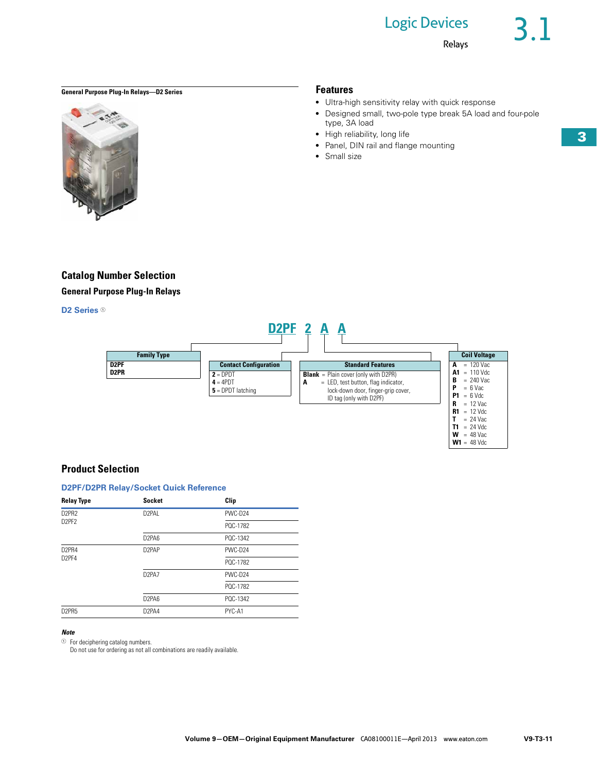General Purpose Plug-In Relays—D2 Series

## Features

- Ultra-high sensitivity relay with quick response
- Designed small, two-pole type break 5A load and four-pole type, 3A load
- High reliability, long life
- Panel, DIN rail and flange mounting
- Small size

## Catalog Number Selection

### General Purpose Plug-In Relays

**D2 Series** ①

**D2PF 2 A A**

| Family Type |
| --- |
| **D2PF** |
| **D2PR** |

| Contact Configuration |
| --- |
| **2** = DPDT |
| **4** = 4PDT |
| **5** = DPDT latching |

| Standard Features |
| --- |
| **Blank** = Plain cover (only with D2PR) |
| **A** = LED, test button, flag indicator, lock-down door, finger-grip cover, ID tag (only with D2PF) |

| Coil Voltage |
| --- |
| **A** = 120 Vac |
| **A1** = 110 Vdc |
| **B** = 240 Vac |
| **P** = 6 Vac |
| **P1** = 6 Vdc |
| **R** = 12 Vac |
| **R1** = 12 Vdc |
| **T** = 24 Vac |
| **T1** = 24 Vdc |
| **W** = 48 Vac |
| **W1** = 48 Vdc |

## Product Selection

### D2PF/D2PR Relay/Socket Quick Reference

| Relay Type | Socket | Clip |
| --- | --- | --- |
| D2PR2<br>D2PF2 | D2PAL | PWC-D24 |
| | | PQC-1782 |
| | D2PA6 | PQC-1342 |
| D2PR4<br>D2PF4 | D2PAP | PWC-D24 |
| | | PQC-1782 |
| | D2PA7 | PWC-D24 |
| | | PQC-1782 |
| | D2PA6 | PQC-1342 |
| D2PR5 | D2PA4 | PYC-A1 |

***Note***

① For deciphering catalog numbers.
Do not use for ordering as not all combinations are readily available.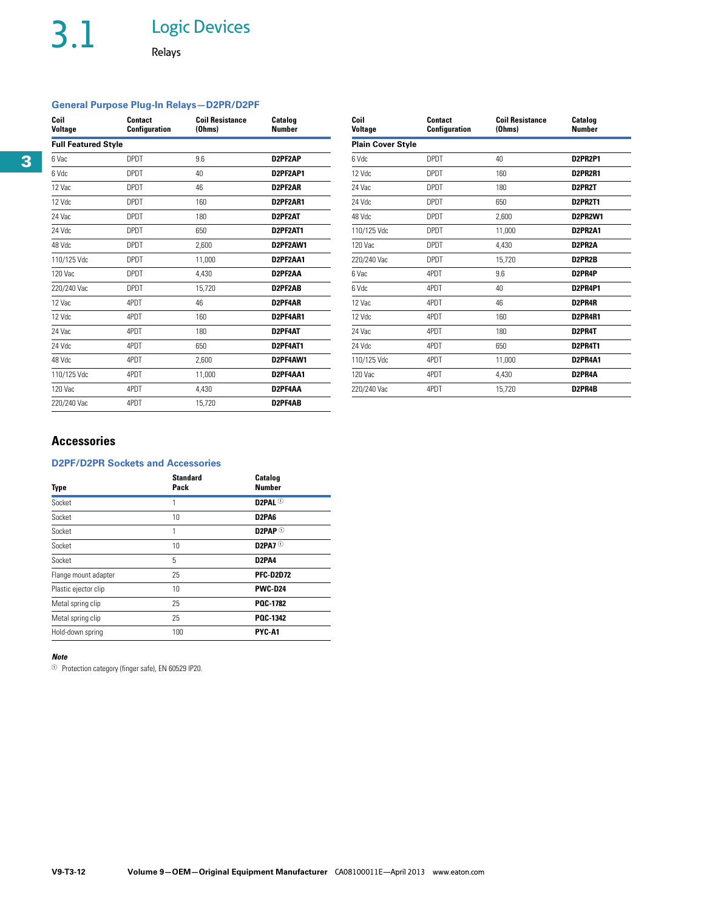# 3.1 Logic Devices

Relays

### General Purpose Plug-In Relays—D2PR/D2PF

| Coil Voltage | Contact Configuration | Coil Resistance (Ohms) | Catalog Number |
|---|---|---|---|
| **Full Featured Style** | | | |
| 6 Vac | DPDT | 9.6 | **D2PF2AP** |
| 6 Vdc | DPDT | 40 | **D2PF2AP1** |
| 12 Vac | DPDT | 46 | **D2PF2AR** |
| 12 Vdc | DPDT | 160 | **D2PF2AR1** |
| 24 Vac | DPDT | 180 | **D2PF2AT** |
| 24 Vdc | DPDT | 650 | **D2PF2AT1** |
| 48 Vdc | DPDT | 2,600 | **D2PF2AW1** |
| 110/125 Vdc | DPDT | 11,000 | **D2PF2AA1** |
| 120 Vac | DPDT | 4,430 | **D2PF2AA** |
| 220/240 Vac | DPDT | 15,720 | **D2PF2AB** |
| 12 Vac | 4PDT | 46 | **D2PF4AR** |
| 12 Vdc | 4PDT | 160 | **D2PF4AR1** |
| 24 Vac | 4PDT | 180 | **D2PF4AT** |
| 24 Vdc | 4PDT | 650 | **D2PF4AT1** |
| 48 Vdc | 4PDT | 2,600 | **D2PF4AW1** |
| 110/125 Vdc | 4PDT | 11,000 | **D2PF4AA1** |
| 120 Vac | 4PDT | 4,430 | **D2PF4AA** |
| 220/240 Vac | 4PDT | 15,720 | **D2PF4AB** |

| Coil Voltage | Contact Configuration | Coil Resistance (Ohms) | Catalog Number |
|---|---|---|---|
| **Plain Cover Style** | | | |
| 6 Vdc | DPDT | 40 | **D2PR2P1** |
| 12 Vdc | DPDT | 160 | **D2PR2R1** |
| 24 Vac | DPDT | 180 | **D2PR2T** |
| 24 Vdc | DPDT | 650 | **D2PR2T1** |
| 48 Vdc | DPDT | 2,600 | **D2PR2W1** |
| 110/125 Vdc | DPDT | 11,000 | **D2PR2A1** |
| 120 Vac | DPDT | 4,430 | **D2PR2A** |
| 220/240 Vac | DPDT | 15,720 | **D2PR2B** |
| 6 Vac | 4PDT | 9.6 | **D2PR4P** |
| 6 Vdc | 4PDT | 40 | **D2PR4P1** |
| 12 Vac | 4PDT | 46 | **D2PR4R** |
| 12 Vdc | 4PDT | 160 | **D2PR4R1** |
| 24 Vac | 4PDT | 180 | **D2PR4T** |
| 24 Vdc | 4PDT | 650 | **D2PR4T1** |
| 110/125 Vdc | 4PDT | 11,000 | **D2PR4A1** |
| 120 Vac | 4PDT | 4,430 | **D2PR4A** |
| 220/240 Vac | 4PDT | 15,720 | **D2PR4B** |

## Accessories

### D2PF/D2PR Sockets and Accessories

| Type | Standard Pack | Catalog Number |
|---|---|---|
| Socket | 1 | **D2PAL** [1] |
| Socket | 10 | **D2PA6** |
| Socket | 1 | **D2PAP** [1] |
| Socket | 10 | **D2PA7** [1] |
| Socket | 5 | **D2PA4** |
| Flange mount adapter | 25 | **PFC-D2D72** |
| Plastic ejector clip | 10 | **PWC-D24** |
| Metal spring clip | 25 | **PQC-1782** |
| Metal spring clip | 25 | **PQC-1342** |
| Hold-down spring | 100 | **PYC-A1** |

***Note***

[1] Protection category (finger safe), EN 60529 IP20.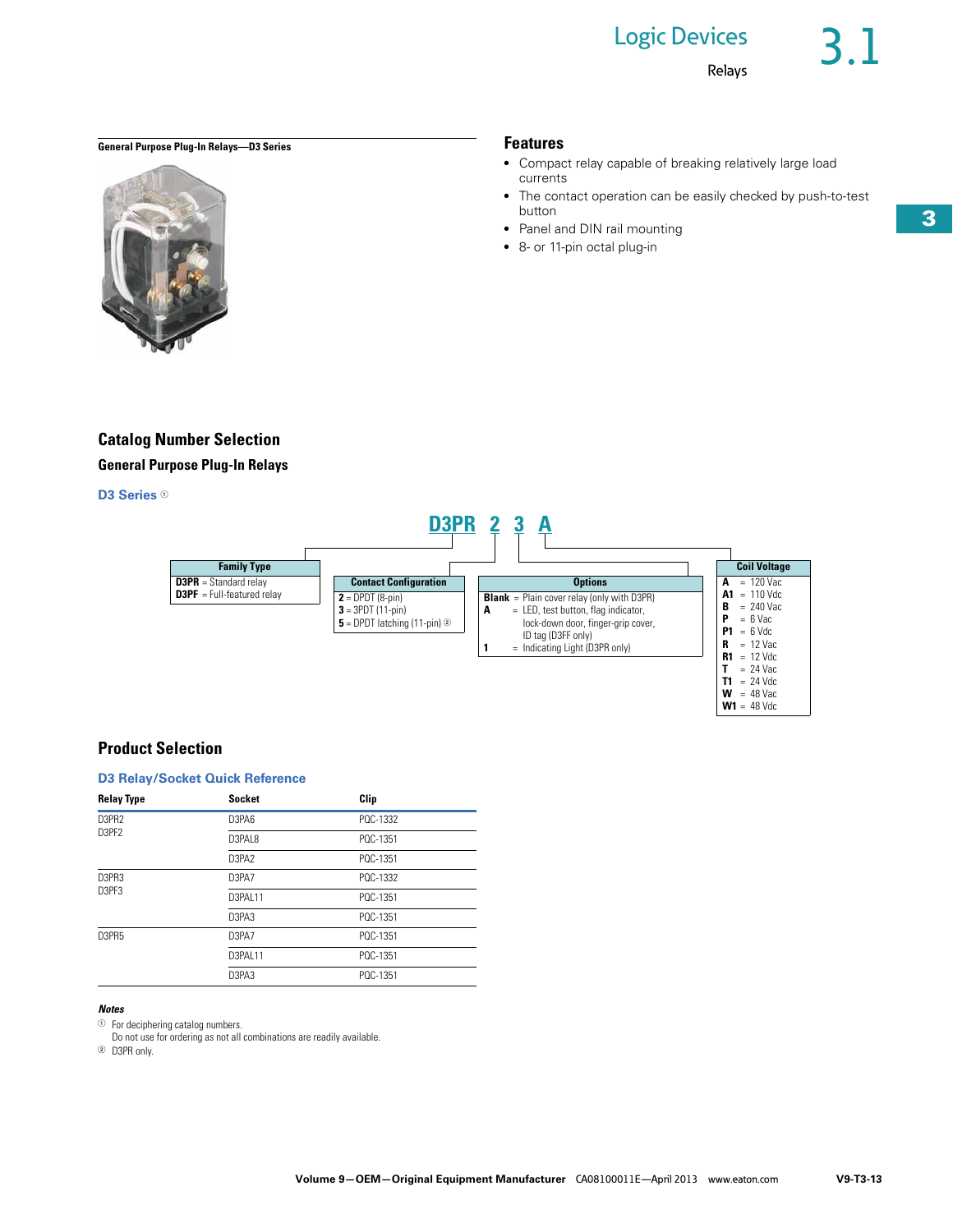# Logic Devices

## Relays

**General Purpose Plug-In Relays—D3 Series**

### Features

- Compact relay capable of breaking relatively large load currents
- The contact operation can be easily checked by push-to-test button
- Panel and DIN rail mounting
- 8- or 11-pin octal plug-in

## Catalog Number Selection

### General Purpose Plug-In Relays

**D3 Series** ①

**D3PR 2 3 A**

| Family Type | |
|---|---|
| **D3PR** | = Standard relay |
| **D3PF** | = Full-featured relay |

| Contact Configuration | |
|---|---|
| **2** | = DPDT (8-pin) |
| **3** | = 3PDT (11-pin) |
| **5** | = DPDT latching (11-pin) ② |

| Options | |
|---|---|
| **Blank** | = Plain cover relay (only with D3PR) |
| **A** | = LED, test button, flag indicator, lock-down door, finger-grip cover, ID tag (D3FF only) |
| **1** | = Indicating Light (D3PR only) |

| Coil Voltage | |
|---|---|
| **A** | = 120 Vac |
| **A1** | = 110 Vdc |
| **B** | = 240 Vac |
| **P** | = 6 Vac |
| **P1** | = 6 Vdc |
| **R** | = 12 Vac |
| **R1** | = 12 Vdc |
| **T** | = 24 Vac |
| **T1** | = 24 Vdc |
| **W** | = 48 Vac |
| **W1** | = 48 Vdc |

## Product Selection

### D3 Relay/Socket Quick Reference

| Relay Type | Socket | Clip |
|---|---|---|
| D3PR2<br>D3PF2 | D3PA6 | PQC-1332 |
| | D3PAL8 | PQC-1351 |
| | D3PA2 | PQC-1351 |
| D3PR3<br>D3PF3 | D3PA7 | PQC-1332 |
| | D3PAL11 | PQC-1351 |
| | D3PA3 | PQC-1351 |
| D3PR5 | D3PA7 | PQC-1351 |
| | D3PAL11 | PQC-1351 |
| | D3PA3 | PQC-1351 |

***Notes***

① For deciphering catalog numbers.
Do not use for ordering as not all combinations are readily available.

② D3PR only.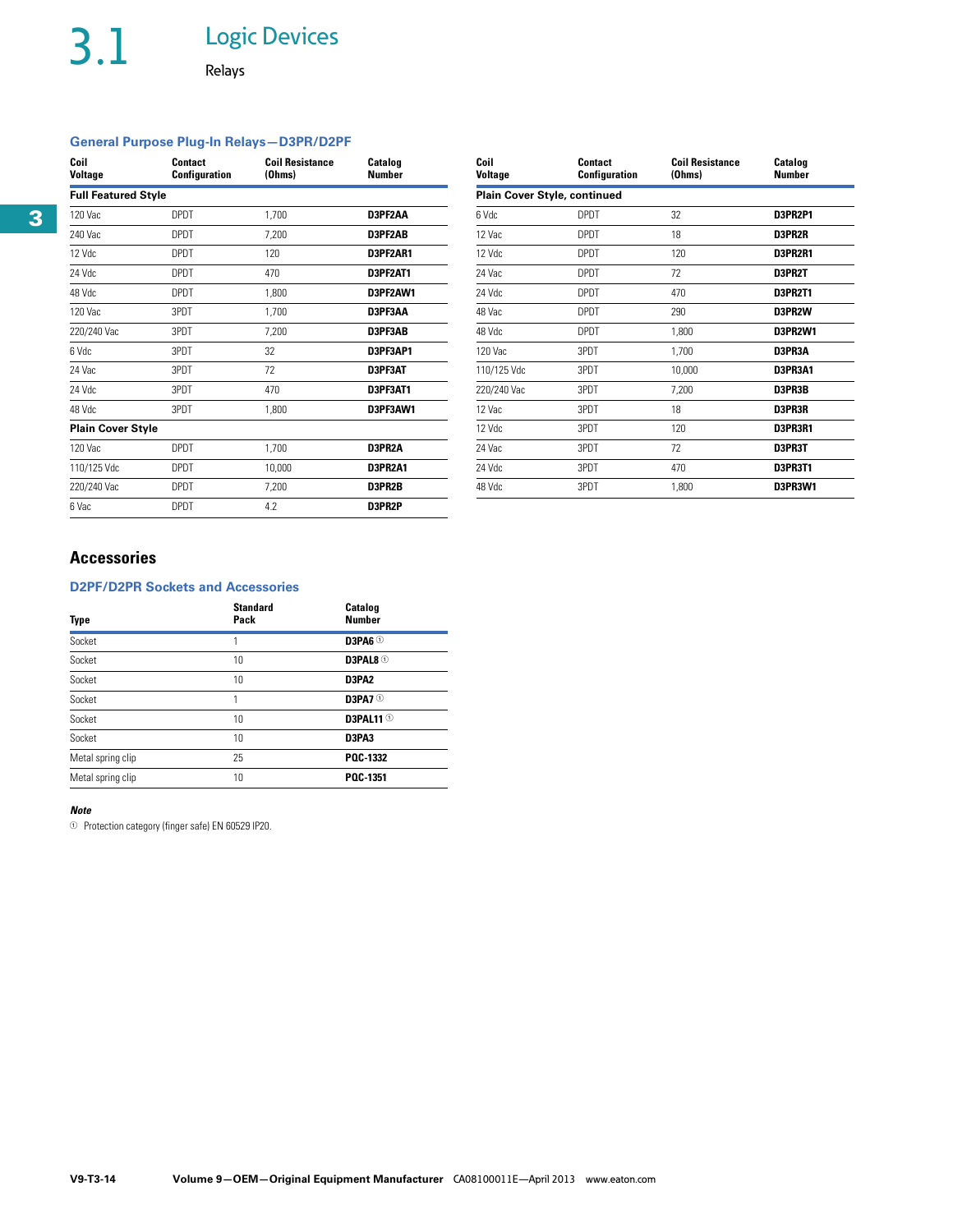# 3.1 Logic Devices

Relays

### General Purpose Plug-In Relays—D3PR/D2PF

| Coil Voltage | Contact Configuration | Coil Resistance (Ohms) | Catalog Number |
|---|---|---|---|
| **Full Featured Style** | | | |
| 120 Vac | DPDT | 1,700 | **D3PF2AA** |
| 240 Vac | DPDT | 7,200 | **D3PF2AB** |
| 12 Vdc | DPDT | 120 | **D3PF2AR1** |
| 24 Vdc | DPDT | 470 | **D3PF2AT1** |
| 48 Vdc | DPDT | 1,800 | **D3PF2AW1** |
| 120 Vac | 3PDT | 1,700 | **D3PF3AA** |
| 220/240 Vac | 3PDT | 7,200 | **D3PF3AB** |
| 6 Vdc | 3PDT | 32 | **D3PF3AP1** |
| 24 Vac | 3PDT | 72 | **D3PF3AT** |
| 24 Vdc | 3PDT | 470 | **D3PF3AT1** |
| 48 Vdc | 3PDT | 1,800 | **D3PF3AW1** |
| **Plain Cover Style** | | | |
| 120 Vac | DPDT | 1,700 | **D3PR2A** |
| 110/125 Vdc | DPDT | 10,000 | **D3PR2A1** |
| 220/240 Vac | DPDT | 7,200 | **D3PR2B** |
| 6 Vac | DPDT | 4.2 | **D3PR2P** |
| 6 Vdc | DPDT | 32 | **D3PR2P1** |
| 12 Vac | DPDT | 18 | **D3PR2R** |
| 12 Vdc | DPDT | 120 | **D3PR2R1** |
| 24 Vac | DPDT | 72 | **D3PR2T** |
| 24 Vdc | DPDT | 470 | **D3PR2T1** |
| 48 Vac | DPDT | 290 | **D3PR2W** |
| 48 Vdc | DPDT | 1,800 | **D3PR2W1** |
| 120 Vac | 3PDT | 1,700 | **D3PR3A** |
| 110/125 Vdc | 3PDT | 10,000 | **D3PR3A1** |
| 220/240 Vac | 3PDT | 7,200 | **D3PR3B** |
| 12 Vac | 3PDT | 18 | **D3PR3R** |
| 12 Vdc | 3PDT | 120 | **D3PR3R1** |
| 24 Vac | 3PDT | 72 | **D3PR3T** |
| 24 Vdc | 3PDT | 470 | **D3PR3T1** |
| 48 Vdc | 3PDT | 1,800 | **D3PR3W1** |

## Accessories

### D2PF/D2PR Sockets and Accessories

| Type | Standard Pack | Catalog Number |
|---|---|---|
| Socket | 1 | **D3PA6** ① |
| Socket | 10 | **D3PAL8** ① |
| Socket | 10 | **D3PA2** |
| Socket | 1 | **D3PA7** ① |
| Socket | 10 | **D3PAL11** ① |
| Socket | 10 | **D3PA3** |
| Metal spring clip | 25 | **PQC-1332** |
| Metal spring clip | 10 | **PQC-1351** |

***Note***

① Protection category (finger safe) EN 60529 IP20.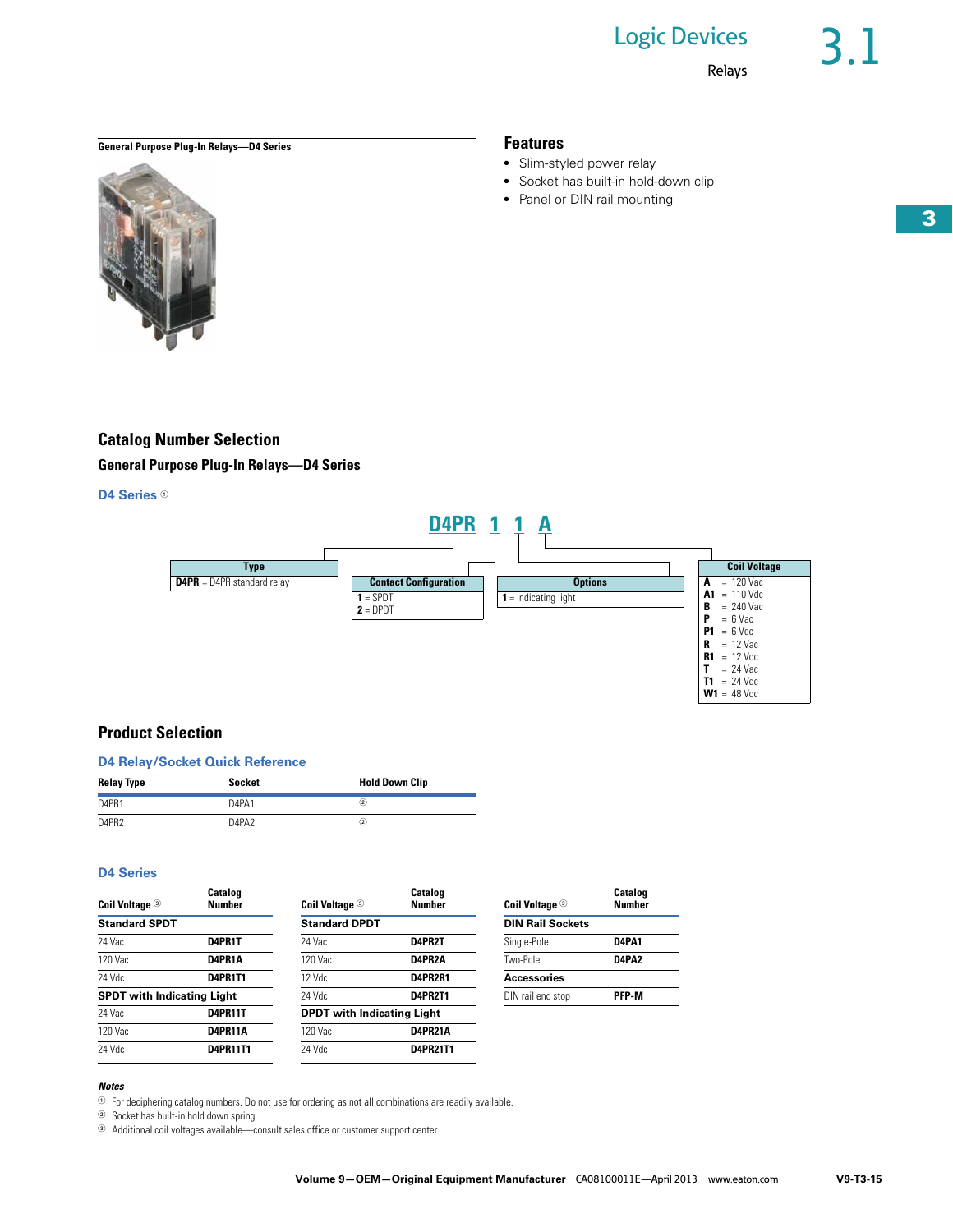General Purpose Plug-In Relays—D4 Series

## Features

- Slim-styled power relay
- Socket has built-in hold-down clip
- Panel or DIN rail mounting

## Catalog Number Selection

### General Purpose Plug-In Relays—D4 Series

**D4 Series** ①

**D4PR 1 1 A**

| Type |
|---|
| **D4PR** = D4PR standard relay |

| Contact Configuration |
|---|
| **1** = SPDT |
| **2** = DPDT |

| Options |
|---|
| **1** = Indicating light |

| Coil Voltage |
|---|
| **A** = 120 Vac |
| **A1** = 110 Vdc |
| **B** = 240 Vac |
| **P** = 6 Vac |
| **P1** = 6 Vdc |
| **R** = 12 Vac |
| **R1** = 12 Vdc |
| **T** = 24 Vac |
| **T1** = 24 Vdc |
| **W1** = 48 Vdc |

## Product Selection

### D4 Relay/Socket Quick Reference

| Relay Type | Socket | Hold Down Clip |
|---|---|---|
| D4PR1 | D4PA1 | ② |
| D4PR2 | D4PA2 | ② |

### D4 Series

| Coil Voltage ③ | Catalog Number |
|---|---|
| **Standard SPDT** | |
| 24 Vac | **D4PR1T** |
| 120 Vac | **D4PR1A** |
| 24 Vdc | **D4PR1T1** |
| **SPDT with Indicating Light** | |
| 24 Vac | **D4PR11T** |
| 120 Vac | **D4PR11A** |
| 24 Vdc | **D4PR11T1** |

| Coil Voltage ③ | Catalog Number |
|---|---|
| **Standard DPDT** | |
| 24 Vac | **D4PR2T** |
| 120 Vac | **D4PR2A** |
| 12 Vdc | **D4PR2R1** |
| 24 Vdc | **D4PR2T1** |
| **DPDT with Indicating Light** | |
| 120 Vac | **D4PR21A** |
| 24 Vdc | **D4PR21T1** |

| Coil Voltage ③ | Catalog Number |
|---|---|
| **DIN Rail Sockets** | |
| Single-Pole | **D4PA1** |
| Two-Pole | **D4PA2** |
| **Accessories** | |
| DIN rail end stop | **PFP-M** |

***Notes***

① For deciphering catalog numbers. Do not use for ordering as not all combinations are readily available.

② Socket has built-in hold down spring.

③ Additional coil voltages available—consult sales office or customer support center.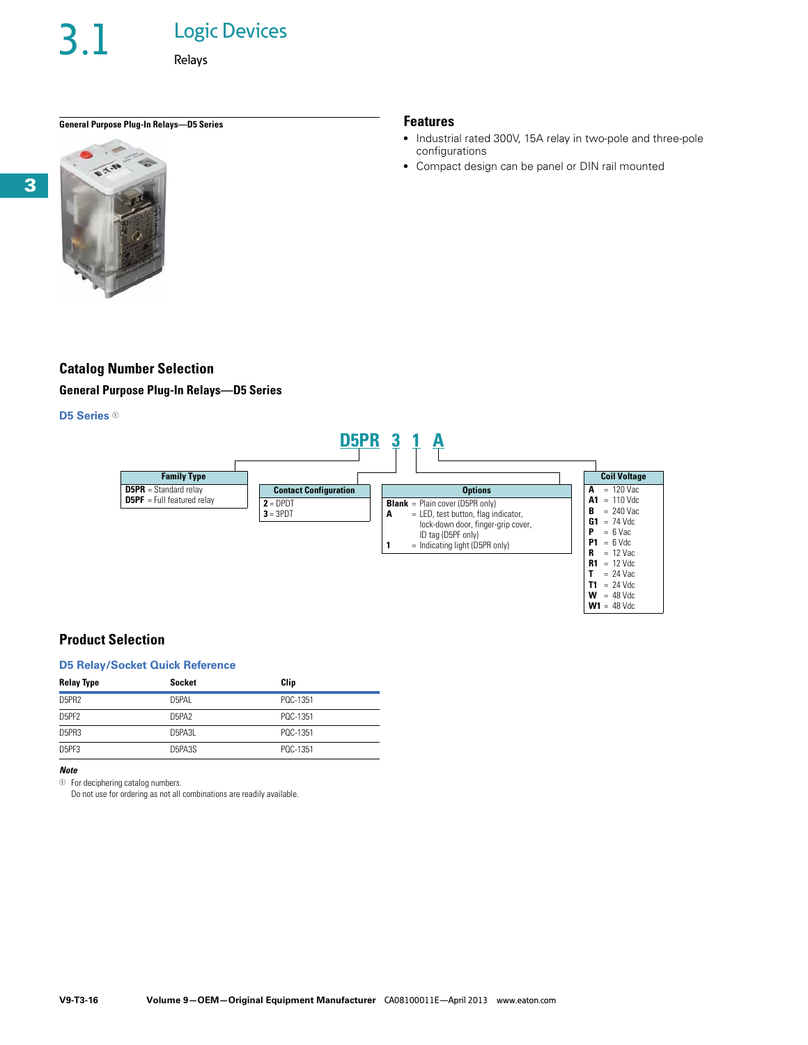# 3.1 Logic Devices

## Relays

**General Purpose Plug-In Relays—D5 Series**

### Features

- Industrial rated 300V, 15A relay in two-pole and three-pole configurations
- Compact design can be panel or DIN rail mounted

## Catalog Number Selection

### General Purpose Plug-In Relays—D5 Series

**D5 Series** ①

**D5PR 3 1 A**

| Family Type |
| --- |
| **D5PR** = Standard relay |
| **D5PF** = Full featured relay |

| Contact Configuration |
| --- |
| **2** = DPDT |
| **3** = 3PDT |

| Options |
| --- |
| **Blank** = Plain cover (D5PR only) |
| **A** = LED, test button, flag indicator, lock-down door, finger-grip cover, ID tag (D5PF only) |
| **1** = Indicating light (D5PR only) |

| Coil Voltage |
| --- |
| **A** = 120 Vac |
| **A1** = 110 Vdc |
| **B** = 240 Vac |
| **G1** = 74 Vdc |
| **P** = 6 Vac |
| **P1** = 6 Vdc |
| **R** = 12 Vac |
| **R1** = 12 Vdc |
| **T** = 24 Vac |
| **T1** = 24 Vdc |
| **W** = 48 Vdc |
| **W1** = 48 Vdc |

## Product Selection

### D5 Relay/Socket Quick Reference

| Relay Type | Socket | Clip |
| --- | --- | --- |
| D5PR2 | D5PAL | PQC-1351 |
| D5PF2 | D5PA2 | PQC-1351 |
| D5PR3 | D5PA3L | PQC-1351 |
| D5PF3 | D5PA3S | PQC-1351 |

***Note***

① For deciphering catalog numbers.
Do not use for ordering as not all combinations are readily available.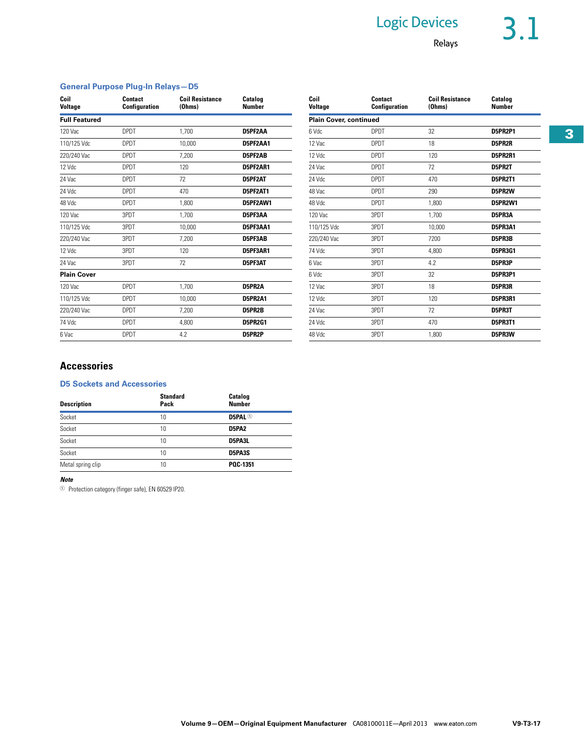### General Purpose Plug-In Relays—D5

| Coil Voltage | Contact Configuration | Coil Resistance (Ohms) | Catalog Number |
|---|---|---|---|
| **Full Featured** | | | |
| 120 Vac | DPDT | 1,700 | **D5PF2AA** |
| 110/125 Vdc | DPDT | 10,000 | **D5PF2AA1** |
| 220/240 Vac | DPDT | 7,200 | **D5PF2AB** |
| 12 Vdc | DPDT | 120 | **D5PF2AR1** |
| 24 Vac | DPDT | 72 | **D5PF2AT** |
| 24 Vdc | DPDT | 470 | **D5PF2AT1** |
| 48 Vdc | DPDT | 1,800 | **D5PF2AW1** |
| 120 Vac | 3PDT | 1,700 | **D5PF3AA** |
| 110/125 Vdc | 3PDT | 10,000 | **D5PF3AA1** |
| 220/240 Vac | 3PDT | 7,200 | **D5PF3AB** |
| 12 Vdc | 3PDT | 120 | **D5PF3AR1** |
| 24 Vac | 3PDT | 72 | **D5PF3AT** |
| **Plain Cover** | | | |
| 120 Vac | DPDT | 1,700 | **D5PR2A** |
| 110/125 Vdc | DPDT | 10,000 | **D5PR2A1** |
| 220/240 Vac | DPDT | 7,200 | **D5PR2B** |
| 74 Vdc | DPDT | 4,800 | **D5PR2G1** |
| 6 Vac | DPDT | 4.2 | **D5PR2P** |
| **Plain Cover, continued** | | | |
| 6 Vdc | DPDT | 32 | **D5PR2P1** |
| 12 Vac | DPDT | 18 | **D5PR2R** |
| 12 Vdc | DPDT | 120 | **D5PR2R1** |
| 24 Vac | DPDT | 72 | **D5PR2T** |
| 24 Vdc | DPDT | 470 | **D5PR2T1** |
| 48 Vac | DPDT | 290 | **D5PR2W** |
| 48 Vdc | DPDT | 1,800 | **D5PR2W1** |
| 120 Vac | 3PDT | 1,700 | **D5PR3A** |
| 110/125 Vdc | 3PDT | 10,000 | **D5PR3A1** |
| 220/240 Vac | 3PDT | 7200 | **D5PR3B** |
| 74 Vdc | 3PDT | 4,800 | **D5PR3G1** |
| 6 Vac | 3PDT | 4.2 | **D5PR3P** |
| 6 Vdc | 3PDT | 32 | **D5PR3P1** |
| 12 Vac | 3PDT | 18 | **D5PR3R** |
| 12 Vdc | 3PDT | 120 | **D5PR3R1** |
| 24 Vac | 3PDT | 72 | **D5PR3T** |
| 24 Vdc | 3PDT | 470 | **D5PR3T1** |
| 48 Vdc | 3PDT | 1,800 | **D5PR3W** |

## Accessories

### D5 Sockets and Accessories

| Description | Standard Pack | Catalog Number |
|---|---|---|
| Socket | 10 | **D5PAL** [1] |
| Socket | 10 | **D5PA2** |
| Socket | 10 | **D5PA3L** |
| Socket | 10 | **D5PA3S** |
| Metal spring clip | 10 | **PQC-1351** |

***Note***

[1] Protection category (finger safe), EN 60529 IP20.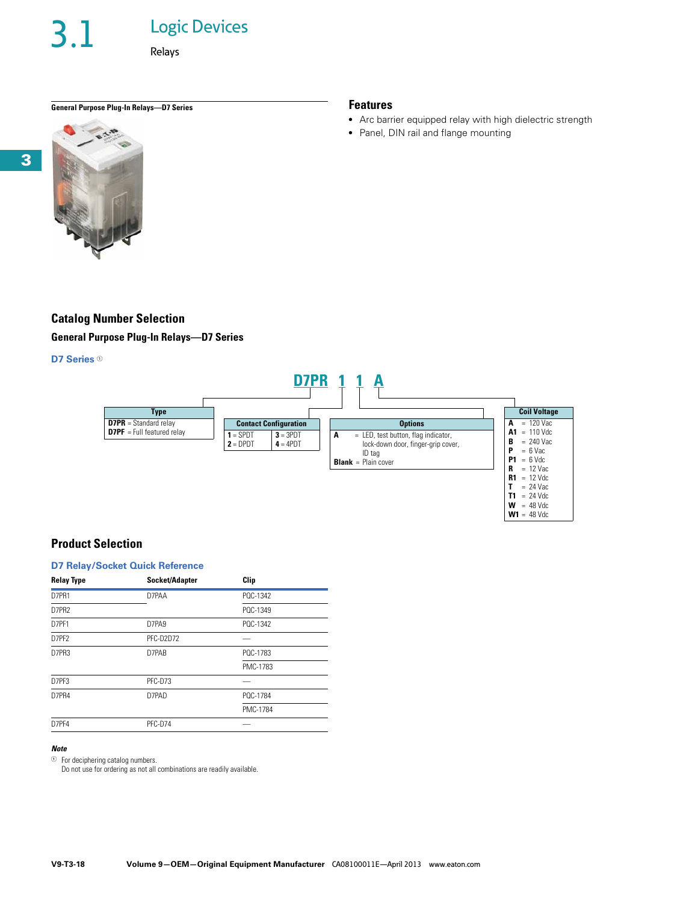# 3.1 Logic Devices

Relays

**General Purpose Plug-In Relays—D7 Series**

## Features

- Arc barrier equipped relay with high dielectric strength
- Panel, DIN rail and flange mounting

## Catalog Number Selection

### General Purpose Plug-In Relays—D7 Series

**D7 Series** [1]

**D7PR 1 1 A**

| Type | |
|---|---|
| **D7PR** = Standard relay | |
| **D7PF** = Full featured relay | |

| Contact Configuration | |
|---|---|
| **1** = SPDT | **3** = 3PDT |
| **2** = DPDT | **4** = 4PDT |

| Options | |
|---|---|
| **A** | = LED, test button, flag indicator, lock-down door, finger-grip cover, ID tag |
| **Blank** | = Plain cover |

| Coil Voltage | |
|---|---|
| **A** | = 120 Vac |
| **A1** | = 110 Vdc |
| **B** | = 240 Vac |
| **P** | = 6 Vac |
| **P1** | = 6 Vdc |
| **R** | = 12 Vac |
| **R1** | = 12 Vdc |
| **T** | = 24 Vac |
| **T1** | = 24 Vdc |
| **W** | = 48 Vdc |
| **W1** | = 48 Vdc |

## Product Selection

**D7 Relay/Socket Quick Reference**

| Relay Type | Socket/Adapter | Clip |
|---|---|---|
| D7PR1 | D7PAA | PQC-1342 |
| D7PR2 | | PQC-1349 |
| D7PF1 | D7PA9 | PQC-1342 |
| D7PF2 | PFC-D2D72 | — |
| D7PR3 | D7PAB | PQC-1783 |
| | | PMC-1783 |
| D7PF3 | PFC-D73 | — |
| D7PR4 | D7PAD | PQC-1784 |
| | | PMC-1784 |
| D7PF4 | PFC-D74 | — |

***Note***

[1] For deciphering catalog numbers.
Do not use for ordering as not all combinations are readily available.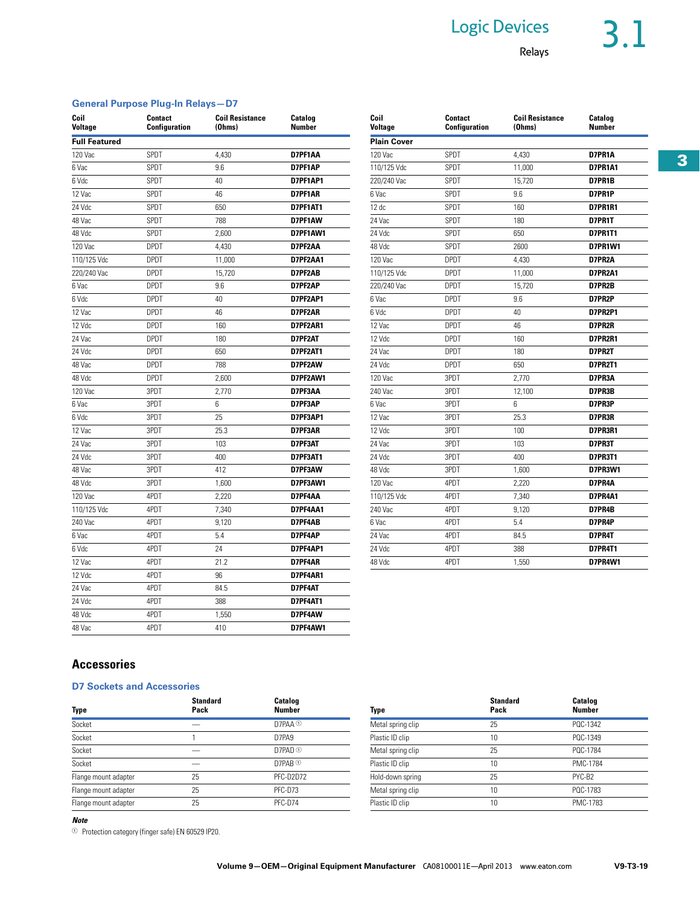## General Purpose Plug-In Relays—D7

| Coil Voltage | Contact Configuration | Coil Resistance (Ohms) | Catalog Number |
|---|---|---|---|
| **Full Featured** | | | |
| 120 Vac | SPDT | 4,430 | **D7PF1AA** |
| 6 Vac | SPDT | 9.6 | **D7PF1AP** |
| 6 Vdc | SPDT | 40 | **D7PF1AP1** |
| 12 Vac | SPDT | 46 | **D7PF1AR** |
| 24 Vdc | SPDT | 650 | **D7PF1AT1** |
| 48 Vac | SPDT | 788 | **D7PF1AW** |
| 48 Vdc | SPDT | 2,600 | **D7PF1AW1** |
| 120 Vac | DPDT | 4,430 | **D7PF2AA** |
| 110/125 Vdc | DPDT | 11,000 | **D7PF2AA1** |
| 220/240 Vac | DPDT | 15,720 | **D7PF2AB** |
| 6 Vac | DPDT | 9.6 | **D7PF2AP** |
| 6 Vdc | DPDT | 40 | **D7PF2AP1** |
| 12 Vac | DPDT | 46 | **D7PF2AR** |
| 12 Vdc | DPDT | 160 | **D7PF2AR1** |
| 24 Vac | DPDT | 180 | **D7PF2AT** |
| 24 Vdc | DPDT | 650 | **D7PF2AT1** |
| 48 Vac | DPDT | 788 | **D7PF2AW** |
| 48 Vdc | DPDT | 2,600 | **D7PF2AW1** |
| 120 Vac | 3PDT | 2,770 | **D7PF3AA** |
| 6 Vac | 3PDT | 6 | **D7PF3AP** |
| 6 Vdc | 3PDT | 25 | **D7PF3AP1** |
| 12 Vac | 3PDT | 25.3 | **D7PF3AR** |
| 24 Vac | 3PDT | 103 | **D7PF3AT** |
| 24 Vdc | 3PDT | 400 | **D7PF3AT1** |
| 48 Vac | 3PDT | 412 | **D7PF3AW** |
| 48 Vdc | 3PDT | 1,600 | **D7PF3AW1** |
| 120 Vac | 4PDT | 2,220 | **D7PF4AA** |
| 110/125 Vdc | 4PDT | 7,340 | **D7PF4AA1** |
| 240 Vac | 4PDT | 9,120 | **D7PF4AB** |
| 6 Vac | 4PDT | 5.4 | **D7PF4AP** |
| 6 Vdc | 4PDT | 24 | **D7PF4AP1** |
| 12 Vac | 4PDT | 21.2 | **D7PF4AR** |
| 12 Vdc | 4PDT | 96 | **D7PF4AR1** |
| 24 Vac | 4PDT | 84.5 | **D7PF4AT** |
| 24 Vdc | 4PDT | 388 | **D7PF4AT1** |
| 48 Vdc | 4PDT | 1,550 | **D7PF4AW** |
| 48 Vac | 4PDT | 410 | **D7PF4AW1** |

| Coil Voltage | Contact Configuration | Coil Resistance (Ohms) | Catalog Number |
|---|---|---|---|
| **Plain Cover** | | | |
| 120 Vac | SPDT | 4,430 | **D7PR1A** |
| 110/125 Vdc | SPDT | 11,000 | **D7PR1A1** |
| 220/240 Vac | SPDT | 15,720 | **D7PR1B** |
| 6 Vac | SPDT | 9.6 | **D7PR1P** |
| 12 dc | SPDT | 160 | **D7PR1R1** |
| 24 Vac | SPDT | 180 | **D7PR1T** |
| 24 Vdc | SPDT | 650 | **D7PR1T1** |
| 48 Vdc | SPDT | 2600 | **D7PR1W1** |
| 120 Vac | DPDT | 4,430 | **D7PR2A** |
| 110/125 Vdc | DPDT | 11,000 | **D7PR2A1** |
| 220/240 Vac | DPDT | 15,720 | **D7PR2B** |
| 6 Vac | DPDT | 9.6 | **D7PR2P** |
| 6 Vdc | DPDT | 40 | **D7PR2P1** |
| 12 Vac | DPDT | 46 | **D7PR2R** |
| 12 Vdc | DPDT | 160 | **D7PR2R1** |
| 24 Vac | DPDT | 180 | **D7PR2T** |
| 24 Vdc | DPDT | 650 | **D7PR2T1** |
| 120 Vac | 3PDT | 2,770 | **D7PR3A** |
| 240 Vac | 3PDT | 12,100 | **D7PR3B** |
| 6 Vac | 3PDT | 6 | **D7PR3P** |
| 12 Vac | 3PDT | 25.3 | **D7PR3R** |
| 12 Vdc | 3PDT | 100 | **D7PR3R1** |
| 24 Vac | 3PDT | 103 | **D7PR3T** |
| 24 Vdc | 3PDT | 400 | **D7PR3T1** |
| 48 Vdc | 3PDT | 1,600 | **D7PR3W1** |
| 120 Vac | 4PDT | 2,220 | **D7PR4A** |
| 110/125 Vdc | 4PDT | 7,340 | **D7PR4A1** |
| 240 Vac | 4PDT | 9,120 | **D7PR4B** |
| 6 Vac | 4PDT | 5.4 | **D7PR4P** |
| 24 Vac | 4PDT | 84.5 | **D7PR4T** |
| 24 Vdc | 4PDT | 388 | **D7PR4T1** |
| 48 Vdc | 4PDT | 1,550 | **D7PR4W1** |

# Accessories

## D7 Sockets and Accessories

| Type | Standard Pack | Catalog Number |
|---|---|---|
| Socket | — | D7PAA ① |
| Socket | 1 | D7PA9 |
| Socket | — | D7PAD ① |
| Socket | — | D7PAB ① |
| Flange mount adapter | 25 | PFC-D2D72 |
| Flange mount adapter | 25 | PFC-D73 |
| Flange mount adapter | 25 | PFC-D74 |

| Type | Standard Pack | Catalog Number |
|---|---|---|
| Metal spring clip | 25 | PQC-1342 |
| Plastic ID clip | 10 | PQC-1349 |
| Metal spring clip | 25 | PQC-1784 |
| Plastic ID clip | 10 | PMC-1784 |
| Hold-down spring | 25 | PYC-B2 |
| Metal spring clip | 10 | PQC-1783 |
| Plastic ID clip | 10 | PMC-1783 |

***Note***

① Protection category (finger safe) EN 60529 IP20.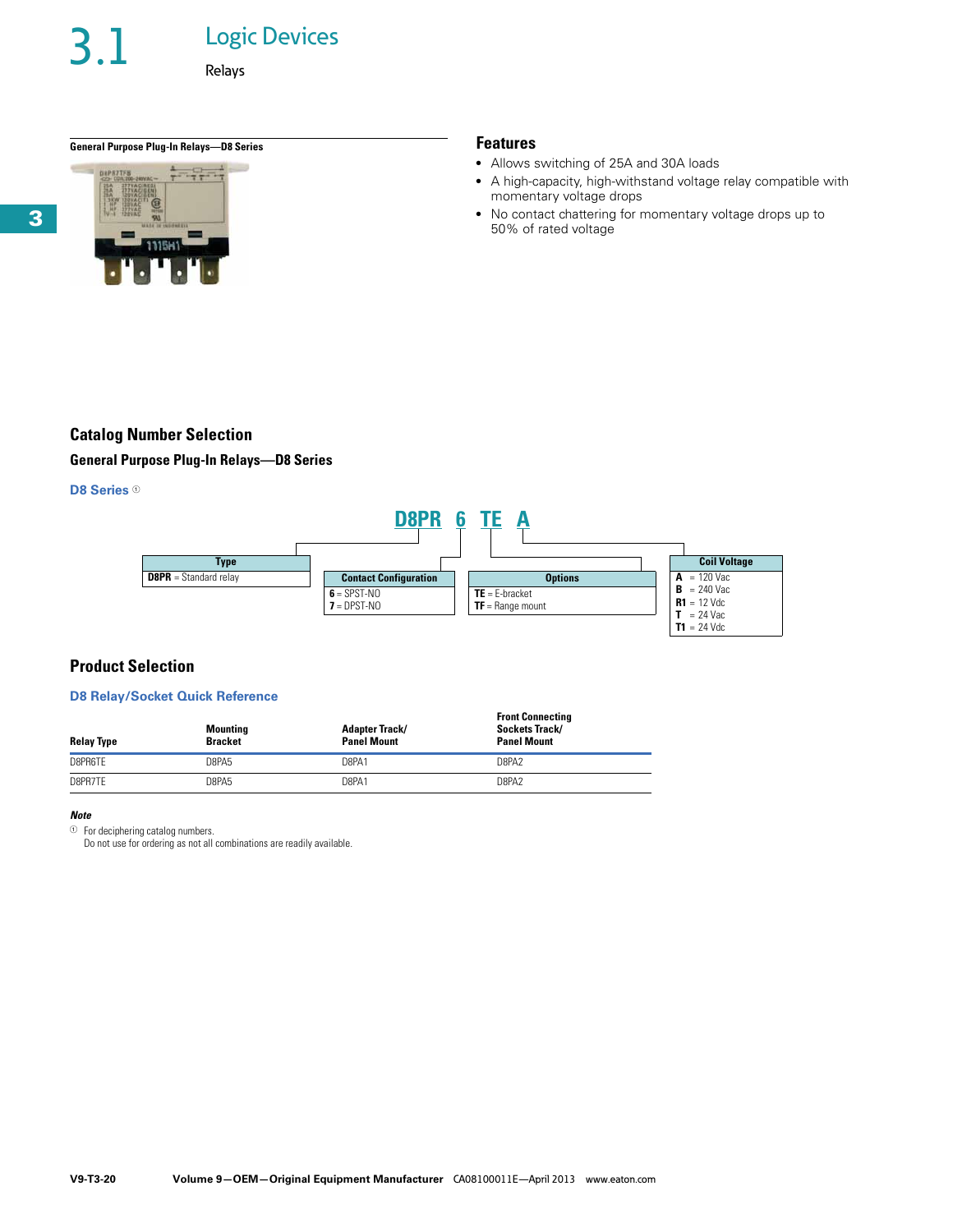# 3.1 Logic Devices

## Relays

**General Purpose Plug-In Relays—D8 Series**

### Features

- Allows switching of 25A and 30A loads
- A high-capacity, high-withstand voltage relay compatible with momentary voltage drops
- No contact chattering for momentary voltage drops up to 50% of rated voltage

## Catalog Number Selection

### General Purpose Plug-In Relays—D8 Series

**D8 Series** ①

**D8PR 6 TE A**

| Type |
| --- |
| **D8PR** = Standard relay |

| Contact Configuration |
| --- |
| **6** = SPST-NO |
| **7** = DPST-NO |

| Options |
| --- |
| **TE** = E-bracket |
| **TF** = Range mount |

| Coil Voltage |
| --- |
| **A** = 120 Vac |
| **B** = 240 Vac |
| **R1** = 12 Vdc |
| **T** = 24 Vac |
| **T1** = 24 Vdc |

## Product Selection

### D8 Relay/Socket Quick Reference

| Relay Type | Mounting Bracket | Adapter Track/ Panel Mount | Front Connecting Sockets Track/ Panel Mount |
| --- | --- | --- | --- |
| D8PR6TE | D8PA5 | D8PA1 | D8PA2 |
| D8PR7TE | D8PA5 | D8PA1 | D8PA2 |

***Note***

① For deciphering catalog numbers.
Do not use for ordering as not all combinations are readily available.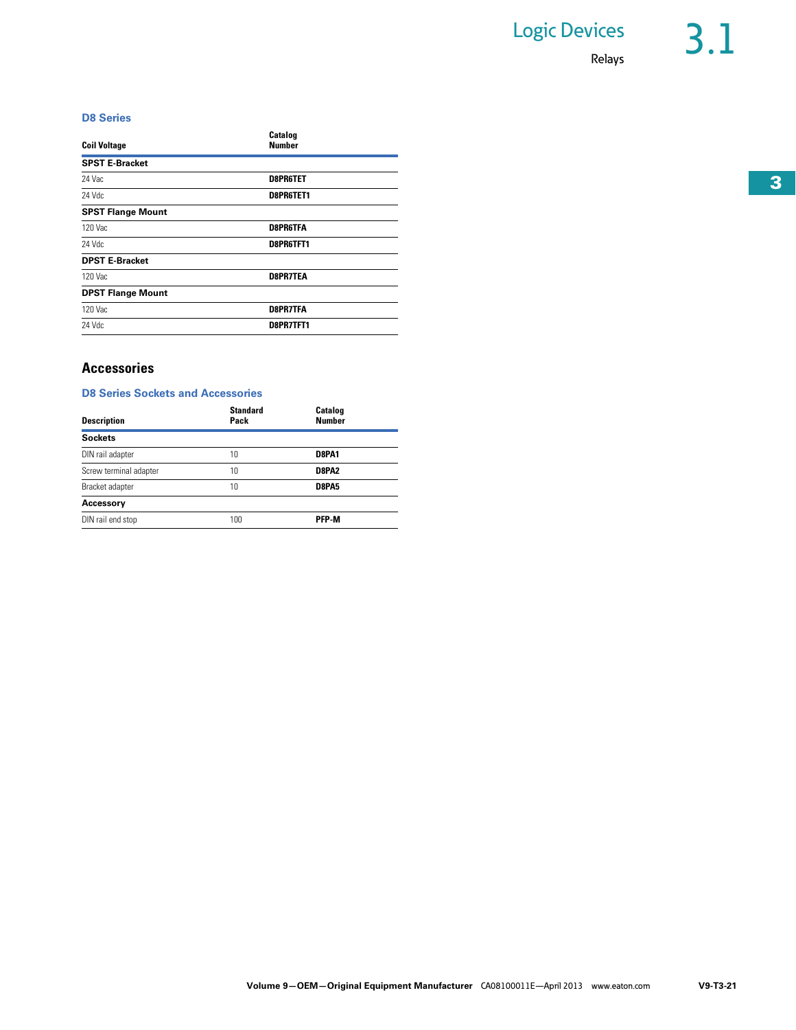### D8 Series

| Coil Voltage | Catalog Number |
|---|---|
| **SPST E-Bracket** | |
| 24 Vac | **D8PR6TET** |
| 24 Vdc | **D8PR6TET1** |
| **SPST Flange Mount** | |
| 120 Vac | **D8PR6TFA** |
| 24 Vdc | **D8PR6TFT1** |
| **DPST E-Bracket** | |
| 120 Vac | **D8PR7TEA** |
| **DPST Flange Mount** | |
| 120 Vac | **D8PR7TFA** |
| 24 Vdc | **D8PR7TFT1** |

## Accessories

### D8 Series Sockets and Accessories

| Description | Standard Pack | Catalog Number |
|---|---|---|
| **Sockets** | | |
| DIN rail adapter | 10 | **D8PA1** |
| Screw terminal adapter | 10 | **D8PA2** |
| Bracket adapter | 10 | **D8PA5** |
| **Accessory** | | |
| DIN rail end stop | 100 | **PFP-M** |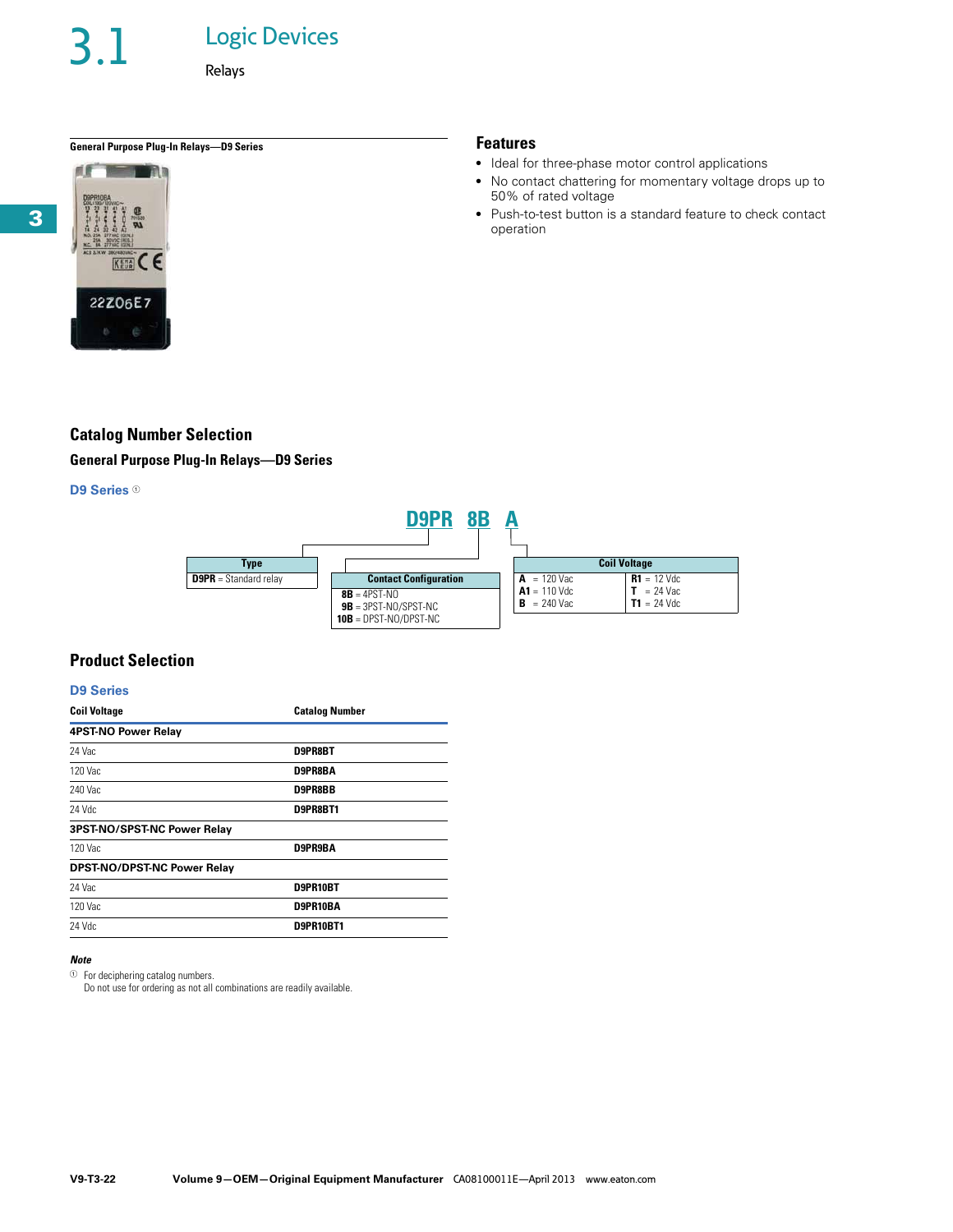# 3.1 Logic Devices

Relays

**General Purpose Plug-In Relays—D9 Series**

## Features

- Ideal for three-phase motor control applications
- No contact chattering for momentary voltage drops up to 50% of rated voltage
- Push-to-test button is a standard feature to check contact operation

## Catalog Number Selection

### General Purpose Plug-In Relays—D9 Series

**D9 Series** ①

**D9PR 8B A**

| Type |
| --- |
| **D9PR** = Standard relay |

| Contact Configuration |
| --- |
| **8B** = 4PST-NO |
| **9B** = 3PST-NO/SPST-NC |
| **10B** = DPST-NO/DPST-NC |

| Coil Voltage | |
| --- | --- |
| **A** = 120 Vac | **R1** = 12 Vdc |
| **A1** = 110 Vdc | **T** = 24 Vac |
| **B** = 240 Vac | **T1** = 24 Vdc |

## Product Selection

**D9 Series**

| Coil Voltage | Catalog Number |
| --- | --- |
| **4PST-NO Power Relay** | |
| 24 Vac | **D9PR8BT** |
| 120 Vac | **D9PR8BA** |
| 240 Vac | **D9PR8BB** |
| 24 Vdc | **D9PR8BT1** |
| **3PST-NO/SPST-NC Power Relay** | |
| 120 Vac | **D9PR9BA** |
| **DPST-NO/DPST-NC Power Relay** | |
| 24 Vac | **D9PR10BT** |
| 120 Vac | **D9PR10BA** |
| 24 Vdc | **D9PR10BT1** |

***Note***

① For deciphering catalog numbers.
Do not use for ordering as not all combinations are readily available.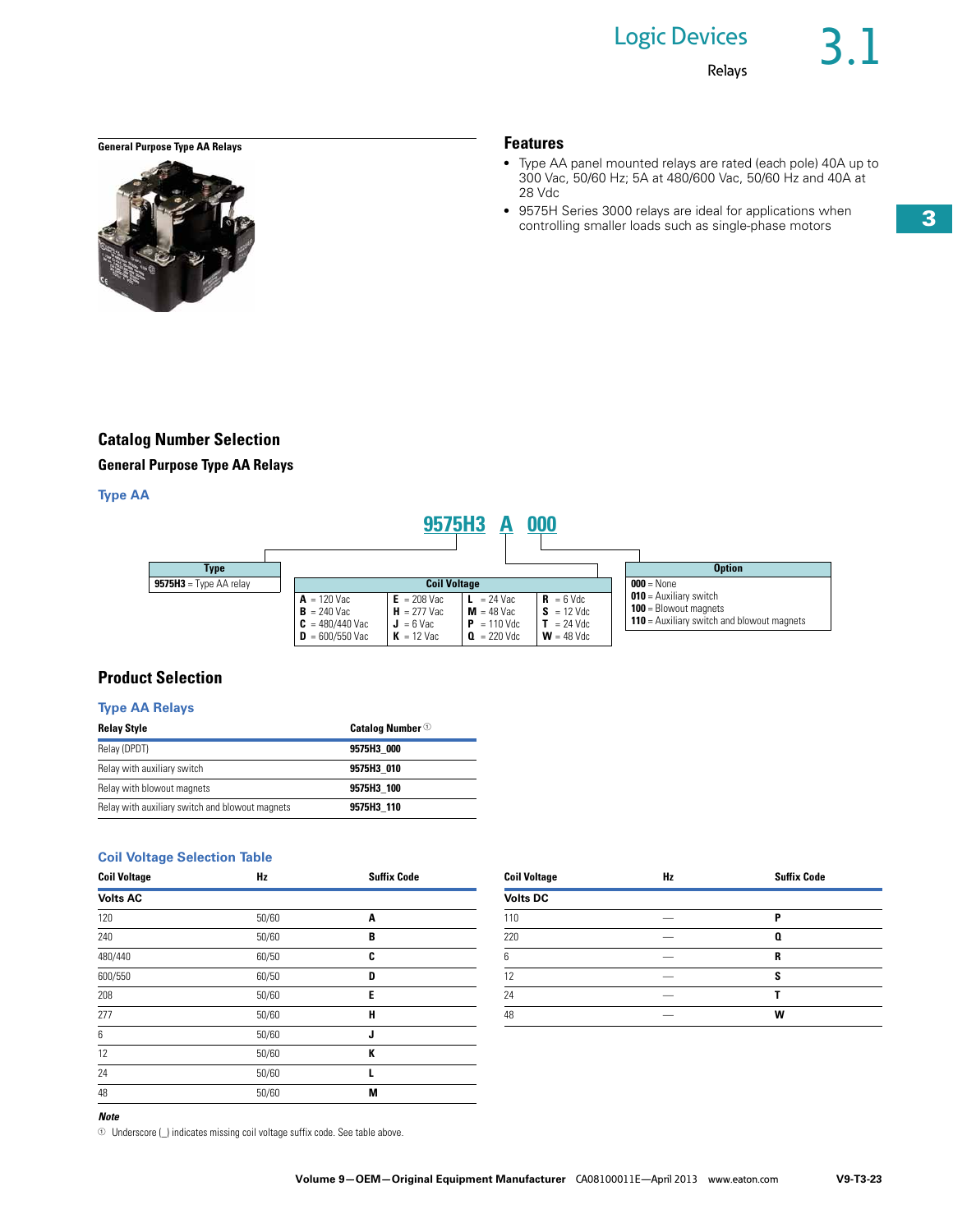**General Purpose Type AA Relays**

## Features

- Type AA panel mounted relays are rated (each pole) 40A up to 300 Vac, 50/60 Hz; 5A at 480/600 Vac, 50/60 Hz and 40A at 28 Vdc
- 9575H Series 3000 relays are ideal for applications when controlling smaller loads such as single-phase motors

## Catalog Number Selection

### General Purpose Type AA Relays

#### Type AA

**9575H3 A 000**

| Type |
| --- |
| **9575H3** = Type AA relay |

| Coil Voltage | | | |
| --- | --- | --- | --- |
| **A** = 120 Vac | **E** = 208 Vac | **L** = 24 Vac | **R** = 6 Vdc |
| **B** = 240 Vac | **H** = 277 Vac | **M** = 48 Vac | **S** = 12 Vdc |
| **C** = 480/440 Vac | **J** = 6 Vac | **P** = 110 Vdc | **T** = 24 Vdc |
| **D** = 600/550 Vac | **K** = 12 Vac | **Q** = 220 Vdc | **W** = 48 Vdc |

| Option |
| --- |
| **000** = None |
| **010** = Auxiliary switch |
| **100** = Blowout magnets |
| **110** = Auxiliary switch and blowout magnets |

## Product Selection

#### Type AA Relays

| Relay Style | Catalog Number [1] |
| --- | --- |
| Relay (DPDT) | **9575H3_000** |
| Relay with auxiliary switch | **9575H3_010** |
| Relay with blowout magnets | **9575H3_100** |
| Relay with auxiliary switch and blowout magnets | **9575H3_110** |

#### Coil Voltage Selection Table

| Coil Voltage | Hz | Suffix Code |
| --- | --- | --- |
| **Volts AC** | | |
| 120 | 50/60 | **A** |
| 240 | 50/60 | **B** |
| 480/440 | 60/50 | **C** |
| 600/550 | 60/50 | **D** |
| 208 | 50/60 | **E** |
| 277 | 50/60 | **H** |
| 6 | 50/60 | **J** |
| 12 | 50/60 | **K** |
| 24 | 50/60 | **L** |
| 48 | 50/60 | **M** |

| Coil Voltage | Hz | Suffix Code |
| --- | --- | --- |
| **Volts DC** | | |
| 110 | — | **P** |
| 220 | — | **Q** |
| 6 | — | **R** |
| 12 | — | **S** |
| 24 | — | **T** |
| 48 | — | **W** |

***Note***

[1] Underscore (_) indicates missing coil voltage suffix code. See table above.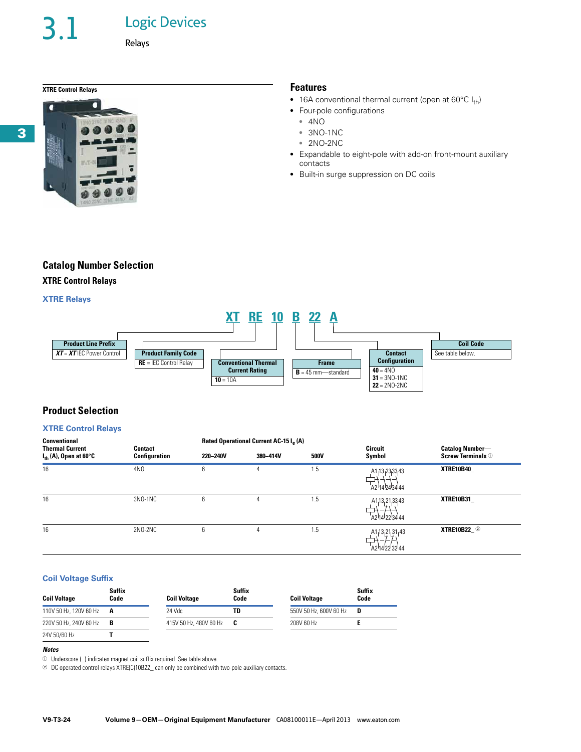# 3.1 Logic Devices

## Relays

**XTRE Control Relays**

### Features

- 16A conventional thermal current (open at 60°C $I_{th}$)
- Four-pole configurations
  - 4NO
  - 3NO-1NC
  - 2NO-2NC
- Expandable to eight-pole with add-on front-mount auxiliary contacts
- Built-in surge suppression on DC coils

## Catalog Number Selection

### XTRE Control Relays

#### XTRE Relays

**XT RE 10 B 22 A**

| Position | Meaning |
|---|---|
| XT — Product Line Prefix | **XT** = **XT** IEC Power Control |
| RE — Product Family Code | **RE** = IEC Control Relay |
| 10 — Conventional Thermal Current Rating | **10** = 10A |
| B — Frame | **B** = 45 mm—standard |
| 22 — Contact Configuration | **40** = 4NO<br>**31** = 3NO-1NC<br>**22** = 2NO-2NC |
| A — Coil Code | See table below. |

## Product Selection

#### XTRE Control Relays

| Conventional Thermal Current $I_{th}$ (A), Open at 60°C | Contact Configuration | Rated Operational Current AC-15 $I_e$ (A) 220–240V | 380–414V | 500V | Circuit Symbol | Catalog Number—Screw Terminals [1] |
|---|---|---|---|---|---|---|
| 16 | 4NO | 6 | 4 | 1.5 | A1 13 23 33 43 / A2 14 24 34 44 | **XTRE10B40_** |
| 16 | 3NO-1NC | 6 | 4 | 1.5 | A1 13 21 33 43 / A2 14 22 34 44 | **XTRE10B31_** |
| 16 | 2NO-2NC | 6 | 4 | 1.5 | A1 13 21 31 43 / A2 14 22 32 44 | **XTRE10B22_** [2] |

#### Coil Voltage Suffix

| Coil Voltage | Suffix Code |
|---|---|
| 110V 50 Hz, 120V 60 Hz | **A** |
| 220V 50 Hz, 240V 60 Hz | **B** |
| 24V 50/60 Hz | **T** |
| 24 Vdc | **TD** |
| 415V 50 Hz, 480V 60 Hz | **C** |
| 550V 50 Hz, 600V 60 Hz | **D** |
| 208V 60 Hz | **E** |

***Notes***

[1] Underscore (_) indicates magnet coil suffix required. See table above.

[2] DC operated control relays XTRE(C)10B22_ can only be combined with two-pole auxiliary contacts.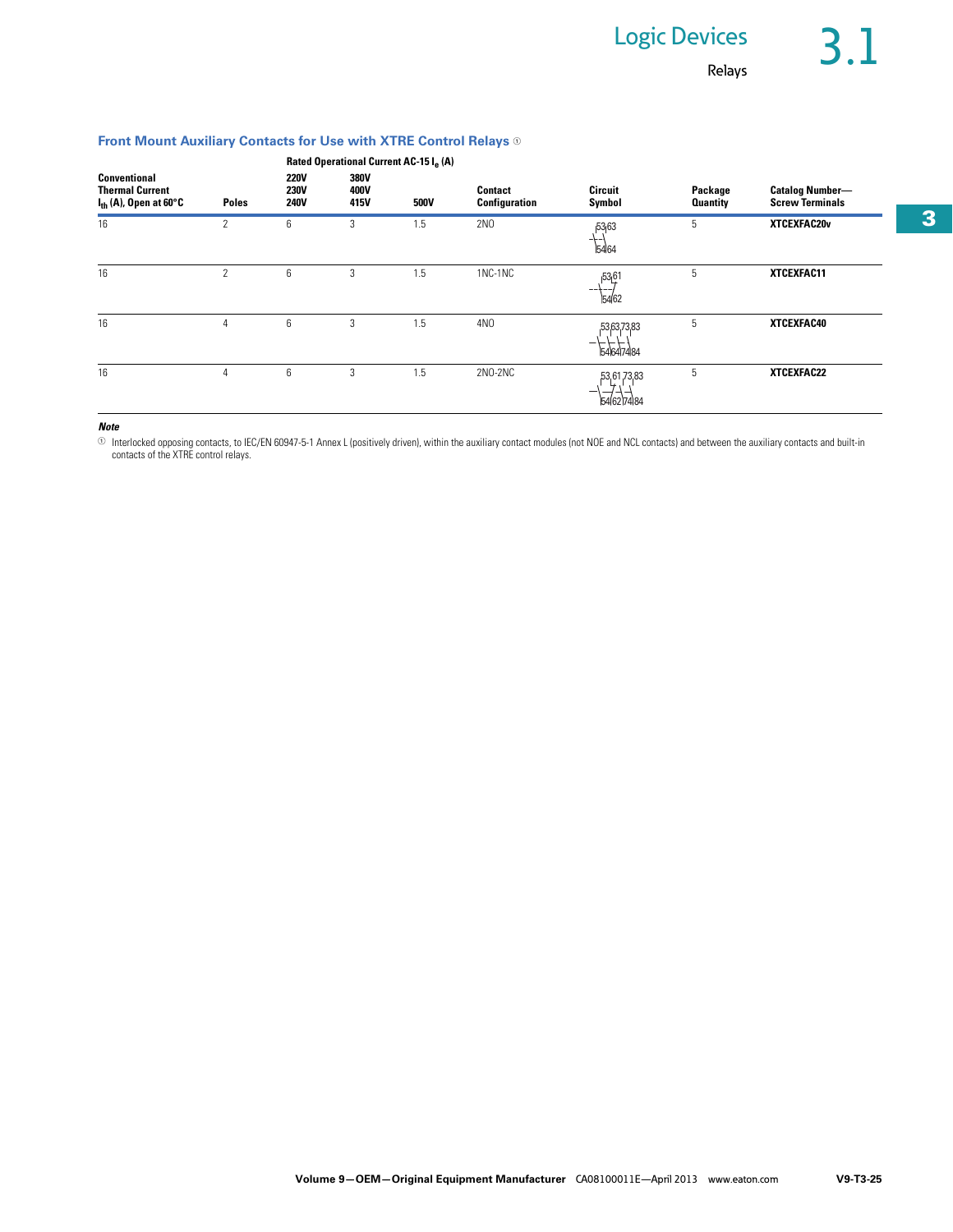### Front Mount Auxiliary Contacts for Use with XTRE Control Relays ①

| Conventional Thermal Current $I_{th}$ (A), Open at 60°C | Poles | Rated Operational Current AC-15 $I_e$ (A) 220V 230V 240V | 380V 400V 415V | 500V | Contact Configuration | Circuit Symbol | Package Quantity | Catalog Number— Screw Terminals |
|---|---|---|---|---|---|---|---|---|
| 16 | 2 | 6 | 3 | 1.5 | 2NO | 53 63 / 54 64 | 5 | **XTCEXFAC20v** |
| 16 | 2 | 6 | 3 | 1.5 | 1NC-1NC | 53 61 / 54 62 | 5 | **XTCEXFAC11** |
| 16 | 4 | 6 | 3 | 1.5 | 4NO | 53 63 73 83 / 54 64 74 84 | 5 | **XTCEXFAC40** |
| 16 | 4 | 6 | 3 | 1.5 | 2NO-2NC | 53 61 73 83 / 54 62 74 84 | 5 | **XTCEXFAC22** |

***Note***

① Interlocked opposing contacts, to IEC/EN 60947-5-1 Annex L (positively driven), within the auxiliary contact modules (not NOE and NCL contacts) and between the auxiliary contacts and built-in contacts of the XTRE control relays.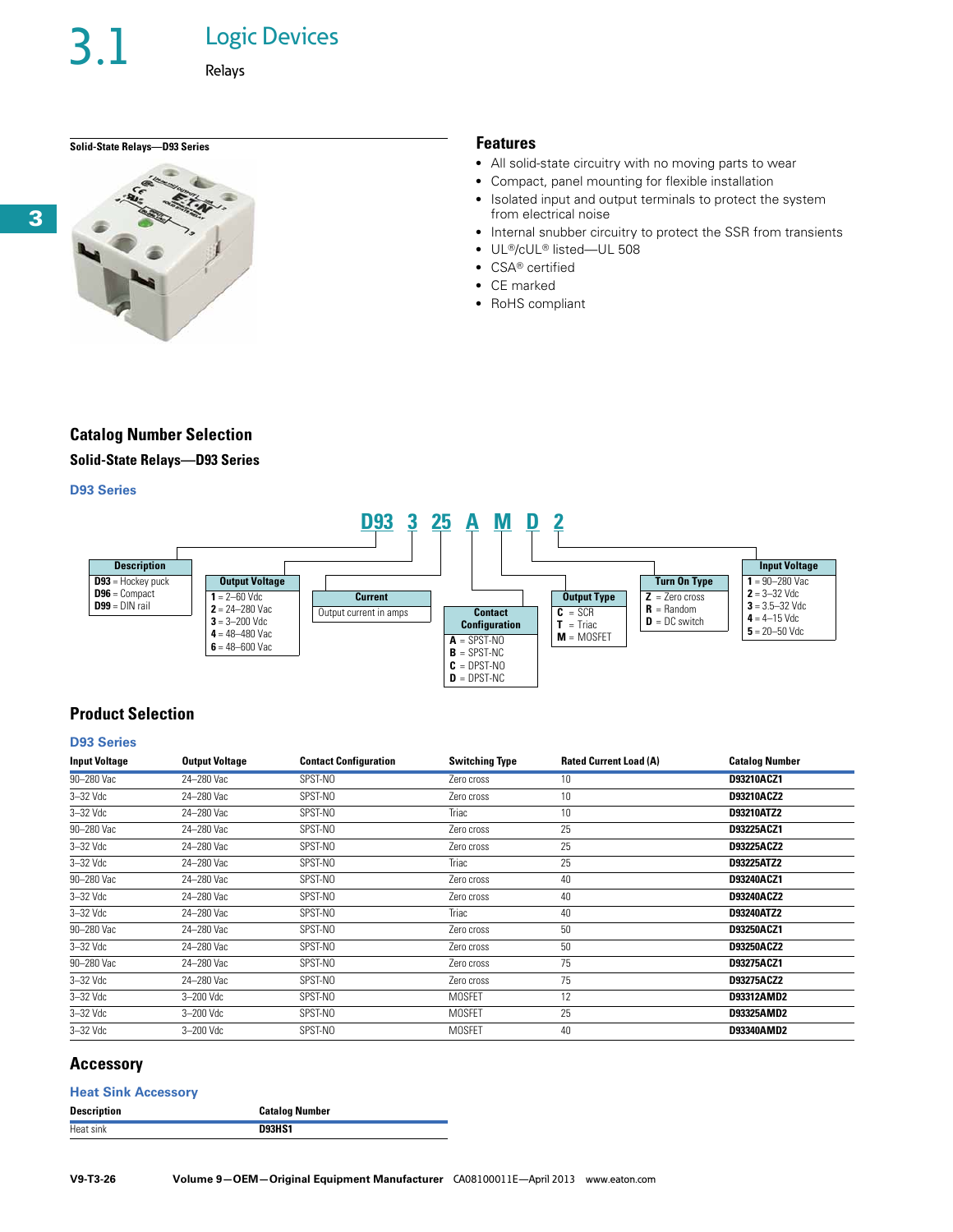# 3.1 Logic Devices

Relays

**Solid-State Relays—D93 Series**

## Features

- All solid-state circuitry with no moving parts to wear
- Compact, panel mounting for flexible installation
- Isolated input and output terminals to protect the system from electrical noise
- Internal snubber circuitry to protect the SSR from transients
- UL®/cUL® listed—UL 508
- CSA® certified
- CE marked
- RoHS compliant

## Catalog Number Selection

### Solid-State Relays—D93 Series

**D93 Series**

**D93 3 25 A M D 2**

| Description |
| --- |
| **D93** = Hockey puck |
| **D96** = Compact |
| **D99** = DIN rail |

| Output Voltage |
| --- |
| **1** = 2–60 Vdc |
| **2** = 24–280 Vac |
| **3** = 3–200 Vdc |
| **4** = 48–480 Vac |
| **6** = 48–600 Vac |

| Current |
| --- |
| Output current in amps |

| Contact Configuration |
| --- |
| **A** = SPST-NO |
| **B** = SPST-NC |
| **C** = DPST-NO |
| **D** = DPST-NC |

| Output Type |
| --- |
| **C** = SCR |
| **T** = Triac |
| **M** = MOSFET |

| Turn On Type |
| --- |
| **Z** = Zero cross |
| **R** = Random |
| **D** = DC switch |

| Input Voltage |
| --- |
| **1** = 90–280 Vac |
| **2** = 3–32 Vdc |
| **3** = 3.5–32 Vdc |
| **4** = 4–15 Vdc |
| **5** = 20–50 Vdc |

## Product Selection

**D93 Series**

| Input Voltage | Output Voltage | Contact Configuration | Switching Type | Rated Current Load (A) | Catalog Number |
| --- | --- | --- | --- | --- | --- |
| 90–280 Vac | 24–280 Vac | SPST-NO | Zero cross | 10 | **D93210ACZ1** |
| 3–32 Vdc | 24–280 Vac | SPST-NO | Zero cross | 10 | **D93210ACZ2** |
| 3–32 Vdc | 24–280 Vac | SPST-NO | Triac | 10 | **D93210ATZ2** |
| 90–280 Vac | 24–280 Vac | SPST-NO | Zero cross | 25 | **D93225ACZ1** |
| 3–32 Vdc | 24–280 Vac | SPST-NO | Zero cross | 25 | **D93225ACZ2** |
| 3–32 Vdc | 24–280 Vac | SPST-NO | Triac | 25 | **D93225ATZ2** |
| 90–280 Vac | 24–280 Vac | SPST-NO | Zero cross | 40 | **D93240ACZ1** |
| 3–32 Vdc | 24–280 Vac | SPST-NO | Zero cross | 40 | **D93240ACZ2** |
| 3–32 Vdc | 24–280 Vac | SPST-NO | Triac | 40 | **D93240ATZ2** |
| 90–280 Vac | 24–280 Vac | SPST-NO | Zero cross | 50 | **D93250ACZ1** |
| 3–32 Vdc | 24–280 Vac | SPST-NO | Zero cross | 50 | **D93250ACZ2** |
| 90–280 Vac | 24–280 Vac | SPST-NO | Zero cross | 75 | **D93275ACZ1** |
| 3–32 Vdc | 24–280 Vac | SPST-NO | Zero cross | 75 | **D93275ACZ2** |
| 3–32 Vdc | 3–200 Vdc | SPST-NO | MOSFET | 12 | **D93312AMD2** |
| 3–32 Vdc | 3–200 Vdc | SPST-NO | MOSFET | 25 | **D93325AMD2** |
| 3–32 Vdc | 3–200 Vdc | SPST-NO | MOSFET | 40 | **D93340AMD2** |

## Accessory

**Heat Sink Accessory**

| Description | Catalog Number |
| --- | --- |
| Heat sink | **D93HS1** |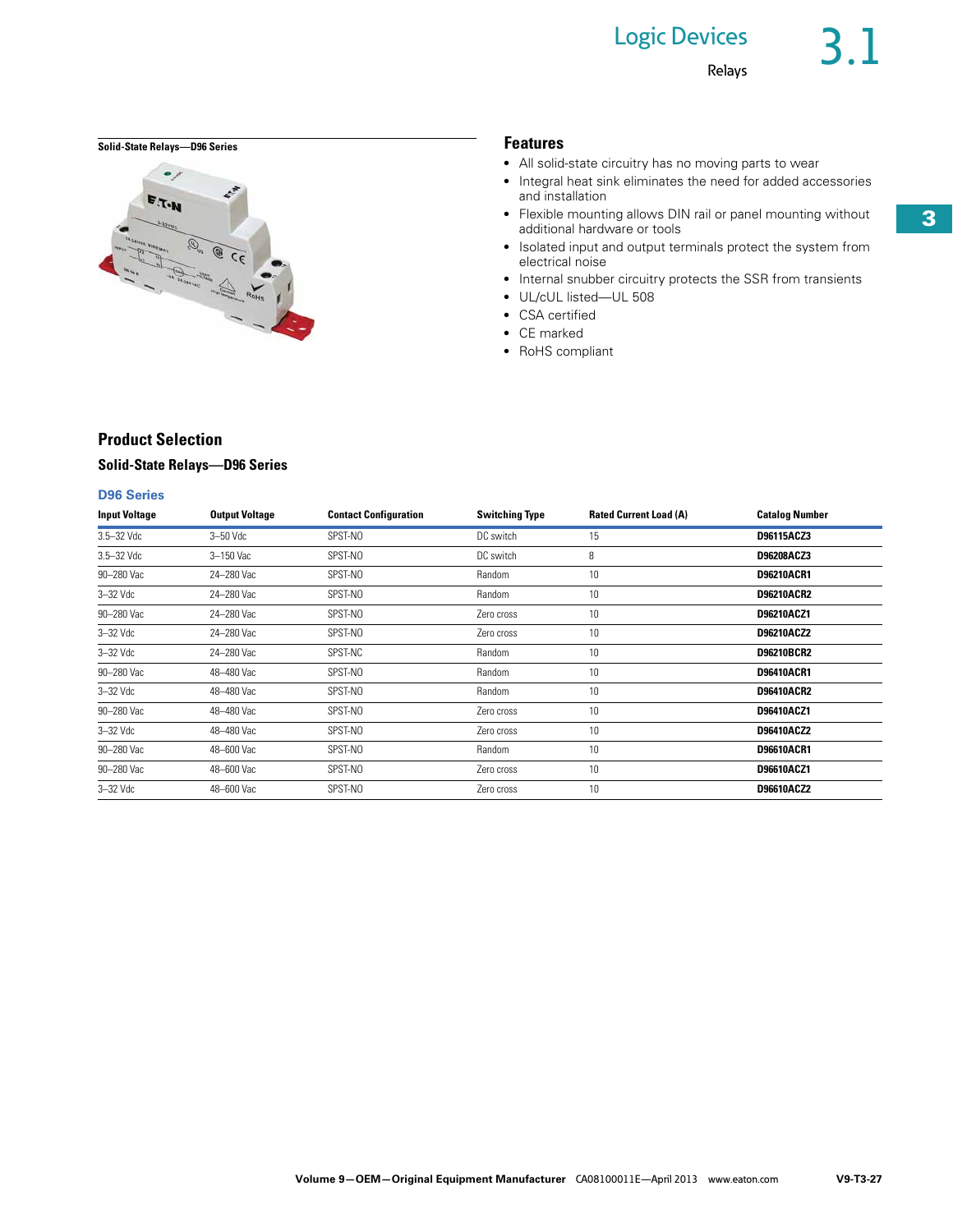Solid-State Relays—D96 Series

## Features

- All solid-state circuitry has no moving parts to wear
- Integral heat sink eliminates the need for added accessories and installation
- Flexible mounting allows DIN rail or panel mounting without additional hardware or tools
- Isolated input and output terminals protect the system from electrical noise
- Internal snubber circuitry protects the SSR from transients
- UL/cUL listed—UL 508
- CSA certified
- CE marked
- RoHS compliant

## Product Selection

### Solid-State Relays—D96 Series

#### D96 Series

| Input Voltage | Output Voltage | Contact Configuration | Switching Type | Rated Current Load (A) | Catalog Number |
|---|---|---|---|---|---|
| 3.5–32 Vdc | 3–50 Vdc | SPST-NO | DC switch | 15 | **D96115ACZ3** |
| 3.5–32 Vdc | 3–150 Vac | SPST-NO | DC switch | 8 | **D96208ACZ3** |
| 90–280 Vac | 24–280 Vac | SPST-NO | Random | 10 | **D96210ACR1** |
| 3–32 Vdc | 24–280 Vac | SPST-NO | Random | 10 | **D96210ACR2** |
| 90–280 Vac | 24–280 Vac | SPST-NO | Zero cross | 10 | **D96210ACZ1** |
| 3–32 Vdc | 24–280 Vac | SPST-NO | Zero cross | 10 | **D96210ACZ2** |
| 3–32 Vdc | 24–280 Vac | SPST-NC | Random | 10 | **D96210BCR2** |
| 90–280 Vac | 48–480 Vac | SPST-NO | Random | 10 | **D96410ACR1** |
| 3–32 Vdc | 48–480 Vac | SPST-NO | Random | 10 | **D96410ACR2** |
| 90–280 Vac | 48–480 Vac | SPST-NO | Zero cross | 10 | **D96410ACZ1** |
| 3–32 Vdc | 48–480 Vac | SPST-NO | Zero cross | 10 | **D96410ACZ2** |
| 90–280 Vac | 48–600 Vac | SPST-NO | Random | 10 | **D96610ACR1** |
| 90–280 Vac | 48–600 Vac | SPST-NO | Zero cross | 10 | **D96610ACZ1** |
| 3–32 Vdc | 48–600 Vac | SPST-NO | Zero cross | 10 | **D96610ACZ2** |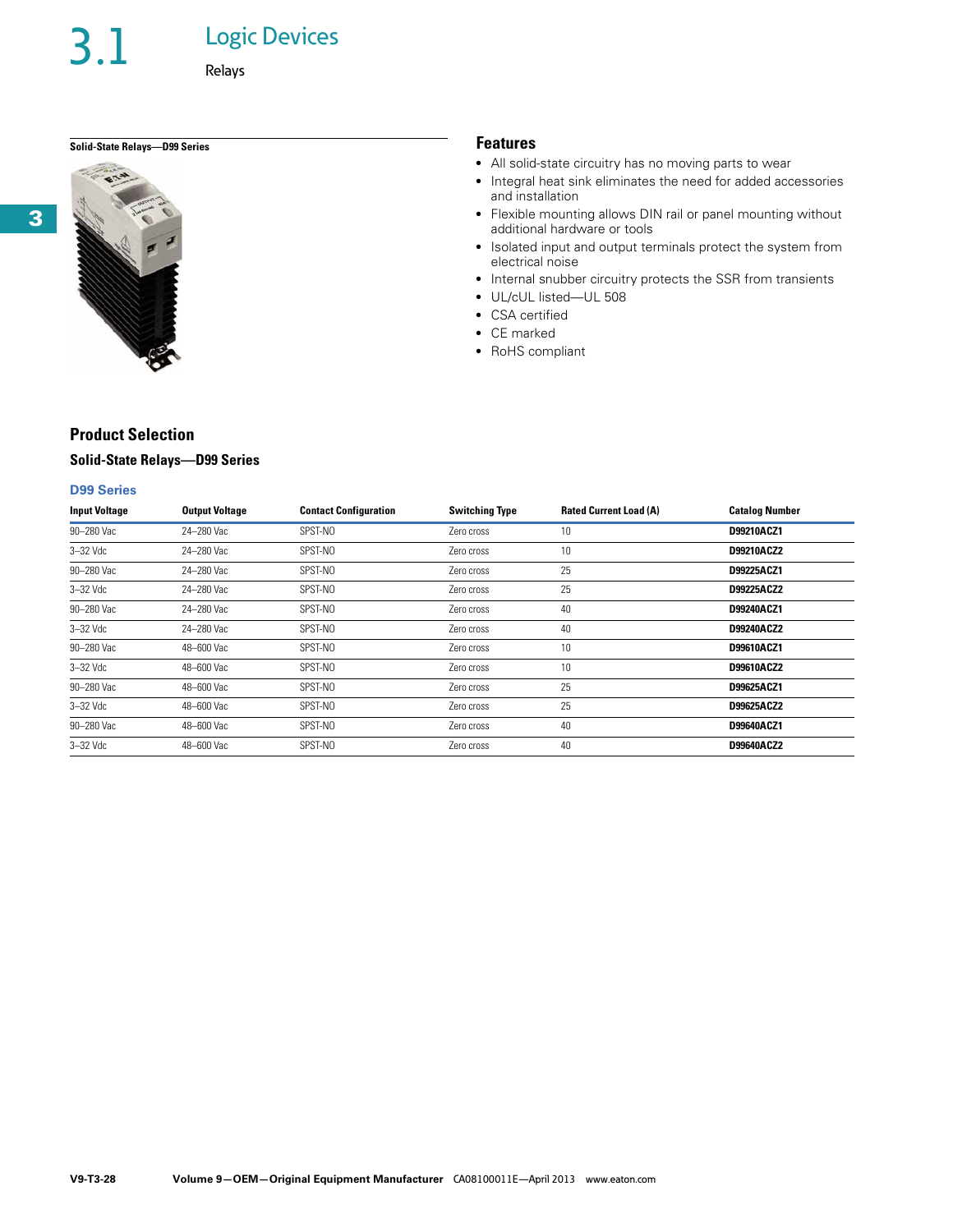# 3.1 Logic Devices

## Relays

**Solid-State Relays—D99 Series**

### Features

- All solid-state circuitry has no moving parts to wear
- Integral heat sink eliminates the need for added accessories and installation
- Flexible mounting allows DIN rail or panel mounting without additional hardware or tools
- Isolated input and output terminals protect the system from electrical noise
- Internal snubber circuitry protects the SSR from transients
- UL/cUL listed—UL 508
- CSA certified
- CE marked
- RoHS compliant

## Product Selection

### Solid-State Relays—D99 Series

**D99 Series**

| Input Voltage | Output Voltage | Contact Configuration | Switching Type | Rated Current Load (A) | Catalog Number |
|---|---|---|---|---|---|
| 90–280 Vac | 24–280 Vac | SPST-NO | Zero cross | 10 | **D99210ACZ1** |
| 3–32 Vdc | 24–280 Vac | SPST-NO | Zero cross | 10 | **D99210ACZ2** |
| 90–280 Vac | 24–280 Vac | SPST-NO | Zero cross | 25 | **D99225ACZ1** |
| 3–32 Vdc | 24–280 Vac | SPST-NO | Zero cross | 25 | **D99225ACZ2** |
| 90–280 Vac | 24–280 Vac | SPST-NO | Zero cross | 40 | **D99240ACZ1** |
| 3–32 Vdc | 24–280 Vac | SPST-NO | Zero cross | 40 | **D99240ACZ2** |
| 90–280 Vac | 48–600 Vac | SPST-NO | Zero cross | 10 | **D99610ACZ1** |
| 3–32 Vdc | 48–600 Vac | SPST-NO | Zero cross | 10 | **D99610ACZ2** |
| 90–280 Vac | 48–600 Vac | SPST-NO | Zero cross | 25 | **D99625ACZ1** |
| 3–32 Vdc | 48–600 Vac | SPST-NO | Zero cross | 25 | **D99625ACZ2** |
| 90–280 Vac | 48–600 Vac | SPST-NO | Zero cross | 40 | **D99640ACZ1** |
| 3–32 Vdc | 48–600 Vac | SPST-NO | Zero cross | 40 | **D99640ACZ2** |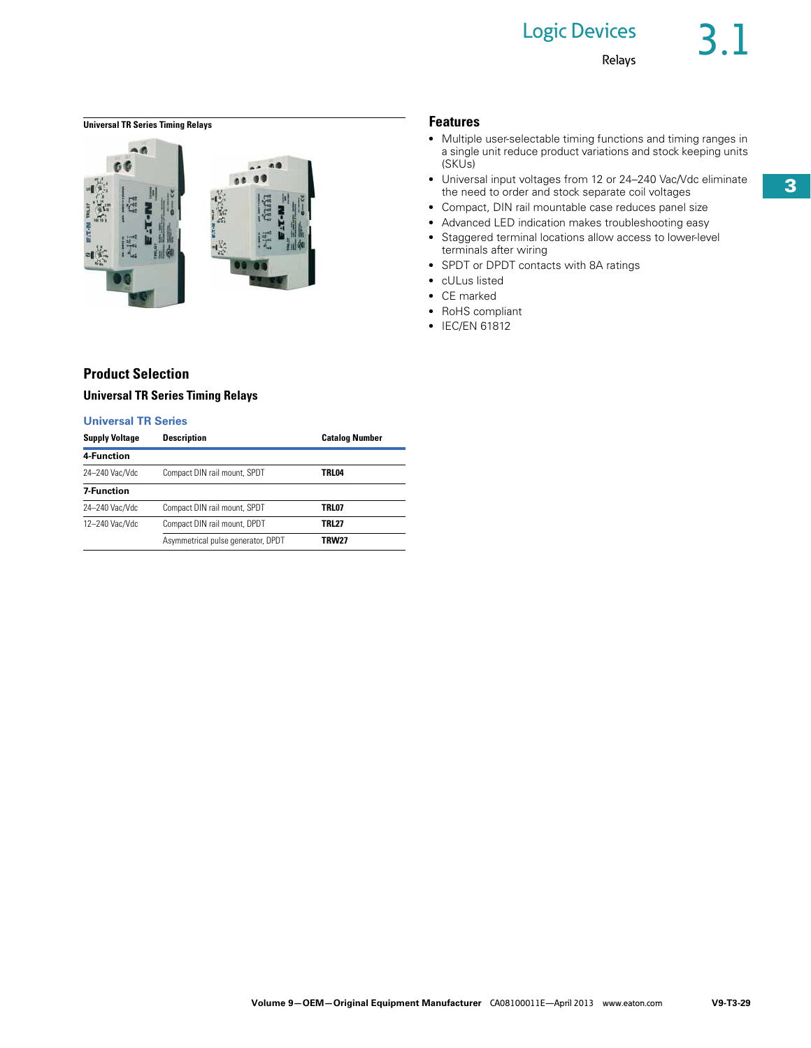**Universal TR Series Timing Relays**

## Features

- Multiple user-selectable timing functions and timing ranges in a single unit reduce product variations and stock keeping units (SKUs)
- Universal input voltages from 12 or 24–240 Vac/Vdc eliminate the need to order and stock separate coil voltages
- Compact, DIN rail mountable case reduces panel size
- Advanced LED indication makes troubleshooting easy
- Staggered terminal locations allow access to lower-level terminals after wiring
- SPDT or DPDT contacts with 8A ratings
- cULus listed
- CE marked
- RoHS compliant
- IEC/EN 61812

## Product Selection

### Universal TR Series Timing Relays

**Universal TR Series**

| Supply Voltage | Description | Catalog Number |
|---|---|---|
| **4-Function** | | |
| 24–240 Vac/Vdc | Compact DIN rail mount, SPDT | **TRL04** |
| **7-Function** | | |
| 24–240 Vac/Vdc | Compact DIN rail mount, SPDT | **TRL07** |
| 12–240 Vac/Vdc | Compact DIN rail mount, DPDT | **TRL27** |
| | Asymmetrical pulse generator, DPDT | **TRW27** |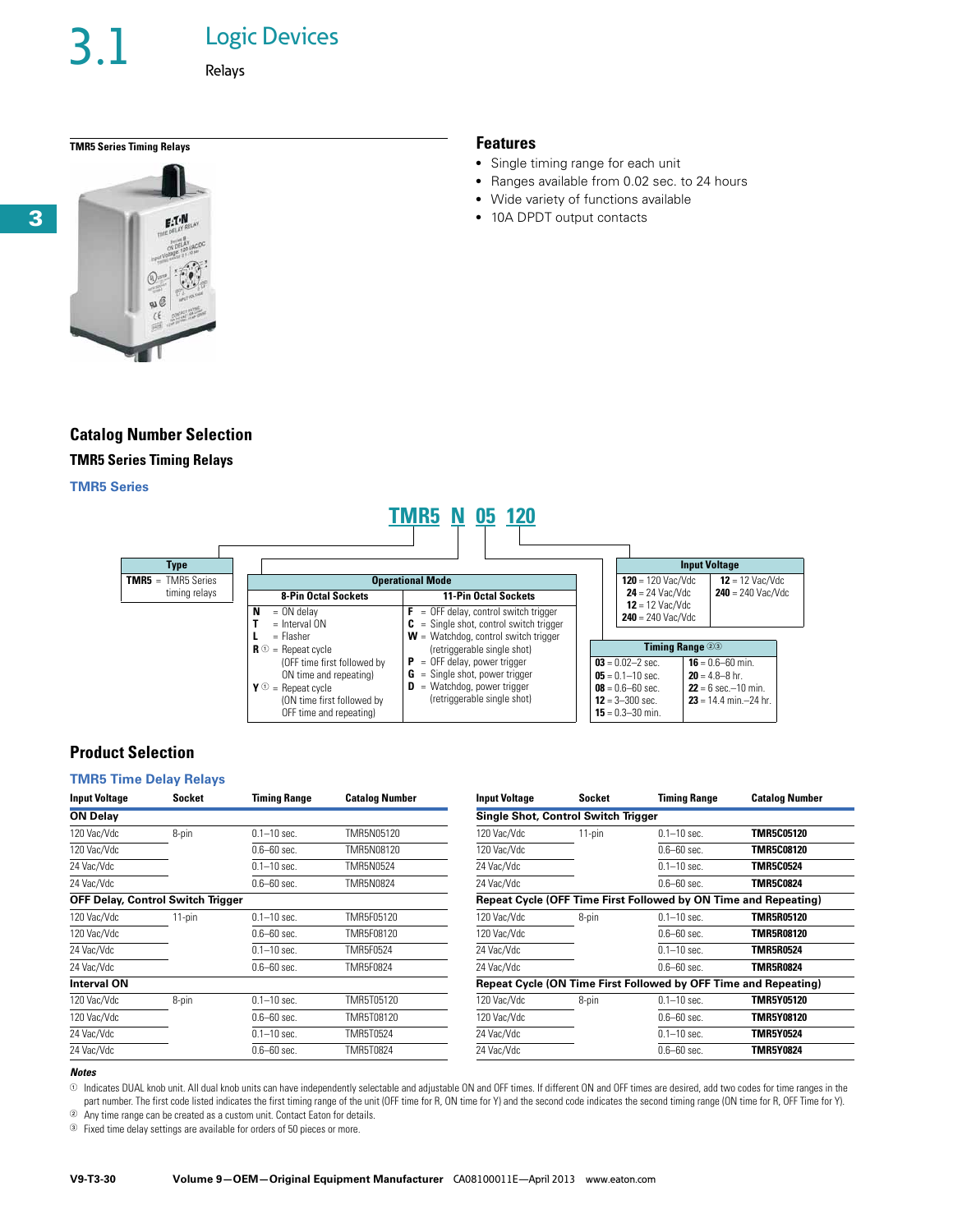# 3.1 Logic Devices

Relays

**TMR5 Series Timing Relays**

## Features

- Single timing range for each unit
- Ranges available from 0.02 sec. to 24 hours
- Wide variety of functions available
- 10A DPDT output contacts

## Catalog Number Selection

### TMR5 Series Timing Relays

**TMR5 Series**

**TMR5 N 05 120**

**Type**

TMR5 = TMR5 Series timing relays

**Operational Mode**

| 8-Pin Octal Sockets | 11-Pin Octal Sockets |
| --- | --- |
| N = ON delay | F = OFF delay, control switch trigger |
| T = Interval ON | C = Single shot, control switch trigger |
| L = Flasher | W = Watchdog, control switch trigger (retriggerable single shot) |
| R ① = Repeat cycle (OFF time first followed by ON time and repeating) | P = OFF delay, power trigger |
| Y ① = Repeat cycle (ON time first followed by OFF time and repeating) | G = Single shot, power trigger |
| | D = Watchdog, power trigger (retriggerable single shot) |

**Timing Range ②③**

| | |
| --- | --- |
| 03 = 0.02–2 sec. | 16 = 0.6–60 min. |
| 05 = 0.1–10 sec. | 20 = 4.8–8 hr. |
| 08 = 0.6–60 sec. | 22 = 6 sec.–10 min. |
| 12 = 3–300 sec. | 23 = 14.4 min.–24 hr. |
| 15 = 0.3–30 min. | |

**Input Voltage**

| | |
| --- | --- |
| 120 = 120 Vac/Vdc | 12 = 12 Vac/Vdc |
| 24 = 24 Vac/Vdc | 240 = 240 Vac/Vdc |
| 12 = 12 Vac/Vdc | |
| 240 = 240 Vac/Vdc | |

## Product Selection

**TMR5 Time Delay Relays**

| Input Voltage | Socket | Timing Range | Catalog Number |
| --- | --- | --- | --- |
| **ON Delay** | | | |
| 120 Vac/Vdc | 8-pin | 0.1–10 sec. | TMR5N05120 |
| 120 Vac/Vdc | | 0.6–60 sec. | TMR5N08120 |
| 24 Vac/Vdc | | 0.1–10 sec. | TMR5N0524 |
| 24 Vac/Vdc | | 0.6–60 sec. | TMR5N0824 |
| **OFF Delay, Control Switch Trigger** | | | |
| 120 Vac/Vdc | 11-pin | 0.1–10 sec. | TMR5F05120 |
| 120 Vac/Vdc | | 0.6–60 sec. | TMR5F08120 |
| 24 Vac/Vdc | | 0.1–10 sec. | TMR5F0524 |
| 24 Vac/Vdc | | 0.6–60 sec. | TMR5F0824 |
| **Interval ON** | | | |
| 120 Vac/Vdc | 8-pin | 0.1–10 sec. | TMR5T05120 |
| 120 Vac/Vdc | | 0.6–60 sec. | TMR5T08120 |
| 24 Vac/Vdc | | 0.1–10 sec. | TMR5T0524 |
| 24 Vac/Vdc | | 0.6–60 sec. | TMR5T0824 |

| Input Voltage | Socket | Timing Range | Catalog Number |
| --- | --- | --- | --- |
| **Single Shot, Control Switch Trigger** | | | |
| 120 Vac/Vdc | 11-pin | 0.1–10 sec. | **TMR5C05120** |
| 120 Vac/Vdc | | 0.6–60 sec. | **TMR5C08120** |
| 24 Vac/Vdc | | 0.1–10 sec. | **TMR5C0524** |
| 24 Vac/Vdc | | 0.6–60 sec. | **TMR5C0824** |
| **Repeat Cycle (OFF Time First Followed by ON Time and Repeating)** | | | |
| 120 Vac/Vdc | 8-pin | 0.1–10 sec. | **TMR5R05120** |
| 120 Vac/Vdc | | 0.6–60 sec. | **TMR5R08120** |
| 24 Vac/Vdc | | 0.1–10 sec. | **TMR5R0524** |
| 24 Vac/Vdc | | 0.6–60 sec. | **TMR5R0824** |
| **Repeat Cycle (ON Time First Followed by OFF Time and Repeating)** | | | |
| 120 Vac/Vdc | 8-pin | 0.1–10 sec. | **TMR5Y05120** |
| 120 Vac/Vdc | | 0.6–60 sec. | **TMR5Y08120** |
| 24 Vac/Vdc | | 0.1–10 sec. | **TMR5Y0524** |
| 24 Vac/Vdc | | 0.6–60 sec. | **TMR5Y0824** |

*Notes*

① Indicates DUAL knob unit. All dual knob units can have independently selectable and adjustable ON and OFF times. If different ON and OFF times are desired, add two codes for time ranges in the part number. The first code listed indicates the first timing range of the unit (OFF time for R, ON time for Y) and the second code indicates the second timing range (ON time for R, OFF Time for Y).

② Any time range can be created as a custom unit. Contact Eaton for details.

③ Fixed time delay settings are available for orders of 50 pieces or more.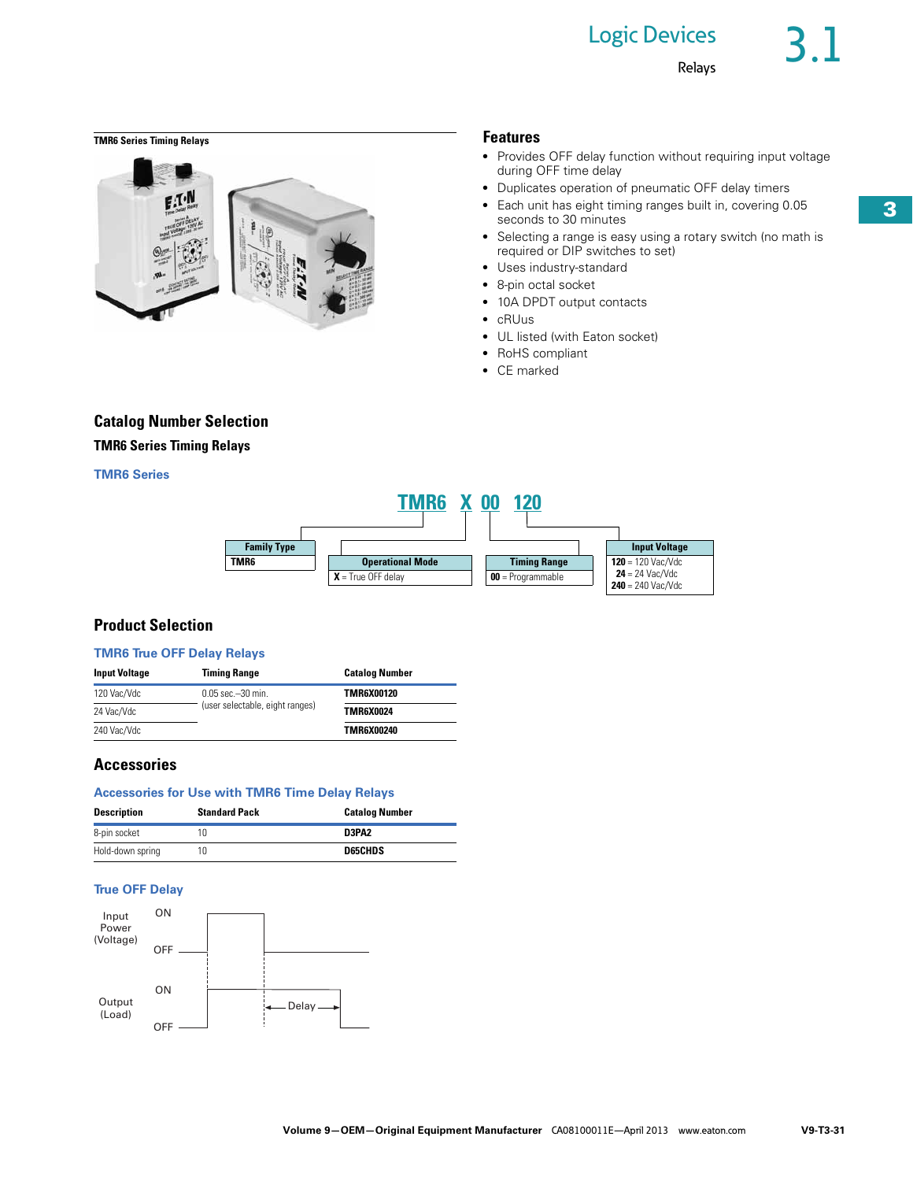TMR6 Series Timing Relays

## Features

- Provides OFF delay function without requiring input voltage during OFF time delay
- Duplicates operation of pneumatic OFF delay timers
- Each unit has eight timing ranges built in, covering 0.05 seconds to 30 minutes
- Selecting a range is easy using a rotary switch (no math is required or DIP switches to set)
- Uses industry-standard
- 8-pin octal socket
- 10A DPDT output contacts
- cRUus
- UL listed (with Eaton socket)
- RoHS compliant
- CE marked

## Catalog Number Selection

### TMR6 Series Timing Relays

#### TMR6 Series

**TMR6 X 00 120**

| Family Type | Operational Mode | Timing Range | Input Voltage |
|---|---|---|---|
| TMR6 | **X** = True OFF delay | **00** = Programmable | **120** = 120 Vac/Vdc<br>**24** = 24 Vac/Vdc<br>**240** = 240 Vac/Vdc |

## Product Selection

#### TMR6 True OFF Delay Relays

| Input Voltage | Timing Range | Catalog Number |
|---|---|---|
| 120 Vac/Vdc | 0.05 sec.–30 min. (user selectable, eight ranges) | **TMR6X00120** |
| 24 Vac/Vdc | | **TMR6X0024** |
| 240 Vac/Vdc | | **TMR6X00240** |

## Accessories

#### Accessories for Use with TMR6 Time Delay Relays

| Description | Standard Pack | Catalog Number |
|---|---|---|
| 8-pin socket | 10 | **D3PA2** |
| Hold-down spring | 10 | **D65CHDS** |

#### True OFF Delay

Input Power (Voltage): ON / OFF

Output (Load): ON / OFF

Delay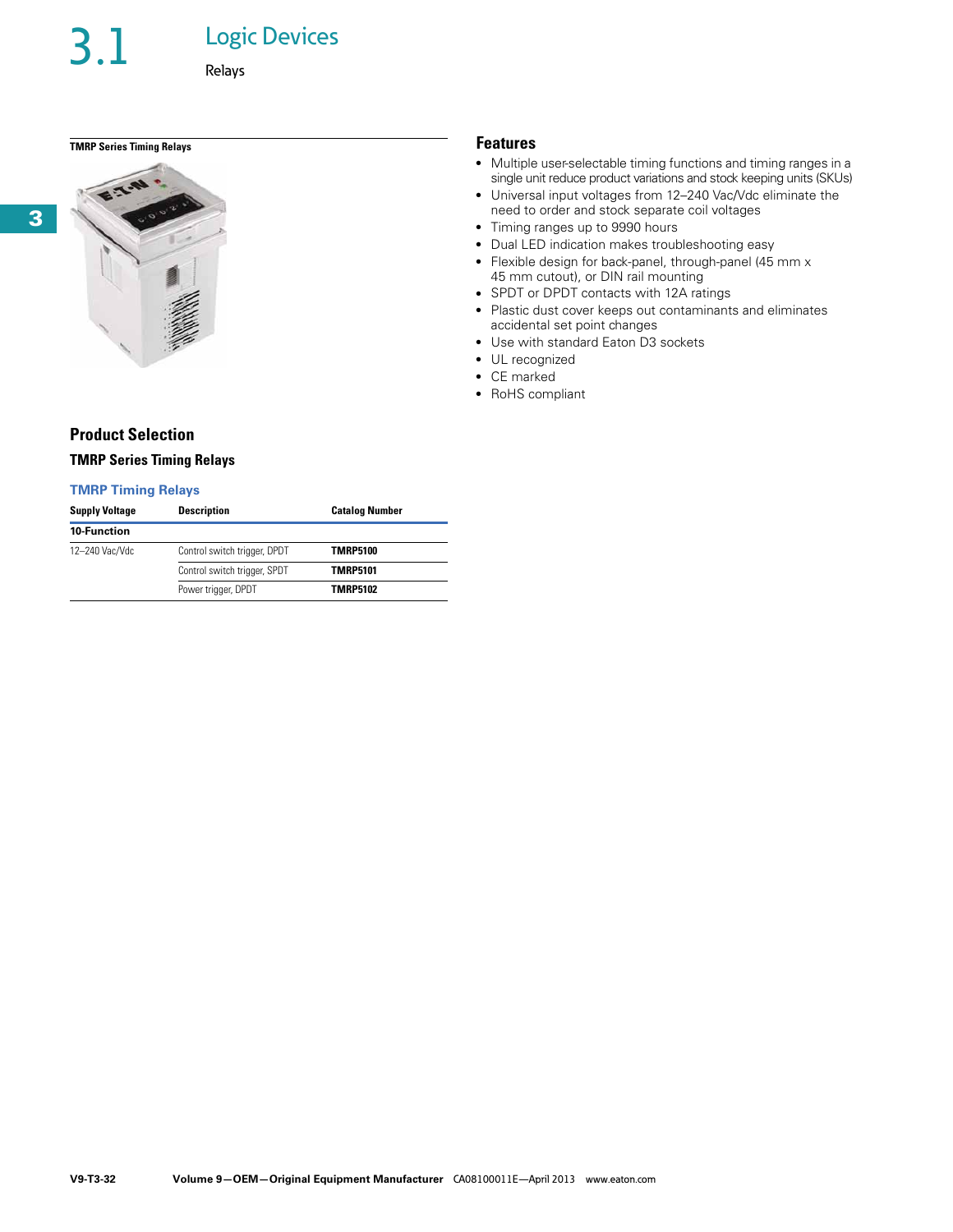# 3.1 Logic Devices

## Relays

**TMRP Series Timing Relays**

### Features

- Multiple user-selectable timing functions and timing ranges in a single unit reduce product variations and stock keeping units (SKUs)
- Universal input voltages from 12–240 Vac/Vdc eliminate the need to order and stock separate coil voltages
- Timing ranges up to 9990 hours
- Dual LED indication makes troubleshooting easy
- Flexible design for back-panel, through-panel (45 mm x 45 mm cutout), or DIN rail mounting
- SPDT or DPDT contacts with 12A ratings
- Plastic dust cover keeps out contaminants and eliminates accidental set point changes
- Use with standard Eaton D3 sockets
- UL recognized
- CE marked
- RoHS compliant

## Product Selection

### TMRP Series Timing Relays

**TMRP Timing Relays**

| Supply Voltage | Description | Catalog Number |
|---|---|---|
| **10-Function** | | |
| 12–240 Vac/Vdc | Control switch trigger, DPDT | **TMRP5100** |
| | Control switch trigger, SPDT | **TMRP5101** |
| | Power trigger, DPDT | **TMRP5102** |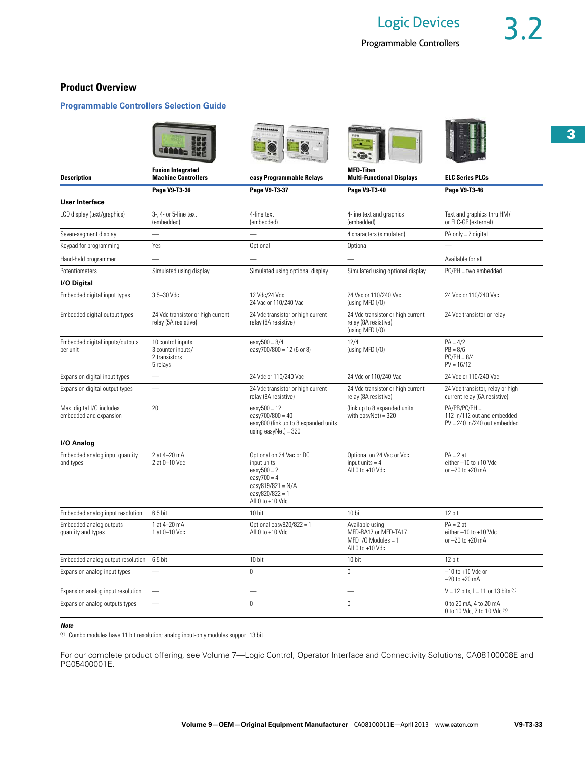## Product Overview

### Programmable Controllers Selection Guide

| Description | Fusion Integrated Machine Controllers | easy Programmable Relays | MFD-Titan Multi-Functional Displays | ELC Series PLCs |
|---|---|---|---|---|
| | **Page V9-T3-36** | **Page V9-T3-37** | **Page V9-T3-40** | **Page V9-T3-46** |
| **User Interface** | | | | |
| LCD display (text/graphics) | 3-, 4- or 5-line text (embedded) | 4-line text (embedded) | 4-line text and graphics (embedded) | Text and graphics thru HMi or ELC-GP (external) |
| Seven-segment display | — | — | 4 characters (simulated) | PA only = 2 digital |
| Keypad for programming | Yes | Optional | Optional | — |
| Hand-held programmer | — | — | — | Available for all |
| Potentiometers | Simulated using display | Simulated using optional display | Simulated using optional display | PC/PH = two embedded |
| **I/O Digital** | | | | |
| Embedded digital input types | 3.5–30 Vdc | 12 Vdc/24 Vdc<br>24 Vac or 110/240 Vac | 24 Vac or 110/240 Vac (using MFD I/O) | 24 Vdc or 110/240 Vac |
| Embedded digital output types | 24 Vdc transistor or high current relay (5A resistive) | 24 Vdc transistor or high current relay (8A resistive) | 24 Vdc transistor or high current relay (8A resistive) (using MFD I/O) | 24 Vdc transistor or relay |
| Embedded digital inputs/outputs per unit | 10 control inputs<br>3 counter inputs/<br>2 transistors<br>5 relays | easy500 = 8/4<br>easy700/800 = 12 (6 or 8) | 12/4<br>(using MFD I/O) | PA = 4/2<br>PB = 8/6<br>PC/PH = 8/4<br>PV = 16/12 |
| Expansion digital input types | — | 24 Vdc or 110/240 Vac | 24 Vdc or 110/240 Vac | 24 Vdc or 110/240 Vac |
| Expansion digital output types | — | 24 Vdc transistor or high current relay (8A resistive) | 24 Vdc transistor or high current relay (8A resistive) | 24 Vdc transistor, relay or high current relay (6A resistive) |
| Max. digital I/O includes embedded and expansion | 20 | easy500 = 12<br>easy700/800 = 40<br>easy800 (link up to 8 expanded units using easyNet) = 320 | (link up to 8 expanded units with easyNet) = 320 | PA/PB/PC/PH =<br>112 in/112 out and embedded<br>PV = 240 in/240 out embedded |
| **I/O Analog** | | | | |
| Embedded analog input quantity and types | 2 at 4–20 mA<br>2 at 0–10 Vdc | Optional on 24 Vac or DC input units<br>easy500 = 2<br>easy700 = 4<br>easy819/821 = N/A<br>easy820/822 = 1<br>All 0 to +10 Vdc | Optional on 24 Vac or Vdc input units = 4<br>All 0 to +10 Vdc | PA = 2 at<br>either –10 to +10 Vdc<br>or –20 to +20 mA |
| Embedded analog input resolution | 6.5 bit | 10 bit | 10 bit | 12 bit |
| Embedded analog outputs quantity and types | 1 at 4–20 mA<br>1 at 0–10 Vdc | Optional easy820/822 = 1<br>All 0 to +10 Vdc | Available using MFD-RA17 or MFD-TA17<br>MFD I/O Modules = 1<br>All 0 to +10 Vdc | PA = 2 at<br>either –10 to +10 Vdc<br>or –20 to +20 mA |
| Embedded analog output resolution | 6.5 bit | 10 bit | 10 bit | 12 bit |
| Expansion analog input types | — | 0 | 0 | –10 to +10 Vdc or<br>–20 to +20 mA |
| Expansion analog input resolution | — | — | — | V = 12 bits, I = 11 or 13 bits [1] |
| Expansion analog outputs types | — | 0 | 0 | 0 to 20 mA, 4 to 20 mA<br>0 to 10 Vdc, 2 to 10 Vdc [1] |

**Note**

[1] Combo modules have 11 bit resolution; analog input-only modules support 13 bit.

For our complete product offering, see Volume 7—Logic Control, Operator Interface and Connectivity Solutions, CA08100008E and PG05400001E.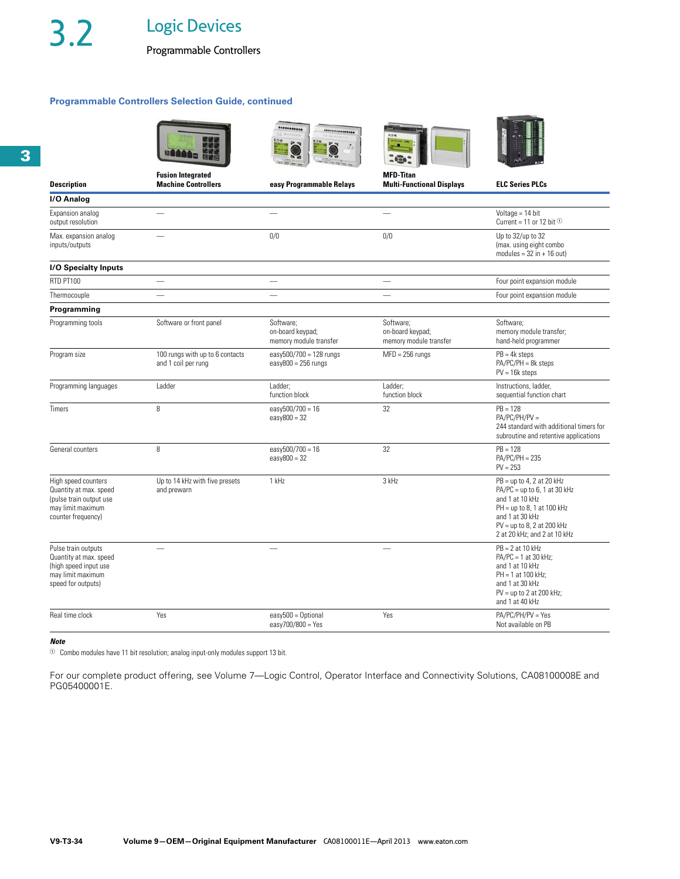# 3.2 Logic Devices

## Programmable Controllers

### Programmable Controllers Selection Guide, continued

| Description | Fusion Integrated Machine Controllers | easy Programmable Relays | MFD-Titan Multi-Functional Displays | ELC Series PLCs |
|---|---|---|---|---|
| **I/O Analog** | | | | |
| Expansion analog output resolution | — | — | — | Voltage = 14 bit<br>Current = 11 or 12 bit [1] |
| Max. expansion analog inputs/outputs | — | 0/0 | 0/0 | Up to 32/up to 32<br>(max. using eight combo modules = 32 in + 16 out) |
| **I/O Specialty Inputs** | | | | |
| RTD PT100 | — | — | — | Four point expansion module |
| Thermocouple | — | — | — | Four point expansion module |
| **Programming** | | | | |
| Programming tools | Software or front panel | Software;<br>on-board keypad;<br>memory module transfer | Software;<br>on-board keypad;<br>memory module transfer | Software;<br>memory module transfer;<br>hand-held programmer |
| Program size | 100 rungs with up to 6 contacts and 1 coil per rung | easy500/700 = 128 rungs<br>easy800 = 256 rungs | MFD = 256 rungs | PB = 4k steps<br>PA/PC/PH = 8k steps<br>PV = 16k steps |
| Programming languages | Ladder | Ladder;<br>function block | Ladder;<br>function block | Instructions, ladder,<br>sequential function chart |
| Timers | 8 | easy500/700 = 16<br>easy800 = 32 | 32 | PB = 128<br>PA/PC/PH/PV =<br>244 standard with additional timers for subroutine and retentive applications |
| General counters | 8 | easy500/700 = 16<br>easy800 = 32 | 32 | PB = 128<br>PA/PC/PH = 235<br>PV = 253 |
| High speed counters<br>Quantity at max. speed (pulse train output use may limit maximum counter frequency) | Up to 14 kHz with five presets and prewarn | 1 kHz | 3 kHz | PB = up to 4, 2 at 20 kHz<br>PA/PC = up to 6, 1 at 30 kHz and 1 at 10 kHz<br>PH = up to 8, 1 at 100 kHz and 1 at 30 kHz<br>PV = up to 8, 2 at 200 kHz<br>2 at 20 kHz; and 2 at 10 kHz |
| Pulse train outputs<br>Quantity at max. speed (high speed input use may limit maximum speed for outputs) | — | — | — | PB = 2 at 10 kHz<br>PA/PC = 1 at 30 kHz;<br>and 1 at 10 kHz<br>PH = 1 at 100 kHz;<br>and 1 at 30 kHz<br>PV = up to 2 at 200 kHz;<br>and 1 at 40 kHz |
| Real time clock | Yes | easy500 = Optional<br>easy700/800 = Yes | Yes | PA/PC/PH/PV = Yes<br>Not available on PB |

***Note***

[1] Combo modules have 11 bit resolution; analog input-only modules support 13 bit.

For our complete product offering, see Volume 7—Logic Control, Operator Interface and Connectivity Solutions, CA08100008E and PG05400001E.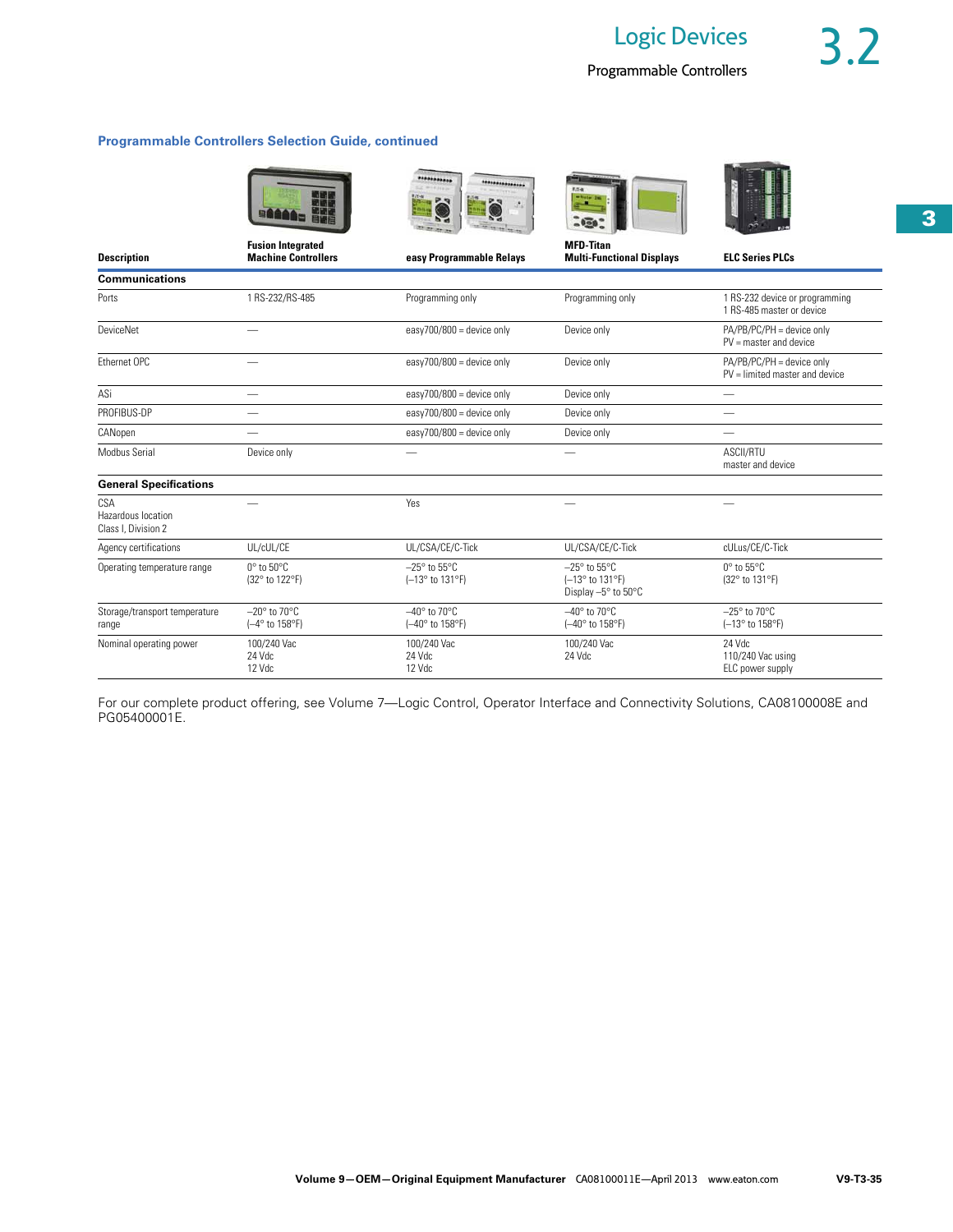## Programmable Controllers Selection Guide, continued

| Description | Fusion Integrated Machine Controllers | easy Programmable Relays | MFD-Titan Multi-Functional Displays | ELC Series PLCs |
|---|---|---|---|---|
| **Communications** | | | | |
| Ports | 1 RS-232/RS-485 | Programming only | Programming only | 1 RS-232 device or programming<br>1 RS-485 master or device |
| DeviceNet | — | easy700/800 = device only | Device only | PA/PB/PC/PH = device only<br>PV = master and device |
| Ethernet OPC | — | easy700/800 = device only | Device only | PA/PB/PC/PH = device only<br>PV = limited master and device |
| ASi | — | easy700/800 = device only | Device only | — |
| PROFIBUS-DP | — | easy700/800 = device only | Device only | — |
| CANopen | — | easy700/800 = device only | Device only | — |
| Modbus Serial | Device only | — | — | ASCII/RTU<br>master and device |
| **General Specifications** | | | | |
| CSA<br>Hazardous location<br>Class I, Division 2 | — | Yes | — | — |
| Agency certifications | UL/cUL/CE | UL/CSA/CE/C-Tick | UL/CSA/CE/C-Tick | cULus/CE/C-Tick |
| Operating temperature range | 0° to 50°C<br>(32° to 122°F) | –25° to 55°C<br>(–13° to 131°F) | –25° to 55°C<br>(–13° to 131°F)<br>Display –5° to 50°C | 0° to 55°C<br>(32° to 131°F) |
| Storage/transport temperature range | –20° to 70°C<br>(–4° to 158°F) | –40° to 70°C<br>(–40° to 158°F) | –40° to 70°C<br>(–40° to 158°F) | –25° to 70°C<br>(–13° to 158°F) |
| Nominal operating power | 100/240 Vac<br>24 Vdc<br>12 Vdc | 100/240 Vac<br>24 Vdc<br>12 Vdc | 100/240 Vac<br>24 Vdc | 24 Vdc<br>110/240 Vac using<br>ELC power supply |

For our complete product offering, see Volume 7—Logic Control, Operator Interface and Connectivity Solutions, CA08100008E and PG05400001E.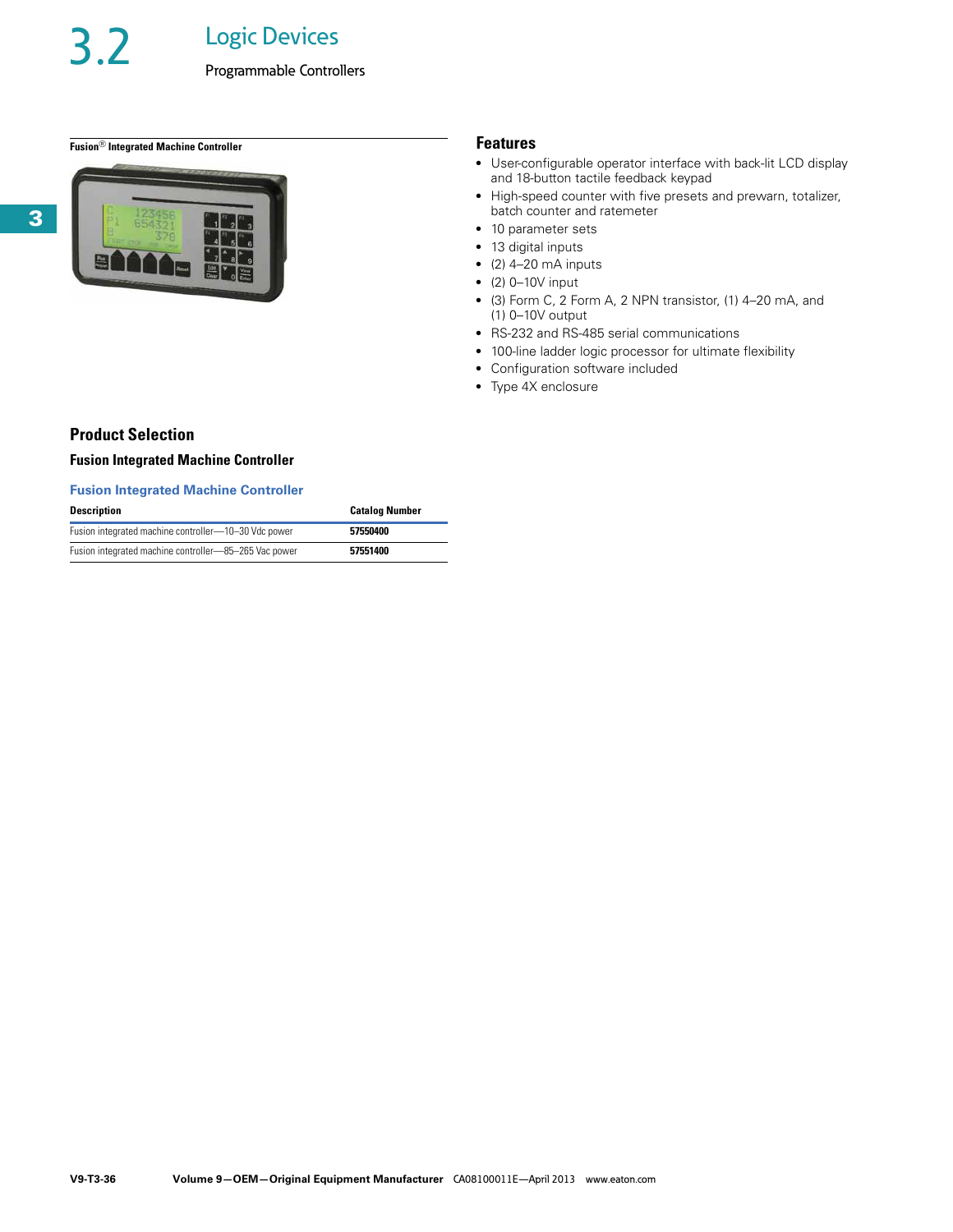# 3.2 Logic Devices

## Programmable Controllers

Fusion® Integrated Machine Controller

## Features

- User-configurable operator interface with back-lit LCD display and 18-button tactile feedback keypad
- High-speed counter with five presets and prewarn, totalizer, batch counter and ratemeter
- 10 parameter sets
- 13 digital inputs
- (2) 4–20 mA inputs
- (2) 0–10V input
- (3) Form C, 2 Form A, 2 NPN transistor, (1) 4–20 mA, and (1) 0–10V output
- RS-232 and RS-485 serial communications
- 100-line ladder logic processor for ultimate flexibility
- Configuration software included
- Type 4X enclosure

## Product Selection

### Fusion Integrated Machine Controller

**Fusion Integrated Machine Controller**

| Description | Catalog Number |
|---|---|
| Fusion integrated machine controller—10–30 Vdc power | **57550400** |
| Fusion integrated machine controller—85–265 Vac power | **57551400** |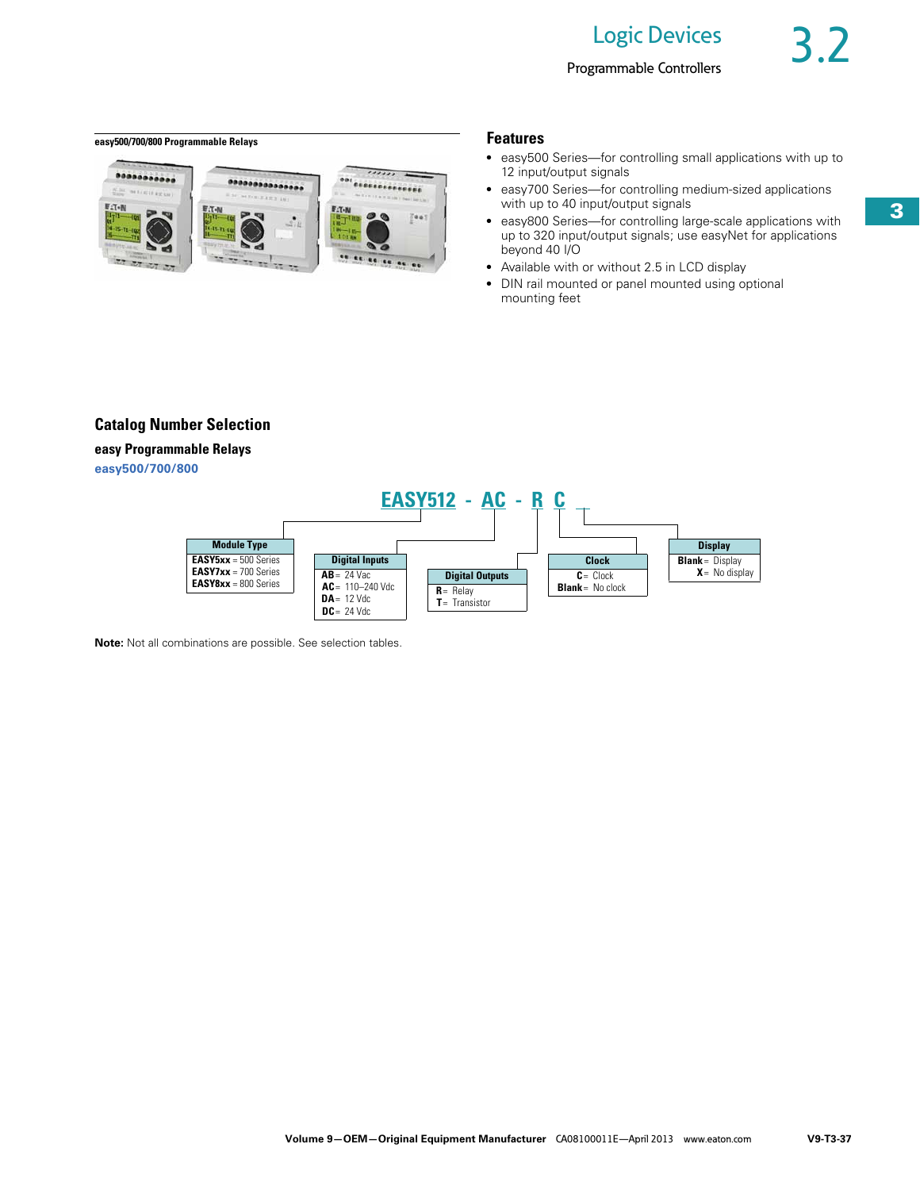## easy500/700/800 Programmable Relays

### Features

- easy500 Series—for controlling small applications with up to 12 input/output signals
- easy700 Series—for controlling medium-sized applications with up to 40 input/output signals
- easy800 Series—for controlling large-scale applications with up to 320 input/output signals; use easyNet for applications beyond 40 I/O
- Available with or without 2.5 in LCD display
- DIN rail mounted or panel mounted using optional mounting feet

## Catalog Number Selection

### easy Programmable Relays

**easy500/700/800**

**EASY512 - AC - R C _**

| Module Type | Digital Inputs | Digital Outputs | Clock | Display |
|---|---|---|---|---|
| **EASY5xx** = 500 Series | **AB** = 24 Vac | **R** = Relay | **C** = Clock | **Blank** = Display |
| **EASY7xx** = 700 Series | **AC** = 110–240 Vdc | **T** = Transistor | **Blank** = No clock | **X** = No display |
| **EASY8xx** = 800 Series | **DA** = 12 Vdc | | | |
| | **DC** = 24 Vdc | | | |

**Note:** Not all combinations are possible. See selection tables.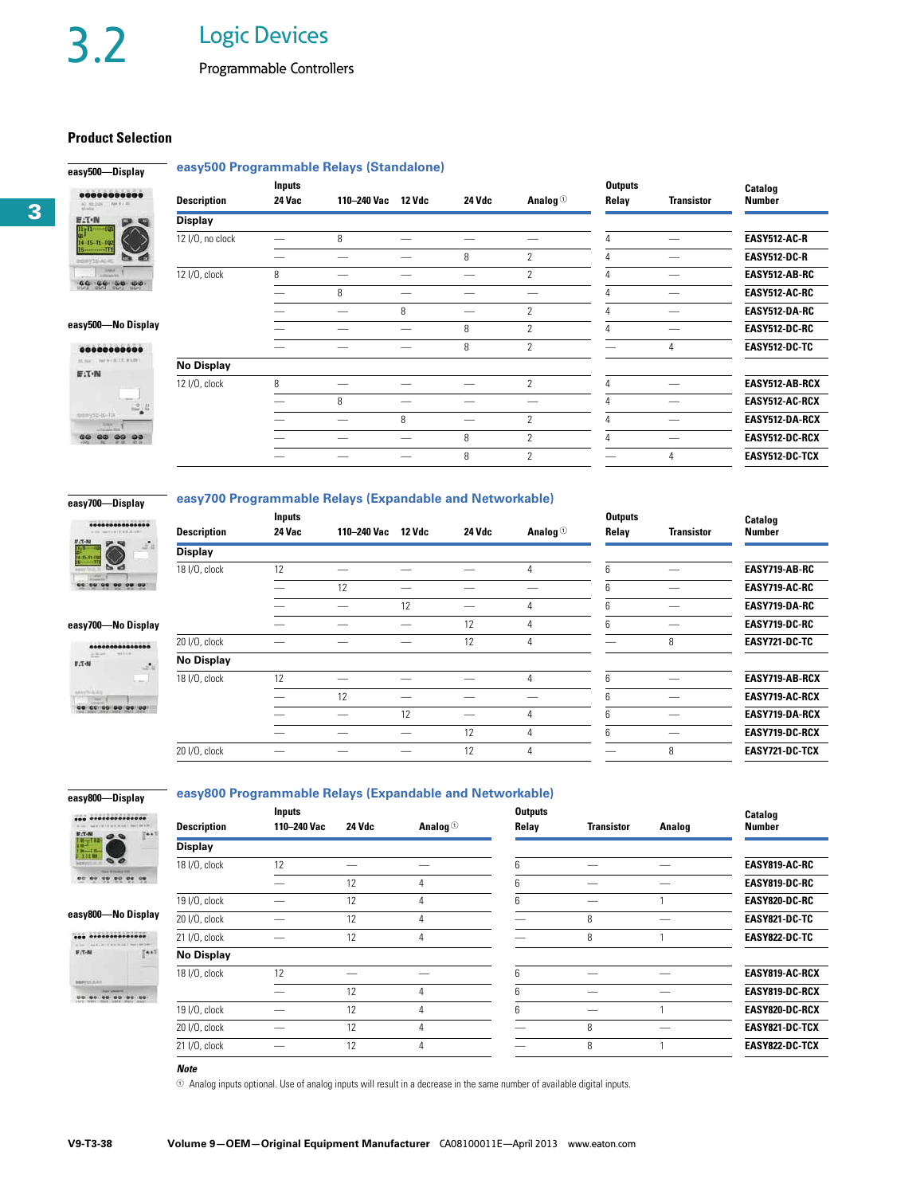## 3.2 Logic Devices

Programmable Controllers

### Product Selection

easy500—Display

easy500—No Display

#### easy500 Programmable Relays (Standalone)

| Description | Inputs 24 Vac | 110–240 Vac | 12 Vdc | 24 Vdc | Analog ① | Outputs Relay | Transistor | Catalog Number |
|---|---|---|---|---|---|---|---|---|
| **Display** | | | | | | | | |
| 12 I/O, no clock | — | 8 | — | — | — | 4 | — | **EASY512-AC-R** |
| | — | — | — | 8 | 2 | 4 | — | **EASY512-DC-R** |
| 12 I/O, clock | 8 | — | — | — | 2 | 4 | — | **EASY512-AB-RC** |
| | — | 8 | — | — | — | 4 | — | **EASY512-AC-RC** |
| | — | — | 8 | — | 2 | 4 | — | **EASY512-DA-RC** |
| | — | — | — | 8 | 2 | 4 | — | **EASY512-DC-RC** |
| | — | — | — | 8 | 2 | — | 4 | **EASY512-DC-TC** |
| **No Display** | | | | | | | | |
| 12 I/O, clock | 8 | — | — | — | 2 | 4 | — | **EASY512-AB-RCX** |
| | — | 8 | — | — | — | 4 | — | **EASY512-AC-RCX** |
| | — | — | 8 | — | 2 | 4 | — | **EASY512-DA-RCX** |
| | — | — | — | 8 | 2 | 4 | — | **EASY512-DC-RCX** |
| | — | — | — | 8 | 2 | — | 4 | **EASY512-DC-TCX** |

easy700—Display

easy700—No Display

#### easy700 Programmable Relays (Expandable and Networkable)

| Description | Inputs 24 Vac | 110–240 Vac | 12 Vdc | 24 Vdc | Analog ① | Outputs Relay | Transistor | Catalog Number |
|---|---|---|---|---|---|---|---|---|
| **Display** | | | | | | | | |
| 18 I/O, clock | 12 | — | — | — | 4 | 6 | — | **EASY719-AB-RC** |
| | — | 12 | — | — | — | 6 | — | **EASY719-AC-RC** |
| | — | — | 12 | — | 4 | 6 | — | **EASY719-DA-RC** |
| | — | — | — | 12 | 4 | 6 | — | **EASY719-DC-RC** |
| 20 I/O, clock | — | — | — | 12 | 4 | — | 8 | **EASY721-DC-TC** |
| **No Display** | | | | | | | | |
| 18 I/O, clock | 12 | — | — | — | 4 | 6 | — | **EASY719-AB-RCX** |
| | — | 12 | — | — | — | 6 | — | **EASY719-AC-RCX** |
| | — | — | 12 | — | 4 | 6 | — | **EASY719-DA-RCX** |
| | — | — | — | 12 | 4 | 6 | — | **EASY719-DC-RCX** |
| 20 I/O, clock | — | — | — | 12 | 4 | — | 8 | **EASY721-DC-TCX** |

easy800—Display

easy800—No Display

#### easy800 Programmable Relays (Expandable and Networkable)

| Description | Inputs 110–240 Vac | 24 Vdc | Analog ① | Outputs Relay | Transistor | Analog | Catalog Number |
|---|---|---|---|---|---|---|---|
| **Display** | | | | | | | |
| 18 I/O, clock | 12 | — | — | 6 | — | — | **EASY819-AC-RC** |
| | — | 12 | 4 | 6 | — | — | **EASY819-DC-RC** |
| 19 I/O, clock | — | 12 | 4 | 6 | — | 1 | **EASY820-DC-RC** |
| 20 I/O, clock | — | 12 | 4 | — | 8 | — | **EASY821-DC-TC** |
| 21 I/O, clock | — | 12 | 4 | — | 8 | 1 | **EASY822-DC-TC** |
| **No Display** | | | | | | | |
| 18 I/O, clock | 12 | — | — | 6 | — | — | **EASY819-AC-RCX** |
| | — | 12 | 4 | 6 | — | — | **EASY819-DC-RCX** |
| 19 I/O, clock | — | 12 | 4 | 6 | — | 1 | **EASY820-DC-RCX** |
| 20 I/O, clock | — | 12 | 4 | — | 8 | — | **EASY821-DC-TCX** |
| 21 I/O, clock | — | 12 | 4 | — | 8 | 1 | **EASY822-DC-TCX** |

***Note***

① Analog inputs optional. Use of analog inputs will result in a decrease in the same number of available digital inputs.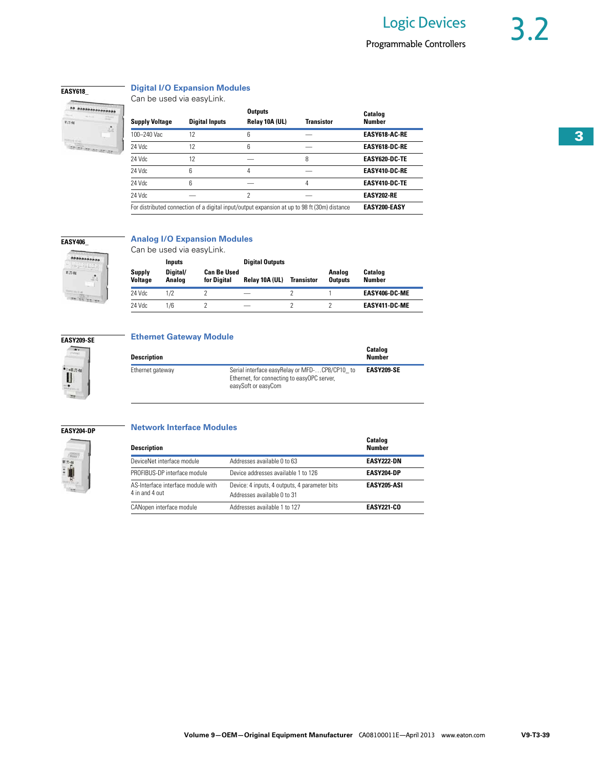EASY618_

## Digital I/O Expansion Modules

Can be used via easyLink.

| Supply Voltage | Digital Inputs | Outputs Relay 10A (UL) | Transistor | Catalog Number |
|---|---|---|---|---|
| 100–240 Vac | 12 | 6 | — | **EASY618-AC-RE** |
| 24 Vdc | 12 | 6 | — | **EASY618-DC-RE** |
| 24 Vdc | 12 | — | 8 | **EASY620-DC-TE** |
| 24 Vdc | 6 | 4 | — | **EASY410-DC-RE** |
| 24 Vdc | 6 | — | 4 | **EASY410-DC-TE** |
| 24 Vdc | — | 2 | — | **EASY202-RE** |
| For distributed connection of a digital input/output expansion at up to 98 ft (30m) distance | | | | **EASY200-EASY** |

EASY406_

## Analog I/O Expansion Modules

Can be used via easyLink.

| Supply Voltage | Inputs Digital/ Analog | Can Be Used for Digital | Digital Outputs Relay 10A (UL) | Transistor | Analog Outputs | Catalog Number |
|---|---|---|---|---|---|---|
| 24 Vdc | 1/2 | 2 | — | 2 | 1 | **EASY406-DC-ME** |
| 24 Vdc | 1/6 | 2 | — | 2 | 2 | **EASY411-DC-ME** |

EASY209-SE

## Ethernet Gateway Module

| Description | | Catalog Number |
|---|---|---|
| Ethernet gateway | Serial interface easyRelay or MFD-…CP8/CP10_ to Ethernet, for connecting to easyOPC server, easySoft or easyCom | **EASY209-SE** |

EASY204-DP

## Network Interface Modules

| Description | | Catalog Number |
|---|---|---|
| DeviceNet interface module | Addresses available 0 to 63 | **EASY222-DN** |
| PROFIBUS-DP interface module | Device addresses available 1 to 126 | **EASY204-DP** |
| AS-Interface interface module with 4 in and 4 out | Device: 4 inputs, 4 outputs, 4 parameter bits Addresses available 0 to 31 | **EASY205-ASI** |
| CANopen interface module | Addresses available 1 to 127 | **EASY221-CO** |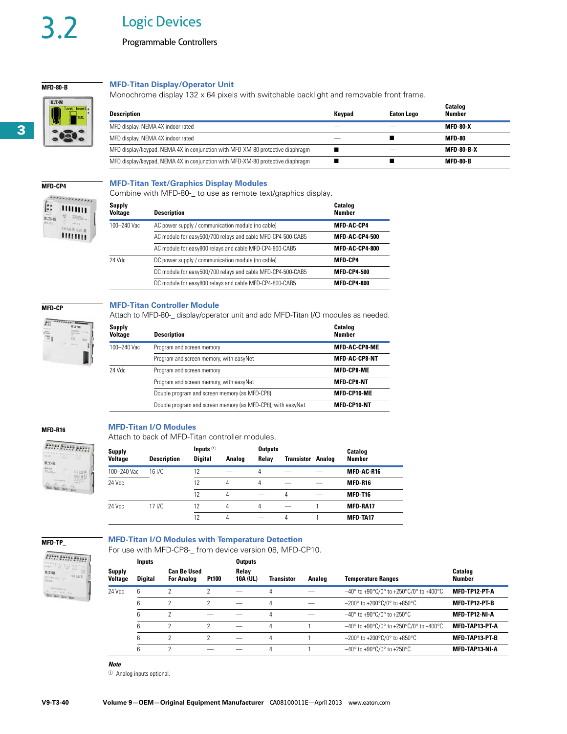# 3.2 Logic Devices

## Programmable Controllers

MFD-80-B

### MFD-Titan Display/Operator Unit

Monochrome display 132 x 64 pixels with switchable backlight and removable front frame.

| Description | Keypad | Eaton Logo | Catalog Number |
|---|---|---|---|
| MFD display, NEMA 4X indoor rated | — | — | MFD-80-X |
| MFD display, NEMA 4X indoor rated | — | ■ | MFD-80 |
| MFD display/keypad, NEMA 4X in conjunction with MFD-XM-80 protective diaphragm | ■ | — | MFD-80-B-X |
| MFD display/keypad, NEMA 4X in conjunction with MFD-XM-80 protective diaphragm | ■ | ■ | MFD-80-B |

MFD-CP4

### MFD-Titan Text/Graphics Display Modules

Combine with MFD-80-_ to use as remote text/graphics display.

| Supply Voltage | Description | Catalog Number |
|---|---|---|
| 100–240 Vac | AC power supply / communication module (no cable) | MFD-AC-CP4 |
| | AC module for easy500/700 relays and cable MFD-CP4-500-CAB5 | MFD-AC-CP4-500 |
| | AC module for easy800 relays and cable MFD-CP4-800-CAB5 | MFD-AC-CP4-800 |
| 24 Vdc | DC power supply / communication module (no cable) | MFD-CP4 |
| | DC module for easy500/700 relays and cable MFD-CP4-500-CAB5 | MFD-CP4-500 |
| | DC module for easy800 relays and cable MFD-CP4-800-CAB5 | MFD-CP4-800 |

MFD-CP

### MFD-Titan Controller Module

Attach to MFD-80-_ display/operator unit and add MFD-Titan I/O modules as needed.

| Supply Voltage | Description | Catalog Number |
|---|---|---|
| 100–240 Vac | Program and screen memory | MFD-AC-CP8-ME |
| | Program and screen memory, with easyNet | MFD-AC-CP8-NT |
| 24 Vdc | Program and screen memory | MFD-CP8-ME |
| | Program and screen memory, with easyNet | MFD-CP8-NT |
| | Double program and screen memory (as MFD-CP8) | MFD-CP10-ME |
| | Double program and screen memory (as MFD-CP8), with easyNet | MFD-CP10-NT |

MFD-R16

### MFD-Titan I/O Modules

Attach to back of MFD-Titan controller modules.

| Supply Voltage | Description | Inputs ① Digital | Analog | Outputs Relay | Transistor | Analog | Catalog Number |
|---|---|---|---|---|---|---|---|
| 100–240 Vac | 16 I/O | 12 | — | 4 | — | — | MFD-AC-R16 |
| 24 Vdc | | 12 | 4 | 4 | — | — | MFD-R16 |
| | | 12 | 4 | — | 4 | — | MFD-T16 |
| 24 Vdc | 17 I/O | 12 | 4 | 4 | — | 1 | MFD-RA17 |
| | | 12 | 4 | — | 4 | 1 | MFD-TA17 |

MFD-TP_

### MFD-Titan I/O Modules with Temperature Detection

For use with MFD-CP8-_ from device version 08, MFD-CP10.

| Supply Voltage | Inputs Digital | Can Be Used For Analog | Pt100 | Outputs Relay 10A (UL) | Transistor | Analog | Temperature Ranges | Catalog Number |
|---|---|---|---|---|---|---|---|---|
| 24 Vdc | 6 | 2 | 2 | — | 4 | — | –40° to +90°C/0° to +250°C/0° to +400°C | MFD-TP12-PT-A |
| | 6 | 2 | 2 | — | 4 | — | –200° to +200°C/0° to +850°C | MFD-TP12-PT-B |
| | 6 | 2 | — | — | 4 | — | –40° to +90°C/0° to +250°C | MFD-TP12-NI-A |
| | 6 | 2 | 2 | — | 4 | 1 | –40° to +90°C/0° to +250°C/0° to +400°C | MFD-TAP13-PT-A |
| | 6 | 2 | 2 | — | 4 | 1 | –200° to +200°C/0° to +850°C | MFD-TAP13-PT-B |
| | 6 | 2 | — | — | 4 | 1 | –40° to +90°C/0° to +250°C | MFD-TAP13-NI-A |

***Note***

① Analog inputs optional.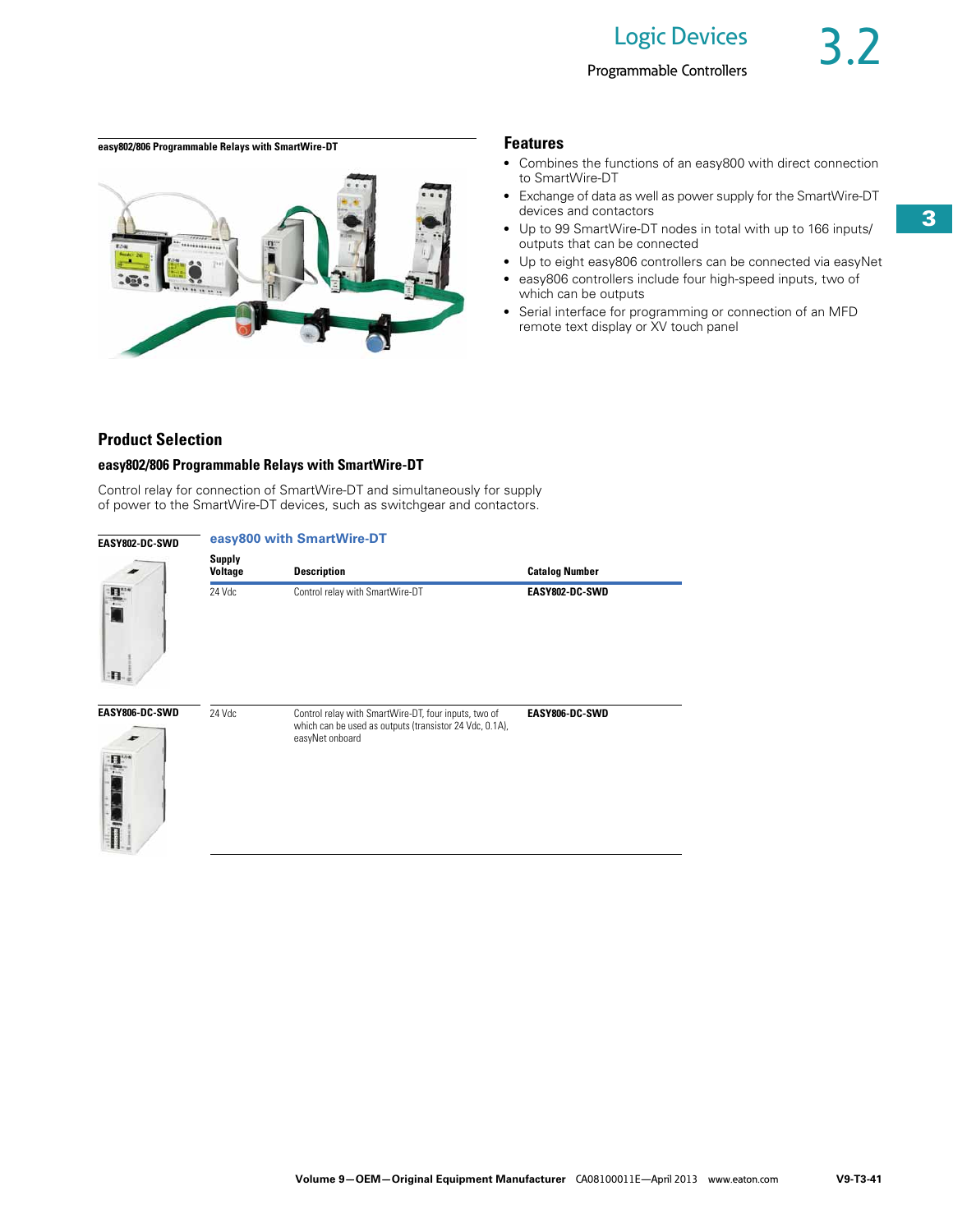easy802/806 Programmable Relays with SmartWire-DT

## Features

- Combines the functions of an easy800 with direct connection to SmartWire-DT
- Exchange of data as well as power supply for the SmartWire-DT devices and contactors
- Up to 99 SmartWire-DT nodes in total with up to 166 inputs/outputs that can be connected
- Up to eight easy806 controllers can be connected via easyNet
- easy806 controllers include four high-speed inputs, two of which can be outputs
- Serial interface for programming or connection of an MFD remote text display or XV touch panel

## Product Selection

### easy802/806 Programmable Relays with SmartWire-DT

Control relay for connection of SmartWire-DT and simultaneously for supply of power to the SmartWire-DT devices, such as switchgear and contactors.

**easy800 with SmartWire-DT**

| | Supply Voltage | Description | Catalog Number |
|---|---|---|---|
| EASY802-DC-SWD | 24 Vdc | Control relay with SmartWire-DT | **EASY802-DC-SWD** |
| EASY806-DC-SWD | 24 Vdc | Control relay with SmartWire-DT, four inputs, two of which can be used as outputs (transistor 24 Vdc, 0.1A), easyNet onboard | **EASY806-DC-SWD** |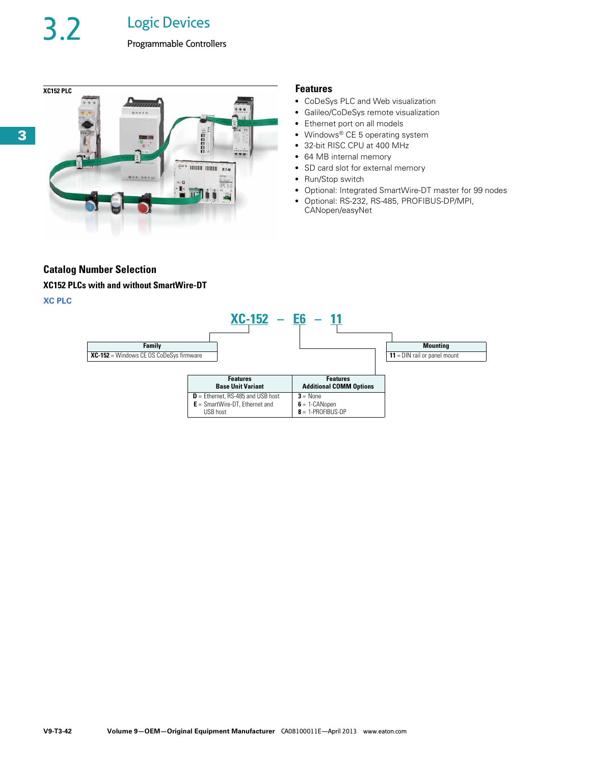# 3.2 Logic Devices

## Programmable Controllers

XC152 PLC

### Features

- CoDeSys PLC and Web visualization
- Galileo/CoDeSys remote visualization
- Ethernet port on all models
- Windows® CE 5 operating system
- 32-bit RISC CPU at 400 MHz
- 64 MB internal memory
- SD card slot for external memory
- Run/Stop switch
- Optional: Integrated SmartWire-DT master for 99 nodes
- Optional: RS-232, RS-485, PROFIBUS-DP/MPI, CANopen/easyNet

## Catalog Number Selection

### XC152 PLCs with and without SmartWire-DT

**XC PLC**

**XC-152 – E6 – 11**

| Family |
| --- |
| **XC-152** = Windows CE OS CoDeSys firmware |

| Features Base Unit Variant | Features Additional COMM Options |
| --- | --- |
| **D** = Ethernet, RS-485 and USB host | **3** = None |
| **E** = SmartWire-DT, Ethernet and USB host | **6** = 1-CANopen |
| | **8** = 1-PROFIBUS-DP |

| Mounting |
| --- |
| **11** = DIN rail or panel mount |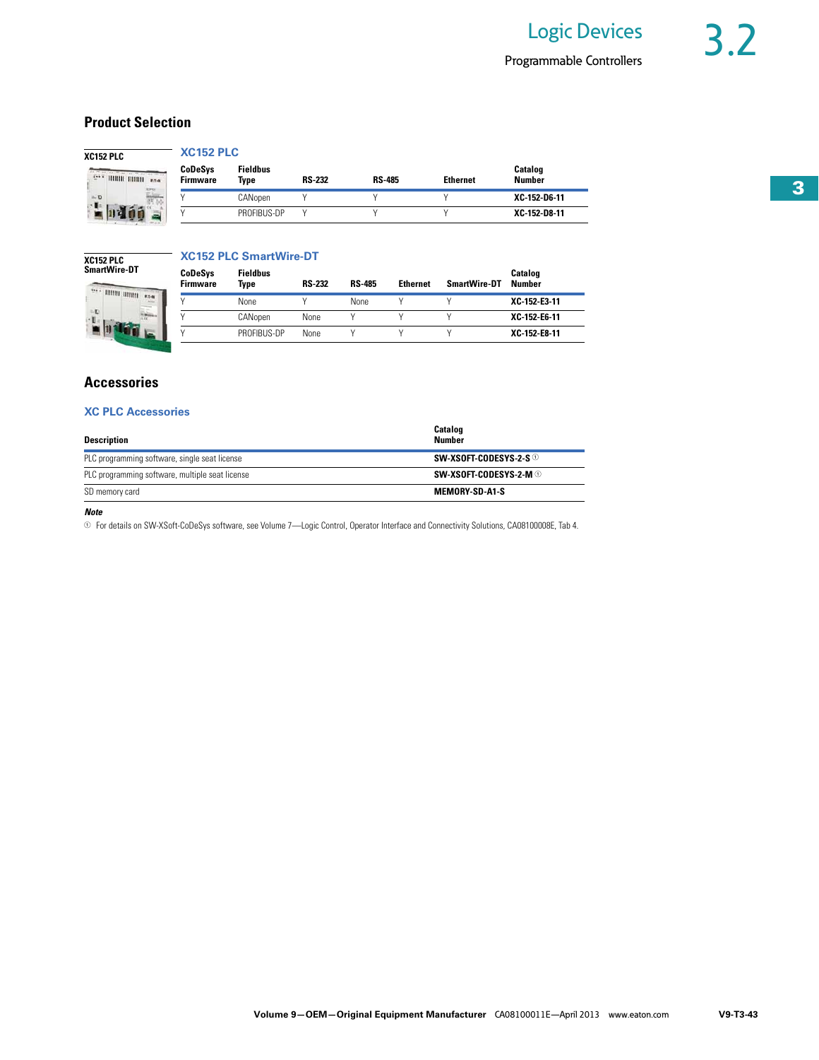## Product Selection

**XC152 PLC**

### XC152 PLC

| CoDeSys Firmware | Fieldbus Type | RS-232 | RS-485 | Ethernet | Catalog Number |
|---|---|---|---|---|---|
| Y | CANopen | Y | Y | Y | **XC-152-D6-11** |
| Y | PROFIBUS-DP | Y | Y | Y | **XC-152-D8-11** |

**XC152 PLC SmartWire-DT**

### XC152 PLC SmartWire-DT

| CoDeSys Firmware | Fieldbus Type | RS-232 | RS-485 | Ethernet | SmartWire-DT | Catalog Number |
|---|---|---|---|---|---|---|
| Y | None | Y | None | Y | Y | **XC-152-E3-11** |
| Y | CANopen | None | Y | Y | Y | **XC-152-E6-11** |
| Y | PROFIBUS-DP | None | Y | Y | Y | **XC-152-E8-11** |

## Accessories

### XC PLC Accessories

| Description | Catalog Number |
|---|---|
| PLC programming software, single seat license | **SW-XSOFT-CODESYS-2-S** ① |
| PLC programming software, multiple seat license | **SW-XSOFT-CODESYS-2-M** ① |
| SD memory card | **MEMORY-SD-A1-S** |

***Note***

① For details on SW-XSoft-CoDeSys software, see Volume 7—Logic Control, Operator Interface and Connectivity Solutions, CA08100008E, Tab 4.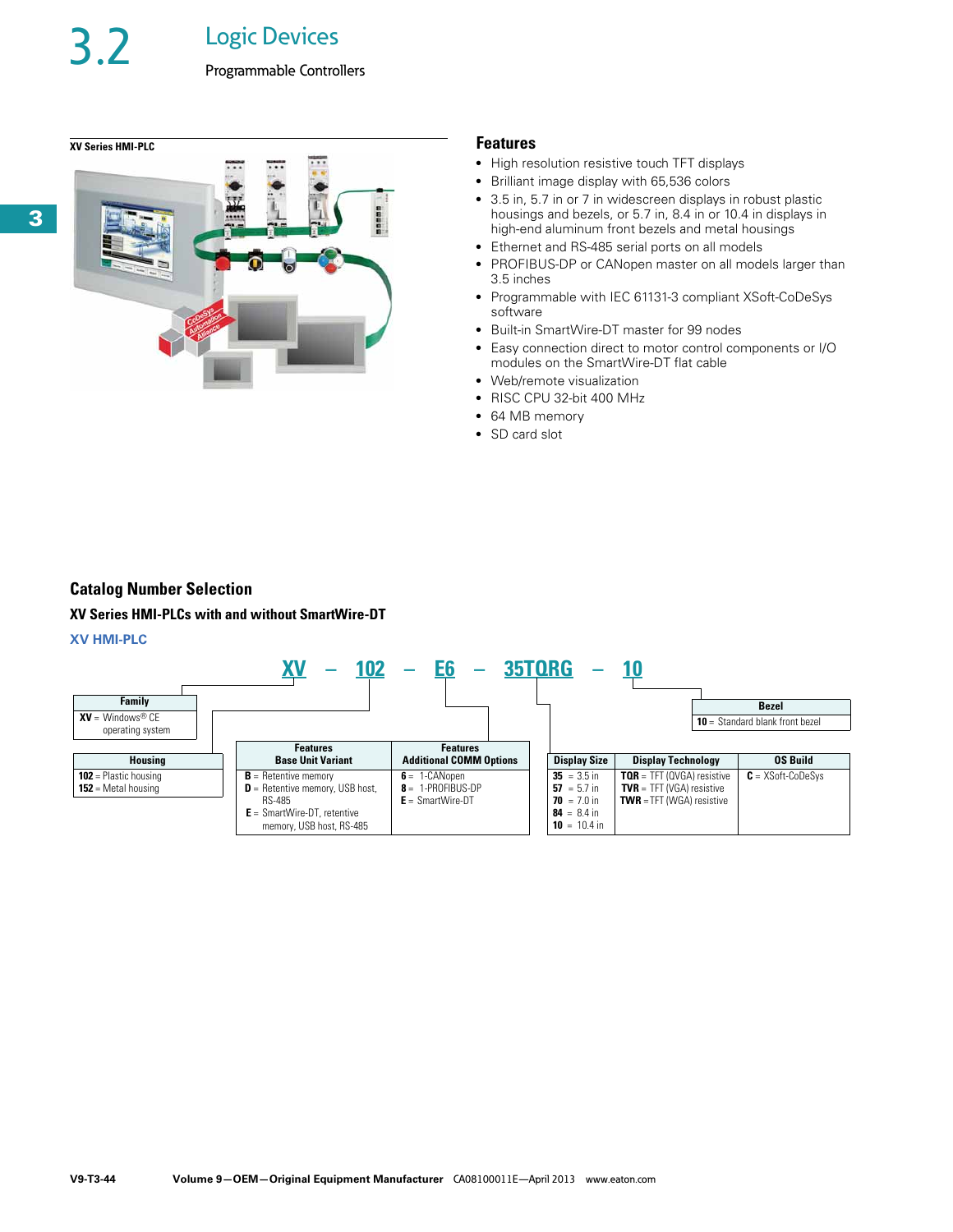# 3.2 Logic Devices

## Programmable Controllers

**XV Series HMI-PLC**

### Features

- High resolution resistive touch TFT displays
- Brilliant image display with 65,536 colors
- 3.5 in, 5.7 in or 7 in widescreen displays in robust plastic housings and bezels, or 5.7 in, 8.4 in or 10.4 in displays in high-end aluminum front bezels and metal housings
- Ethernet and RS-485 serial ports on all models
- PROFIBUS-DP or CANopen master on all models larger than 3.5 inches
- Programmable with IEC 61131-3 compliant XSoft-CoDeSys software
- Built-in SmartWire-DT master for 99 nodes
- Easy connection direct to motor control components or I/O modules on the SmartWire-DT flat cable
- Web/remote visualization
- RISC CPU 32-bit 400 MHz
- 64 MB memory
- SD card slot

### Catalog Number Selection

**XV Series HMI-PLCs with and without SmartWire-DT**

**XV HMI-PLC**

**XV – 102 – E6 – 35TQRG – 10**

| Family |
| --- |
| **XV** = Windows® CE operating system |

| Housing |
| --- |
| **102** = Plastic housing |
| **152** = Metal housing |

| Features Base Unit Variant | Features Additional COMM Options |
| --- | --- |
| **B** = Retentive memory | **6** = 1-CANopen |
| **D** = Retentive memory, USB host, RS-485 | **8** = 1-PROFIBUS-DP |
| **E** = SmartWire-DT, retentive memory, USB host, RS-485 | **E** = SmartWire-DT |

| Display Size | Display Technology | OS Build |
| --- | --- | --- |
| **35** = 3.5 in | **TQR** = TFT (QVGA) resistive | **C** = XSoft-CoDeSys |
| **57** = 5.7 in | **TVR** = TFT (VGA) resistive | |
| **70** = 7.0 in | **TWR** = TFT (WGA) resistive | |
| **84** = 8.4 in | | |
| **10** = 10.4 in | | |

| Bezel |
| --- |
| **10** = Standard blank front bezel |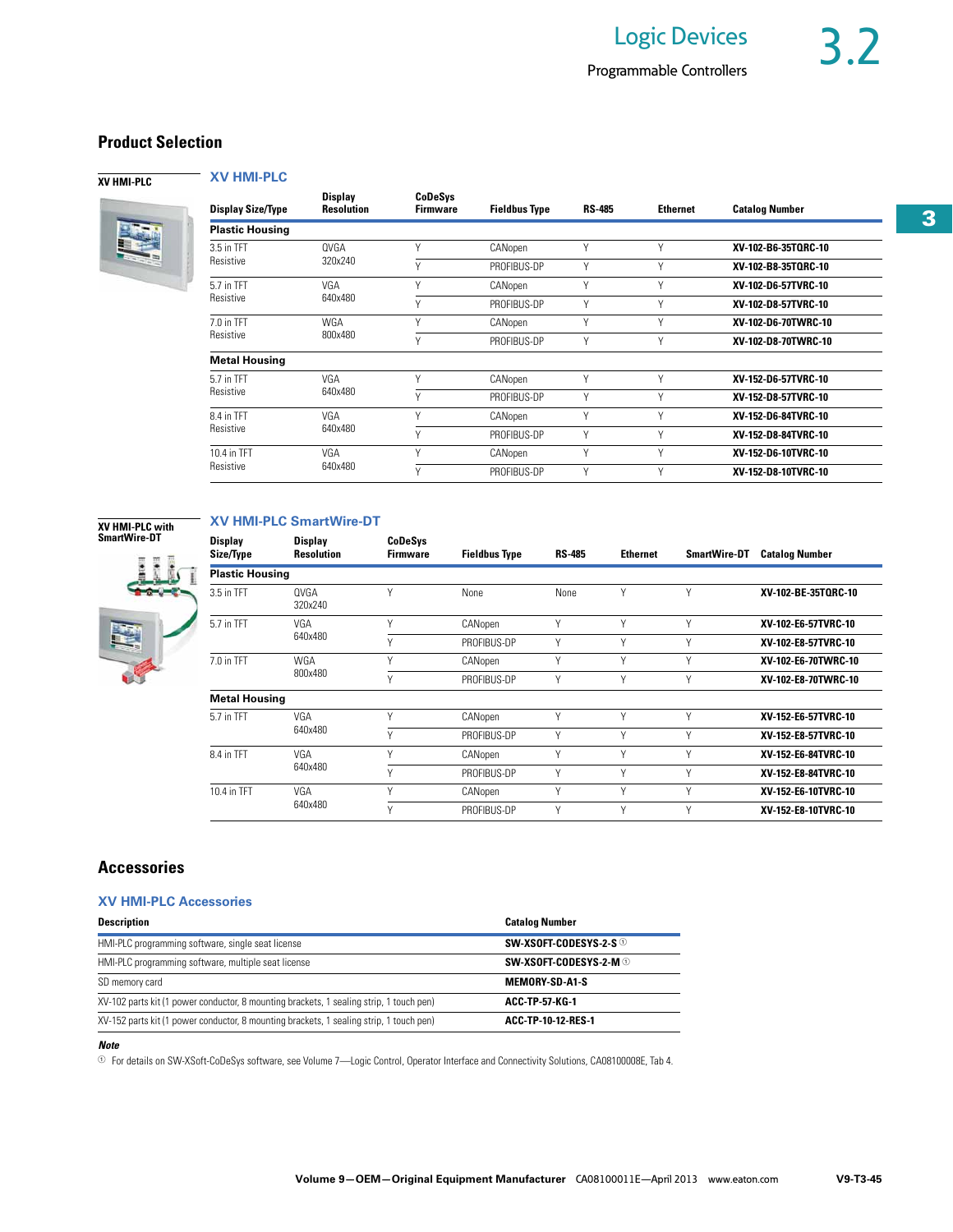## Product Selection

### XV HMI-PLC

| Display Size/Type | Display Resolution | CoDeSys Firmware | Fieldbus Type | RS-485 | Ethernet | Catalog Number |
|---|---|---|---|---|---|---|
| **Plastic Housing** | | | | | | |
| 3.5 in TFT Resistive | QVGA 320x240 | Y | CANopen | Y | Y | **XV-102-B6-35TQRC-10** |
| | | Y | PROFIBUS-DP | Y | Y | **XV-102-B8-35TQRC-10** |
| 5.7 in TFT Resistive | VGA 640x480 | Y | CANopen | Y | Y | **XV-102-D6-57TVRC-10** |
| | | Y | PROFIBUS-DP | Y | Y | **XV-102-D8-57TVRC-10** |
| 7.0 in TFT Resistive | WGA 800x480 | Y | CANopen | Y | Y | **XV-102-D6-70TWRC-10** |
| | | Y | PROFIBUS-DP | Y | Y | **XV-102-D8-70TWRC-10** |
| **Metal Housing** | | | | | | |
| 5.7 in TFT Resistive | VGA 640x480 | Y | CANopen | Y | Y | **XV-152-D6-57TVRC-10** |
| | | Y | PROFIBUS-DP | Y | Y | **XV-152-D8-57TVRC-10** |
| 8.4 in TFT Resistive | VGA 640x480 | Y | CANopen | Y | Y | **XV-152-D6-84TVRC-10** |
| | | Y | PROFIBUS-DP | Y | Y | **XV-152-D8-84TVRC-10** |
| 10.4 in TFT Resistive | VGA 640x480 | Y | CANopen | Y | Y | **XV-152-D6-10TVRC-10** |
| | | Y | PROFIBUS-DP | Y | Y | **XV-152-D8-10TVRC-10** |

### XV HMI-PLC SmartWire-DT

| Display Size/Type | Display Resolution | CoDeSys Firmware | Fieldbus Type | RS-485 | Ethernet | SmartWire-DT | Catalog Number |
|---|---|---|---|---|---|---|---|
| **Plastic Housing** | | | | | | | |
| 3.5 in TFT | QVGA 320x240 | Y | None | None | Y | Y | **XV-102-BE-35TQRC-10** |
| 5.7 in TFT | VGA 640x480 | Y | CANopen | Y | Y | Y | **XV-102-E6-57TVRC-10** |
| | | Y | PROFIBUS-DP | Y | Y | Y | **XV-102-E8-57TVRC-10** |
| 7.0 in TFT | WGA 800x480 | Y | CANopen | Y | Y | Y | **XV-102-E6-70TWRC-10** |
| | | Y | PROFIBUS-DP | Y | Y | Y | **XV-102-E8-70TWRC-10** |
| **Metal Housing** | | | | | | | |
| 5.7 in TFT | VGA 640x480 | Y | CANopen | Y | Y | Y | **XV-152-E6-57TVRC-10** |
| | | Y | PROFIBUS-DP | Y | Y | Y | **XV-152-E8-57TVRC-10** |
| 8.4 in TFT | VGA 640x480 | Y | CANopen | Y | Y | Y | **XV-152-E6-84TVRC-10** |
| | | Y | PROFIBUS-DP | Y | Y | Y | **XV-152-E8-84TVRC-10** |
| 10.4 in TFT | VGA 640x480 | Y | CANopen | Y | Y | Y | **XV-152-E6-10TVRC-10** |
| | | Y | PROFIBUS-DP | Y | Y | Y | **XV-152-E8-10TVRC-10** |

## Accessories

### XV HMI-PLC Accessories

| Description | Catalog Number |
|---|---|
| HMI-PLC programming software, single seat license | **SW-XSOFT-CODESYS-2-S** [1] |
| HMI-PLC programming software, multiple seat license | **SW-XSOFT-CODESYS-2-M** [1] |
| SD memory card | **MEMORY-SD-A1-S** |
| XV-102 parts kit (1 power conductor, 8 mounting brackets, 1 sealing strip, 1 touch pen) | **ACC-TP-57-KG-1** |
| XV-152 parts kit (1 power conductor, 8 mounting brackets, 1 sealing strip, 1 touch pen) | **ACC-TP-10-12-RES-1** |

***Note***

[1] For details on SW-XSoft-CoDeSys software, see Volume 7—Logic Control, Operator Interface and Connectivity Solutions, CA08100008E, Tab 4.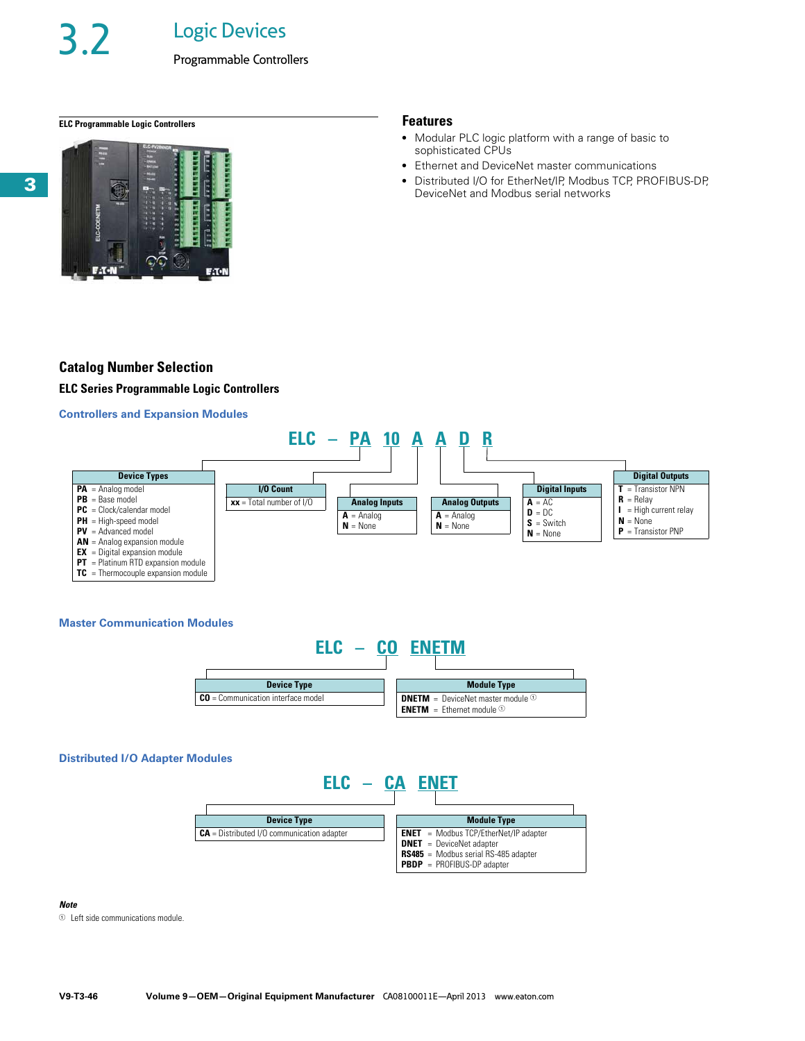# 3.2 Logic Devices

## Programmable Controllers

**ELC Programmable Logic Controllers**

### Features

- Modular PLC logic platform with a range of basic to sophisticated CPUs
- Ethernet and DeviceNet master communications
- Distributed I/O for EtherNet/IP, Modbus TCP, PROFIBUS-DP, DeviceNet and Modbus serial networks

## Catalog Number Selection

### ELC Series Programmable Logic Controllers

#### Controllers and Expansion Modules

**ELC – PA 10 A A D R**

| Device Types |
| --- |
| **PA** = Analog model |
| **PB** = Base model |
| **PC** = Clock/calendar model |
| **PH** = High-speed model |
| **PV** = Advanced model |
| **AN** = Analog expansion module |
| **EX** = Digital expansion module |
| **PT** = Platinum RTD expansion module |
| **TC** = Thermocouple expansion module |

| I/O Count |
| --- |
| **xx** = Total number of I/O |

| Analog Inputs |
| --- |
| **A** = Analog |
| **N** = None |

| Analog Outputs |
| --- |
| **A** = Analog |
| **N** = None |

| Digital Inputs |
| --- |
| **A** = AC |
| **D** = DC |
| **S** = Switch |
| **N** = None |

| Digital Outputs |
| --- |
| **T** = Transistor NPN |
| **R** = Relay |
| **I** = High current relay |
| **N** = None |
| **P** = Transistor PNP |

#### Master Communication Modules

**ELC – CO ENETM**

| Device Type |
| --- |
| **CO** = Communication interface model |

| Module Type |
| --- |
| **DNETM** = DeviceNet master module ① |
| **ENETM** = Ethernet module ① |

#### Distributed I/O Adapter Modules

**ELC – CA ENET**

| Device Type |
| --- |
| **CA** = Distributed I/O communication adapter |

| Module Type |
| --- |
| **ENET** = Modbus TCP/EtherNet/IP adapter |
| **DNET** = DeviceNet adapter |
| **RS485** = Modbus serial RS-485 adapter |
| **PBDP** = PROFIBUS-DP adapter |

***Note***

① Left side communications module.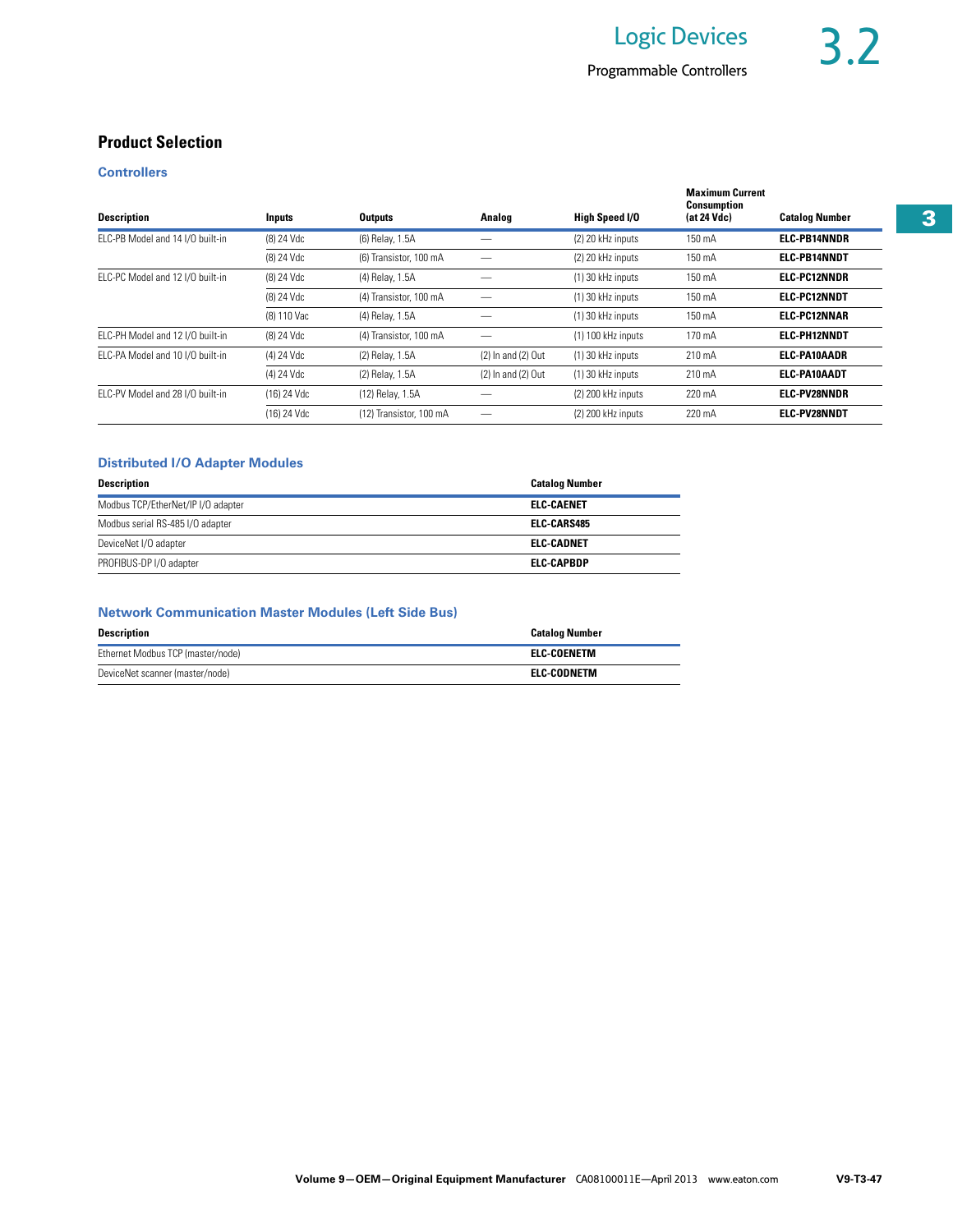## Product Selection

### Controllers

| Description | Inputs | Outputs | Analog | High Speed I/O | Maximum Current Consumption (at 24 Vdc) | Catalog Number |
|---|---|---|---|---|---|---|
| ELC-PB Model and 14 I/O built-in | (8) 24 Vdc | (6) Relay, 1.5A | — | (2) 20 kHz inputs | 150 mA | **ELC-PB14NNDR** |
| | (8) 24 Vdc | (6) Transistor, 100 mA | — | (2) 20 kHz inputs | 150 mA | **ELC-PB14NNDT** |
| ELC-PC Model and 12 I/O built-in | (8) 24 Vdc | (4) Relay, 1.5A | — | (1) 30 kHz inputs | 150 mA | **ELC-PC12NNDR** |
| | (8) 24 Vdc | (4) Transistor, 100 mA | — | (1) 30 kHz inputs | 150 mA | **ELC-PC12NNDT** |
| | (8) 110 Vac | (4) Relay, 1.5A | — | (1) 30 kHz inputs | 150 mA | **ELC-PC12NNAR** |
| ELC-PH Model and 12 I/O built-in | (8) 24 Vdc | (4) Transistor, 100 mA | — | (1) 100 kHz inputs | 170 mA | **ELC-PH12NNDT** |
| ELC-PA Model and 10 I/O built-in | (4) 24 Vdc | (2) Relay, 1.5A | (2) In and (2) Out | (1) 30 kHz inputs | 210 mA | **ELC-PA10AADR** |
| | (4) 24 Vdc | (2) Relay, 1.5A | (2) In and (2) Out | (1) 30 kHz inputs | 210 mA | **ELC-PA10AADT** |
| ELC-PV Model and 28 I/O built-in | (16) 24 Vdc | (12) Relay, 1.5A | — | (2) 200 kHz inputs | 220 mA | **ELC-PV28NNDR** |
| | (16) 24 Vdc | (12) Transistor, 100 mA | — | (2) 200 kHz inputs | 220 mA | **ELC-PV28NNDT** |

### Distributed I/O Adapter Modules

| Description | Catalog Number |
|---|---|
| Modbus TCP/EtherNet/IP I/O adapter | **ELC-CAENET** |
| Modbus serial RS-485 I/O adapter | **ELC-CARS485** |
| DeviceNet I/O adapter | **ELC-CADNET** |
| PROFIBUS-DP I/O adapter | **ELC-CAPBDP** |

### Network Communication Master Modules (Left Side Bus)

| Description | Catalog Number |
|---|---|
| Ethernet Modbus TCP (master/node) | **ELC-COENETM** |
| DeviceNet scanner (master/node) | **ELC-CODNETM** |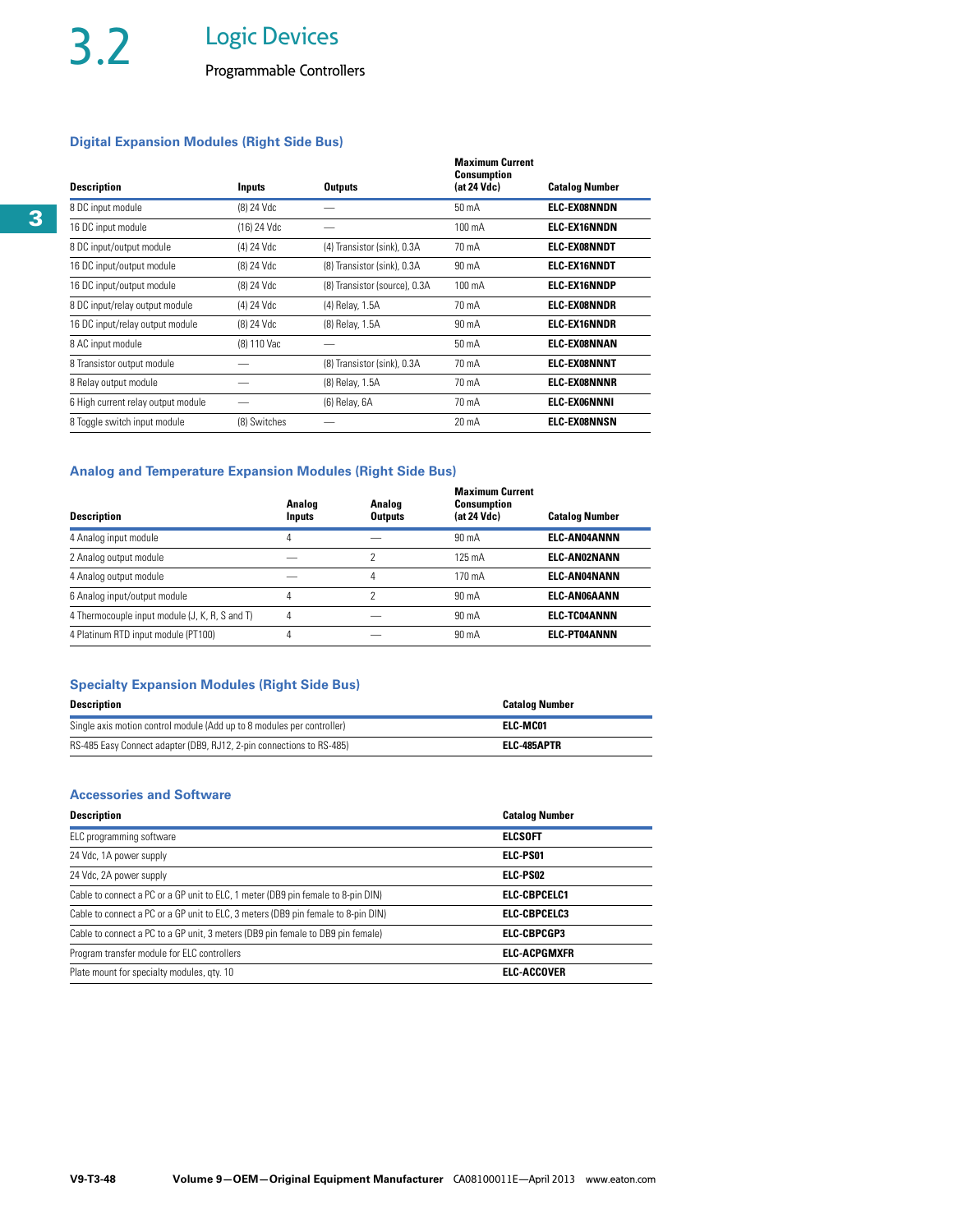# 3.2 Logic Devices

## Programmable Controllers

### Digital Expansion Modules (Right Side Bus)

| Description | Inputs | Outputs | Maximum Current Consumption (at 24 Vdc) | Catalog Number |
|---|---|---|---|---|
| 8 DC input module | (8) 24 Vdc | — | 50 mA | **ELC-EX08NNDN** |
| 16 DC input module | (16) 24 Vdc | — | 100 mA | **ELC-EX16NNDN** |
| 8 DC input/output module | (4) 24 Vdc | (4) Transistor (sink), 0.3A | 70 mA | **ELC-EX08NNDT** |
| 16 DC input/output module | (8) 24 Vdc | (8) Transistor (sink), 0.3A | 90 mA | **ELC-EX16NNDT** |
| 16 DC input/output module | (8) 24 Vdc | (8) Transistor (source), 0.3A | 100 mA | **ELC-EX16NNDP** |
| 8 DC input/relay output module | (4) 24 Vdc | (4) Relay, 1.5A | 70 mA | **ELC-EX08NNDR** |
| 16 DC input/relay output module | (8) 24 Vdc | (8) Relay, 1.5A | 90 mA | **ELC-EX16NNDR** |
| 8 AC input module | (8) 110 Vac | — | 50 mA | **ELC-EX08NNAN** |
| 8 Transistor output module | — | (8) Transistor (sink), 0.3A | 70 mA | **ELC-EX08NNNT** |
| 8 Relay output module | — | (8) Relay, 1.5A | 70 mA | **ELC-EX08NNNR** |
| 6 High current relay output module | — | (6) Relay, 6A | 70 mA | **ELC-EX06NNNI** |
| 8 Toggle switch input module | (8) Switches | — | 20 mA | **ELC-EX08NNSN** |

### Analog and Temperature Expansion Modules (Right Side Bus)

| Description | Analog Inputs | Analog Outputs | Maximum Current Consumption (at 24 Vdc) | Catalog Number |
|---|---|---|---|---|
| 4 Analog input module | 4 | — | 90 mA | **ELC-AN04ANNN** |
| 2 Analog output module | — | 2 | 125 mA | **ELC-AN02NANN** |
| 4 Analog output module | — | 4 | 170 mA | **ELC-AN04NANN** |
| 6 Analog input/output module | 4 | 2 | 90 mA | **ELC-AN06AANN** |
| 4 Thermocouple input module (J, K, R, S and T) | 4 | — | 90 mA | **ELC-TC04ANNN** |
| 4 Platinum RTD input module (PT100) | 4 | — | 90 mA | **ELC-PT04ANNN** |

### Specialty Expansion Modules (Right Side Bus)

| Description | Catalog Number |
|---|---|
| Single axis motion control module (Add up to 8 modules per controller) | **ELC-MC01** |
| RS-485 Easy Connect adapter (DB9, RJ12, 2-pin connections to RS-485) | **ELC-485APTR** |

### Accessories and Software

| Description | Catalog Number |
|---|---|
| ELC programming software | **ELCSOFT** |
| 24 Vdc, 1A power supply | **ELC-PS01** |
| 24 Vdc, 2A power supply | **ELC-PS02** |
| Cable to connect a PC or a GP unit to ELC, 1 meter (DB9 pin female to 8-pin DIN) | **ELC-CBPCELC1** |
| Cable to connect a PC or a GP unit to ELC, 3 meters (DB9 pin female to 8-pin DIN) | **ELC-CBPCELC3** |
| Cable to connect a PC to a GP unit, 3 meters (DB9 pin female to DB9 pin female) | **ELC-CBPCGP3** |
| Program transfer module for ELC controllers | **ELC-ACPGMXFR** |
| Plate mount for specialty modules, qty. 10 | **ELC-ACCOVER** |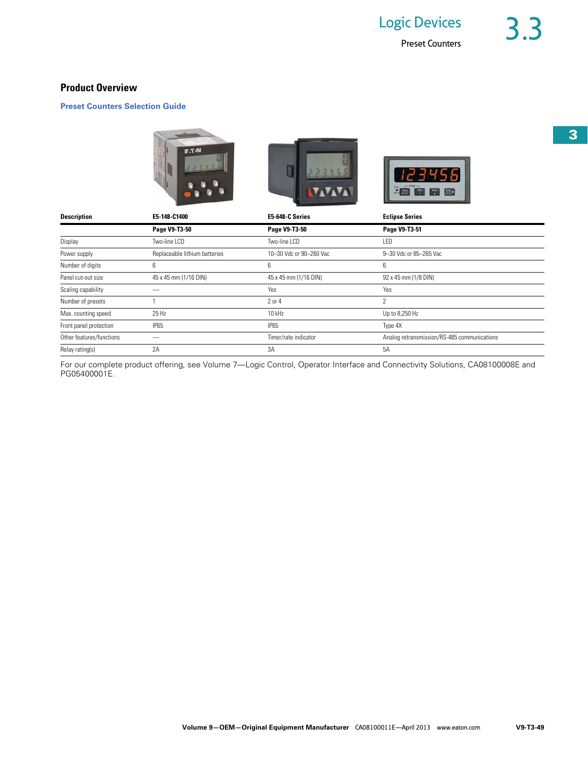## Product Overview

### Preset Counters Selection Guide

| Description | E5-148-C1400 | E5-648-C Series | Eclipse Series |
|---|---|---|---|
| | **Page V9-T3-50** | **Page V9-T3-50** | **Page V9-T3-51** |
| Display | Two-line LCD | Two-line LCD | LED |
| Power supply | Replaceable lithium batteries | 10–30 Vdc or 90–260 Vac | 9–30 Vdc or 85–265 Vac |
| Number of digits | 6 | 6 | 6 |
| Panel cut-out size | 45 x 45 mm (1/16 DIN) | 45 x 45 mm (1/16 DIN) | 92 x 45 mm (1/8 DIN) |
| Scaling capability | — | Yes | Yes |
| Number of presets | 1 | 2 or 4 | 2 |
| Max. counting speed | 25 Hz | 10 kHz | Up to 8,250 Hz |
| Front panel protection | IP65 | IP65 | Type 4X |
| Other features/functions | — | Timer/rate indicator | Analog retransmission/RS-485 communications |
| Relay rating(s) | 2A | 3A | 5A |

For our complete product offering, see Volume 7—Logic Control, Operator Interface and Connectivity Solutions, CA08100008E and PG05400001E.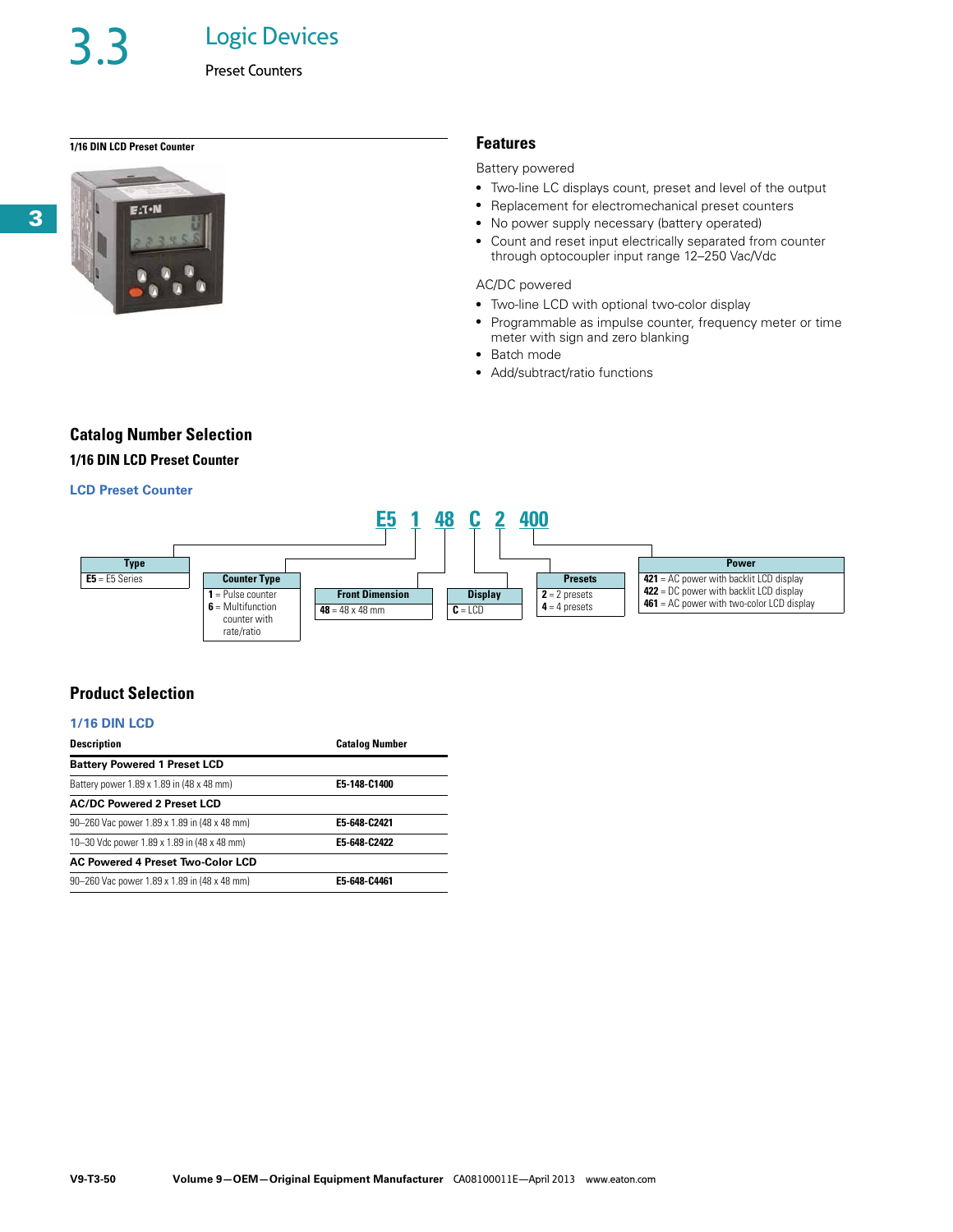# 3.3 Logic Devices

## Preset Counters

**1/16 DIN LCD Preset Counter**

### Features

Battery powered

- Two-line LC displays count, preset and level of the output
- Replacement for electromechanical preset counters
- No power supply necessary (battery operated)
- Count and reset input electrically separated from counter through optocoupler input range 12–250 Vac/Vdc

AC/DC powered

- Two-line LCD with optional two-color display
- Programmable as impulse counter, frequency meter or time meter with sign and zero blanking
- Batch mode
- Add/subtract/ratio functions

## Catalog Number Selection

### 1/16 DIN LCD Preset Counter

#### LCD Preset Counter

**E5 1 48 C 2 400**

| Type | Counter Type | Front Dimension | Display | Presets | Power |
|---|---|---|---|---|---|
| **E5** = E5 Series | **1** = Pulse counter<br>**6** = Multifunction counter with rate/ratio | **48** = 48 x 48 mm | **C** = LCD | **2** = 2 presets<br>**4** = 4 presets | **421** = AC power with backlit LCD display<br>**422** = DC power with backlit LCD display<br>**461** = AC power with two-color LCD display |

## Product Selection

### 1/16 DIN LCD

| Description | Catalog Number |
|---|---|
| **Battery Powered 1 Preset LCD** | |
| Battery power 1.89 x 1.89 in (48 x 48 mm) | E5-148-C1400 |
| **AC/DC Powered 2 Preset LCD** | |
| 90–260 Vac power 1.89 x 1.89 in (48 x 48 mm) | E5-648-C2421 |
| 10–30 Vdc power 1.89 x 1.89 in (48 x 48 mm) | E5-648-C2422 |
| **AC Powered 4 Preset Two-Color LCD** | |
| 90–260 Vac power 1.89 x 1.89 in (48 x 48 mm) | E5-648-C4461 |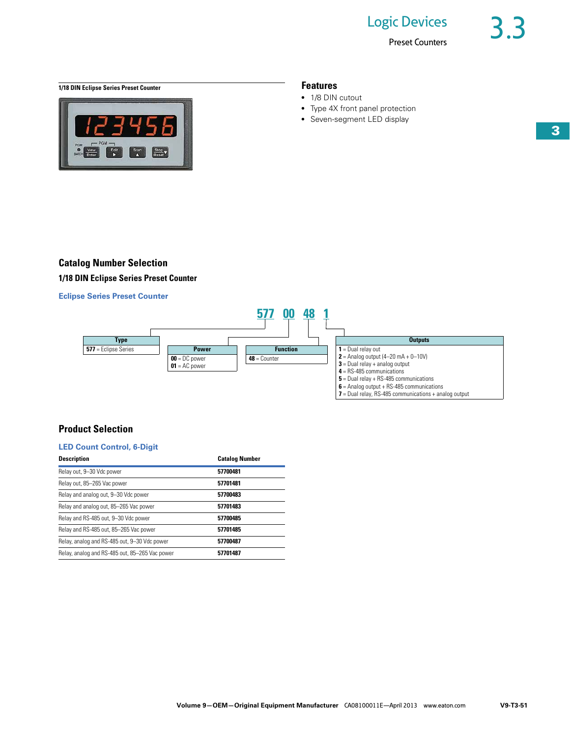1/18 DIN Eclipse Series Preset Counter

## Features

- 1/8 DIN cutout
- Type 4X front panel protection
- Seven-segment LED display

## Catalog Number Selection

### 1/18 DIN Eclipse Series Preset Counter

**Eclipse Series Preset Counter**

**577 00 48 1**

| Type |
| --- |
| **577** = Eclipse Series |

| Power |
| --- |
| **00** = DC power |
| **01** = AC power |

| Function |
| --- |
| **48** = Counter |

| Outputs |
| --- |
| **1** = Dual relay out |
| **2** = Analog output (4–20 mA + 0–10V) |
| **3** = Dual relay + analog output |
| **4** = RS-485 communications |
| **5** = Dual relay + RS-485 communications |
| **6** = Analog output + RS-485 communications |
| **7** = Dual relay, RS-485 communications + analog output |

## Product Selection

**LED Count Control, 6-Digit**

| Description | Catalog Number |
| --- | --- |
| Relay out, 9–30 Vdc power | **57700481** |
| Relay out, 85–265 Vac power | **57701481** |
| Relay and analog out, 9–30 Vdc power | **57700483** |
| Relay and analog out, 85–265 Vac power | **57701483** |
| Relay and RS-485 out, 9–30 Vdc power | **57700485** |
| Relay and RS-485 out, 85–265 Vac power | **57701485** |
| Relay, analog and RS-485 out, 9–30 Vdc power | **57700487** |
| Relay, analog and RS-485 out, 85–265 Vac power | **57701487** |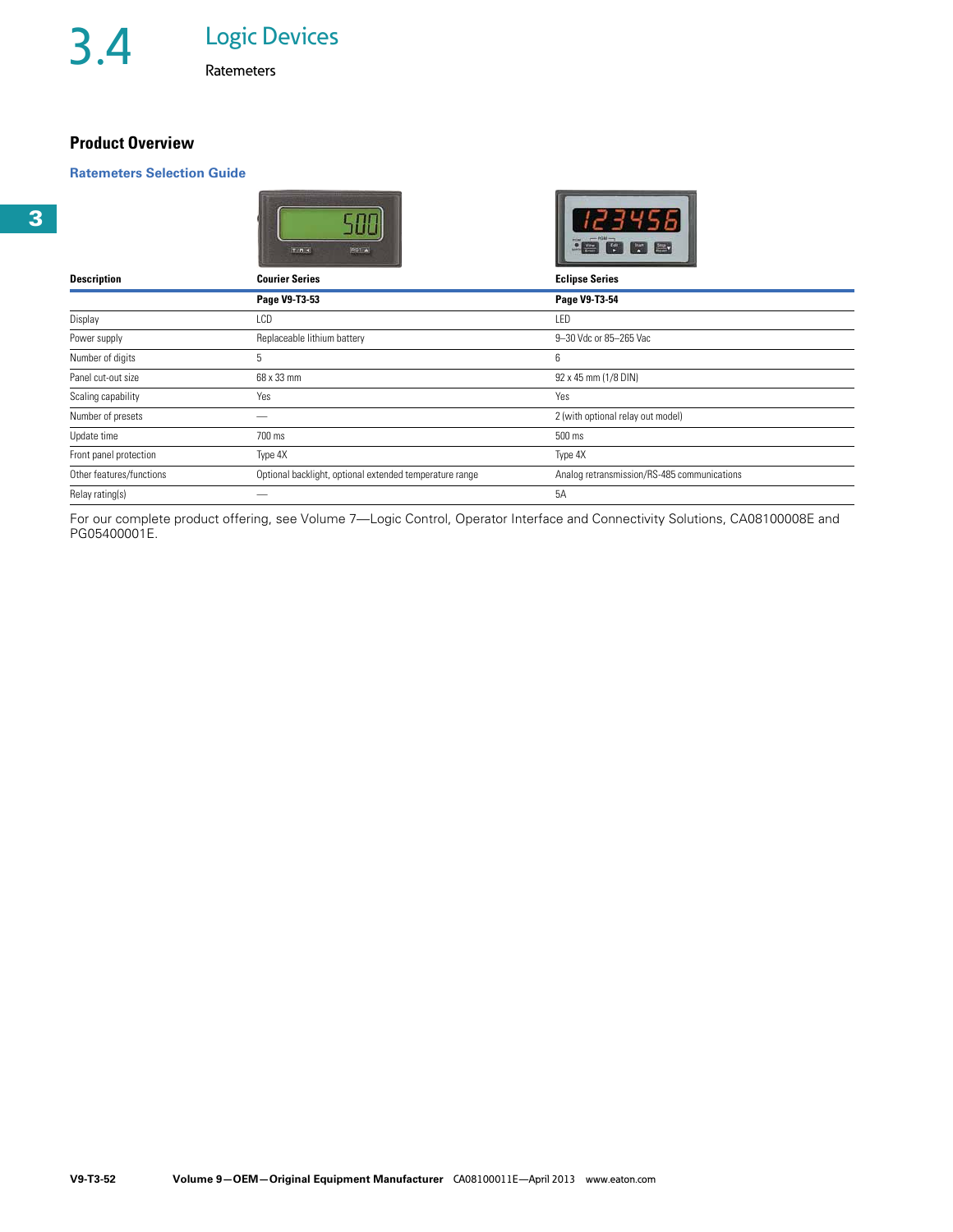# 3.4 Logic Devices

Ratemeters

## Product Overview

### Ratemeters Selection Guide

| Description | Courier Series | Eclipse Series |
|---|---|---|
| | **Page V9-T3-53** | **Page V9-T3-54** |
| Display | LCD | LED |
| Power supply | Replaceable lithium battery | 9–30 Vdc or 85–265 Vac |
| Number of digits | 5 | 6 |
| Panel cut-out size | 68 x 33 mm | 92 x 45 mm (1/8 DIN) |
| Scaling capability | Yes | Yes |
| Number of presets | — | 2 (with optional relay out model) |
| Update time | 700 ms | 500 ms |
| Front panel protection | Type 4X | Type 4X |
| Other features/functions | Optional backlight, optional extended temperature range | Analog retransmission/RS-485 communications |
| Relay rating(s) | — | 5A |

For our complete product offering, see Volume 7—Logic Control, Operator Interface and Connectivity Solutions, CA08100008E and PG05400001E.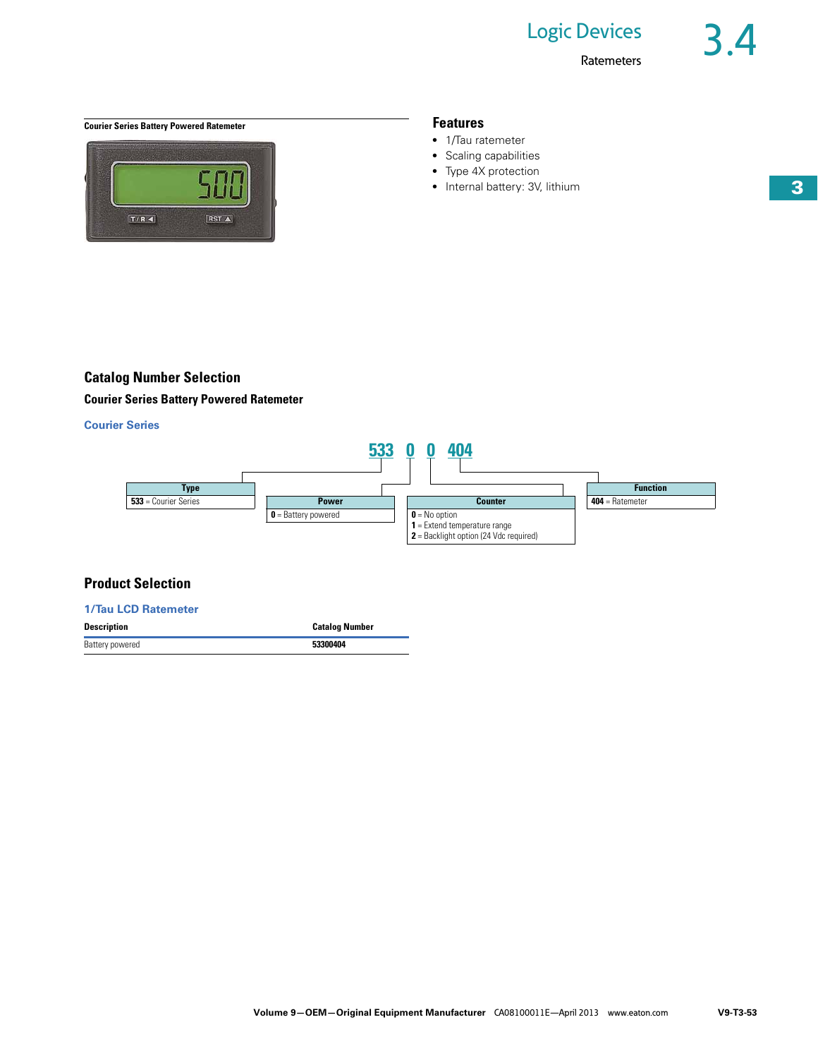Courier Series Battery Powered Ratemeter

## Features

- 1/Tau ratemeter
- Scaling capabilities
- Type 4X protection
- Internal battery: 3V, lithium

## Catalog Number Selection

### Courier Series Battery Powered Ratemeter

**Courier Series**

**533 0 0 404**

| Type |
| --- |
| **533** = Courier Series |

| Power |
| --- |
| **0** = Battery powered |

| Counter |
| --- |
| **0** = No option |
| **1** = Extend temperature range |
| **2** = Backlight option (24 Vdc required) |

| Function |
| --- |
| **404** = Ratemeter |

## Product Selection

**1/Tau LCD Ratemeter**

| Description | Catalog Number |
| --- | --- |
| Battery powered | **53300404** |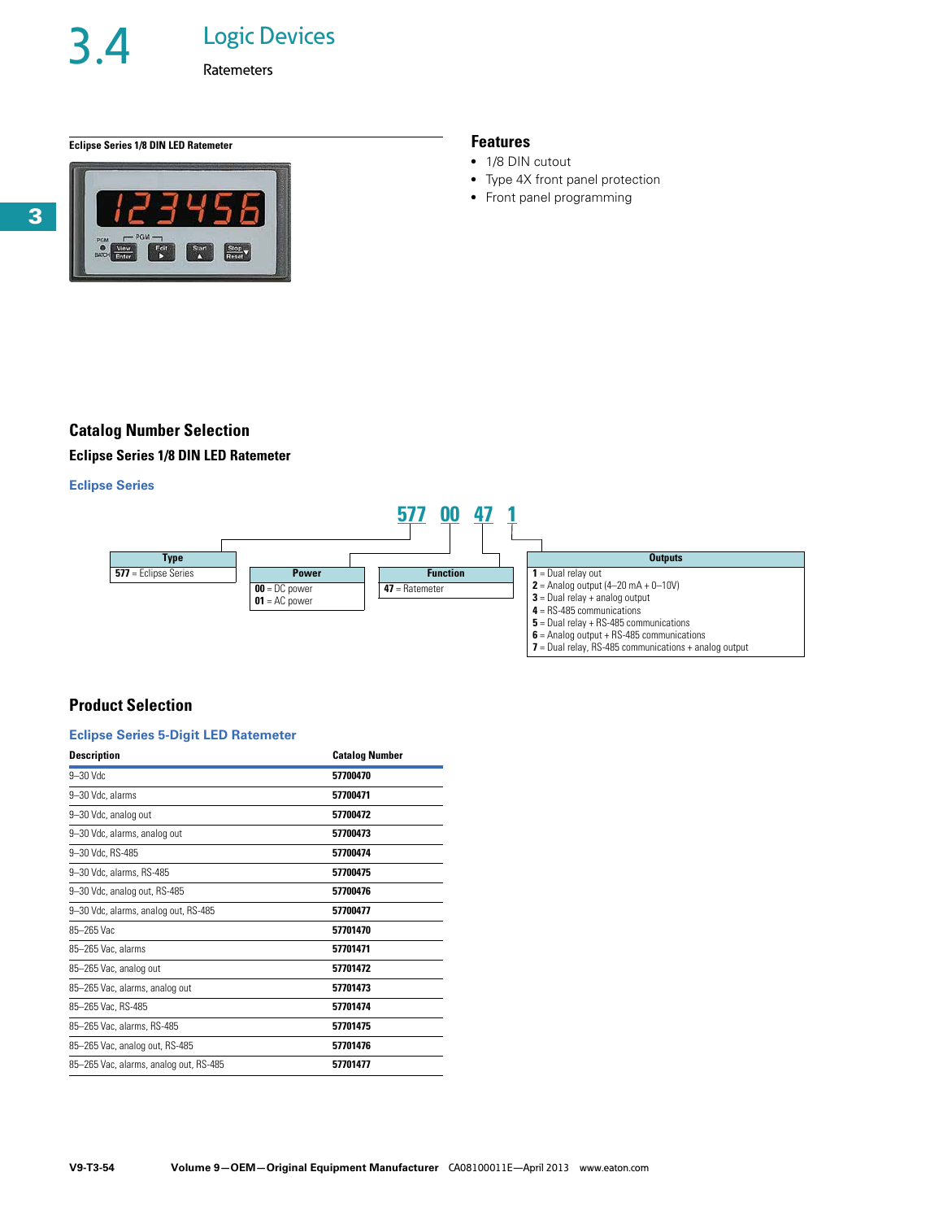# 3.4 Logic Devices

Ratemeters

**Eclipse Series 1/8 DIN LED Ratemeter**

## Features

- 1/8 DIN cutout
- Type 4X front panel protection
- Front panel programming

## Catalog Number Selection

### Eclipse Series 1/8 DIN LED Ratemeter

**Eclipse Series**

**577 00 47 1**

| Type |
| --- |
| **577** = Eclipse Series |

| Power |
| --- |
| **00** = DC power |
| **01** = AC power |

| Function |
| --- |
| **47** = Ratemeter |

| Outputs |
| --- |
| **1** = Dual relay out |
| **2** = Analog output (4–20 mA + 0–10V) |
| **3** = Dual relay + analog output |
| **4** = RS-485 communications |
| **5** = Dual relay + RS-485 communications |
| **6** = Analog output + RS-485 communications |
| **7** = Dual relay, RS-485 communications + analog output |

## Product Selection

**Eclipse Series 5-Digit LED Ratemeter**

| Description | Catalog Number |
| --- | --- |
| 9–30 Vdc | **57700470** |
| 9–30 Vdc, alarms | **57700471** |
| 9–30 Vdc, analog out | **57700472** |
| 9–30 Vdc, alarms, analog out | **57700473** |
| 9–30 Vdc, RS-485 | **57700474** |
| 9–30 Vdc, alarms, RS-485 | **57700475** |
| 9–30 Vdc, analog out, RS-485 | **57700476** |
| 9–30 Vdc, alarms, analog out, RS-485 | **57700477** |
| 85–265 Vac | **57701470** |
| 85–265 Vac, alarms | **57701471** |
| 85–265 Vac, analog out | **57701472** |
| 85–265 Vac, alarms, analog out | **57701473** |
| 85–265 Vac, RS-485 | **57701474** |
| 85–265 Vac, alarms, RS-485 | **57701475** |
| 85–265 Vac, analog out, RS-485 | **57701476** |
| 85–265 Vac, alarms, analog out, RS-485 | **57701477** |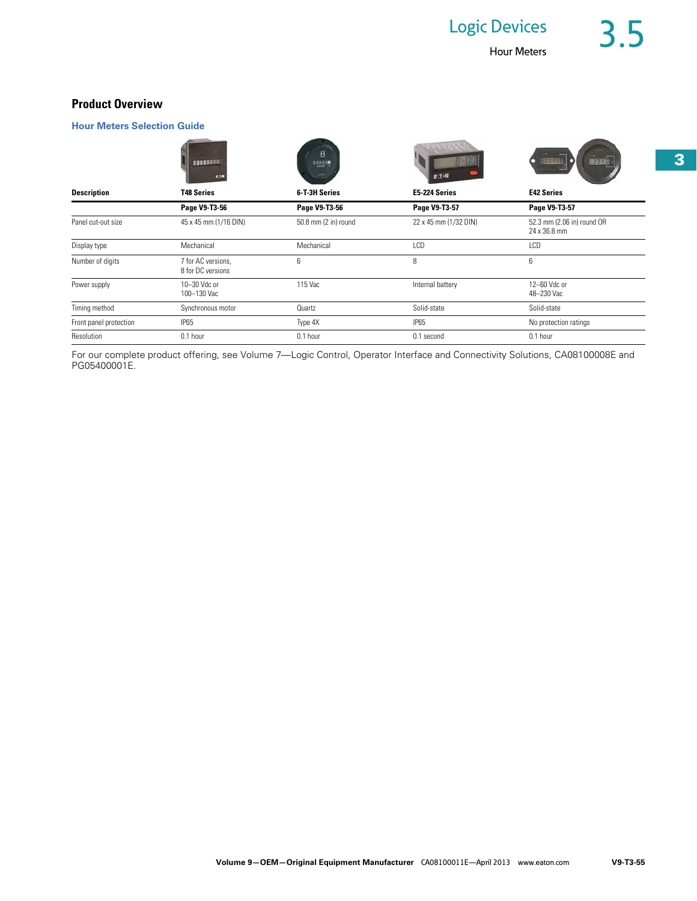## Product Overview

### Hour Meters Selection Guide

| Description | T48 Series | 6-T-3H Series | E5-224 Series | E42 Series |
|---|---|---|---|---|
| | **Page V9-T3-56** | **Page V9-T3-56** | **Page V9-T3-57** | **Page V9-T3-57** |
| Panel cut-out size | 45 x 45 mm (1/16 DIN) | 50.8 mm (2 in) round | 22 x 45 mm (1/32 DIN) | 52.3 mm (2.06 in) round OR 24 x 36.8 mm |
| Display type | Mechanical | Mechanical | LCD | LCD |
| Number of digits | 7 for AC versions, 8 for DC versions | 6 | 8 | 6 |
| Power supply | 10–30 Vdc or 100–130 Vac | 115 Vac | Internal battery | 12–60 Vdc or 48–230 Vac |
| Timing method | Synchronous motor | Quartz | Solid-state | Solid-state |
| Front panel protection | IP65 | Type 4X | IP65 | No protection ratings |
| Resolution | 0.1 hour | 0.1 hour | 0.1 second | 0.1 hour |

For our complete product offering, see Volume 7—Logic Control, Operator Interface and Connectivity Solutions, CA08100008E and PG05400001E.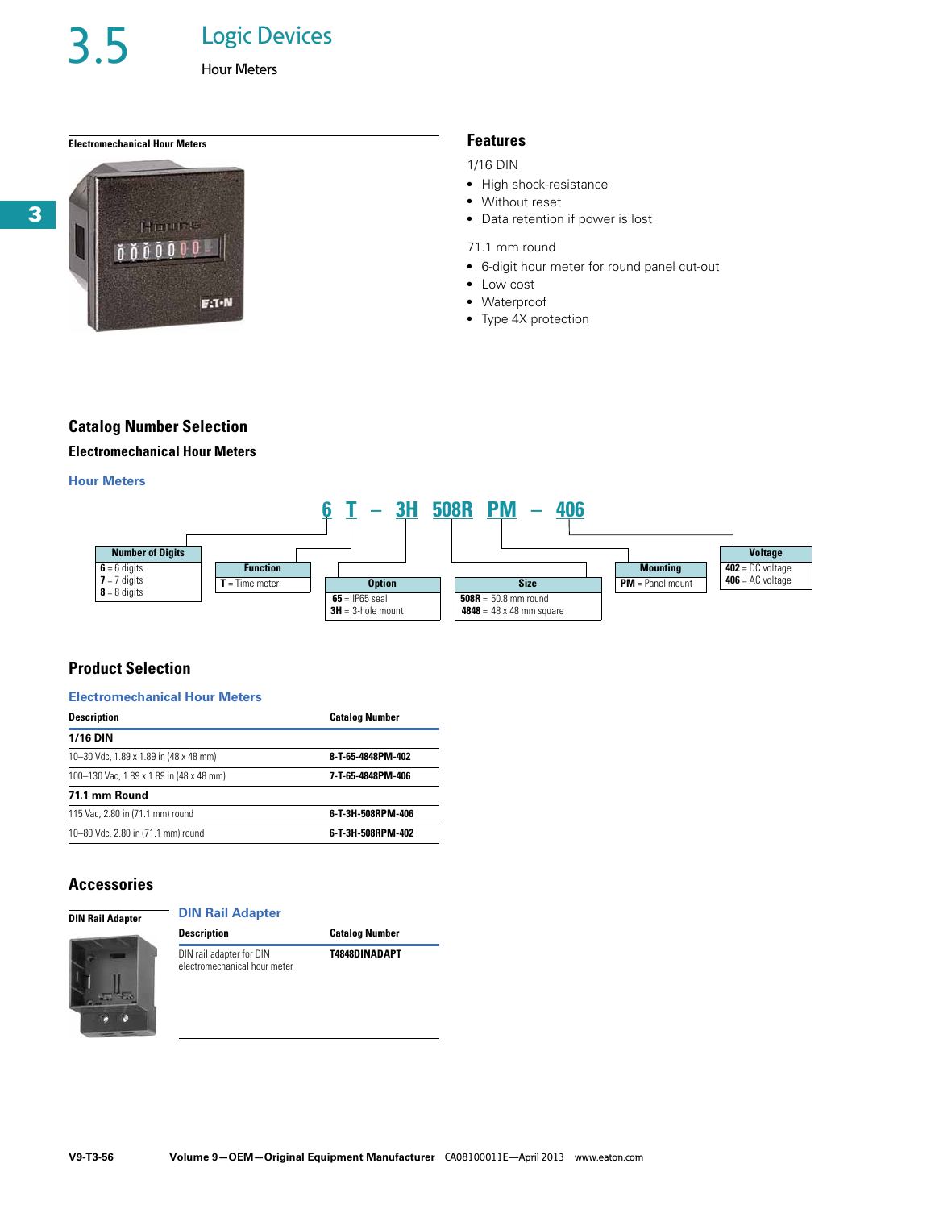# 3.5 Logic Devices

Hour Meters

**Electromechanical Hour Meters**

## Features

1/16 DIN

- High shock-resistance
- Without reset
- Data retention if power is lost

71.1 mm round

- 6-digit hour meter for round panel cut-out
- Low cost
- Waterproof
- Type 4X protection

## Catalog Number Selection

### Electromechanical Hour Meters

#### Hour Meters

**6 T – 3H 508R PM – 406**

| Number of Digits | Function | Option | Size | Mounting | Voltage |
|---|---|---|---|---|---|
| **6** = 6 digits | **T** = Time meter | **65** = IP65 seal | **508R** = 50.8 mm round | **PM** = Panel mount | **402** = DC voltage |
| **7** = 7 digits | | **3H** = 3-hole mount | **4848** = 48 x 48 mm square | | **406** = AC voltage |
| **8** = 8 digits | | | | | |

## Product Selection

### Electromechanical Hour Meters

| Description | Catalog Number |
|---|---|
| **1/16 DIN** | |
| 10–30 Vdc, 1.89 x 1.89 in (48 x 48 mm) | **8-T-65-4848PM-402** |
| 100–130 Vac, 1.89 x 1.89 in (48 x 48 mm) | **7-T-65-4848PM-406** |
| **71.1 mm Round** | |
| 115 Vac, 2.80 in (71.1 mm) round | **6-T-3H-508RPM-406** |
| 10–80 Vdc, 2.80 in (71.1 mm) round | **6-T-3H-508RPM-402** |

## Accessories

**DIN Rail Adapter**

### DIN Rail Adapter

| Description | Catalog Number |
|---|---|
| DIN rail adapter for DIN electromechanical hour meter | **T4848DINADAPT** |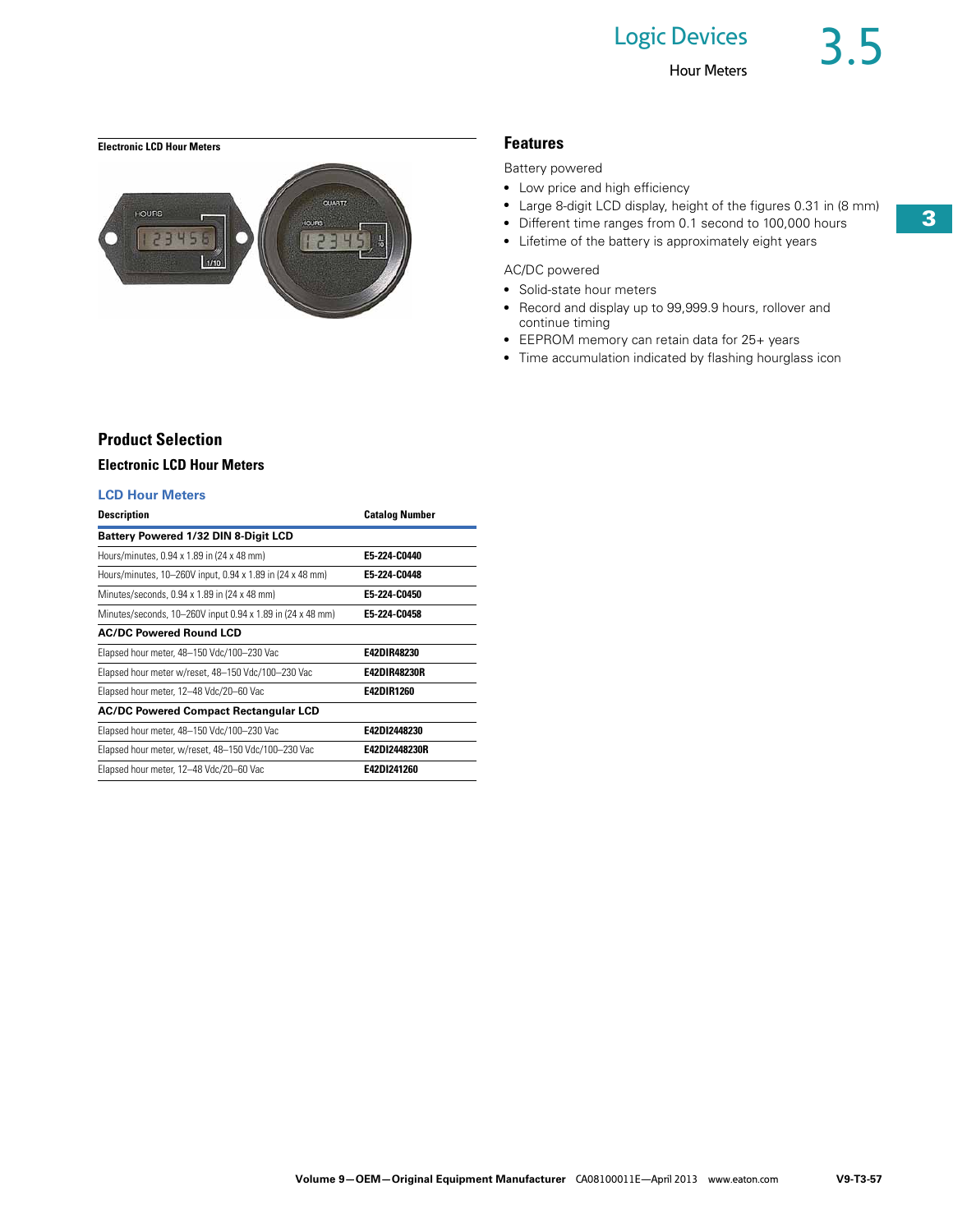**Electronic LCD Hour Meters**

## Features

Battery powered

- Low price and high efficiency
- Large 8-digit LCD display, height of the figures 0.31 in (8 mm)
- Different time ranges from 0.1 second to 100,000 hours
- Lifetime of the battery is approximately eight years

AC/DC powered

- Solid-state hour meters
- Record and display up to 99,999.9 hours, rollover and continue timing
- EEPROM memory can retain data for 25+ years
- Time accumulation indicated by flashing hourglass icon

## Product Selection

### Electronic LCD Hour Meters

#### LCD Hour Meters

| Description | Catalog Number |
|---|---|
| **Battery Powered 1/32 DIN 8-Digit LCD** | |
| Hours/minutes, 0.94 x 1.89 in (24 x 48 mm) | **E5-224-C0440** |
| Hours/minutes, 10–260V input, 0.94 x 1.89 in (24 x 48 mm) | **E5-224-C0448** |
| Minutes/seconds, 0.94 x 1.89 in (24 x 48 mm) | **E5-224-C0450** |
| Minutes/seconds, 10–260V input 0.94 x 1.89 in (24 x 48 mm) | **E5-224-C0458** |
| **AC/DC Powered Round LCD** | |
| Elapsed hour meter, 48–150 Vdc/100–230 Vac | **E42DIR48230** |
| Elapsed hour meter w/reset, 48–150 Vdc/100–230 Vac | **E42DIR48230R** |
| Elapsed hour meter, 12–48 Vdc/20–60 Vac | **E42DIR1260** |
| **AC/DC Powered Compact Rectangular LCD** | |
| Elapsed hour meter, 48–150 Vdc/100–230 Vac | **E42DI2448230** |
| Elapsed hour meter, w/reset, 48–150 Vdc/100–230 Vac | **E42DI2448230R** |
| Elapsed hour meter, 12–48 Vdc/20–60 Vac | **E42DI241260** |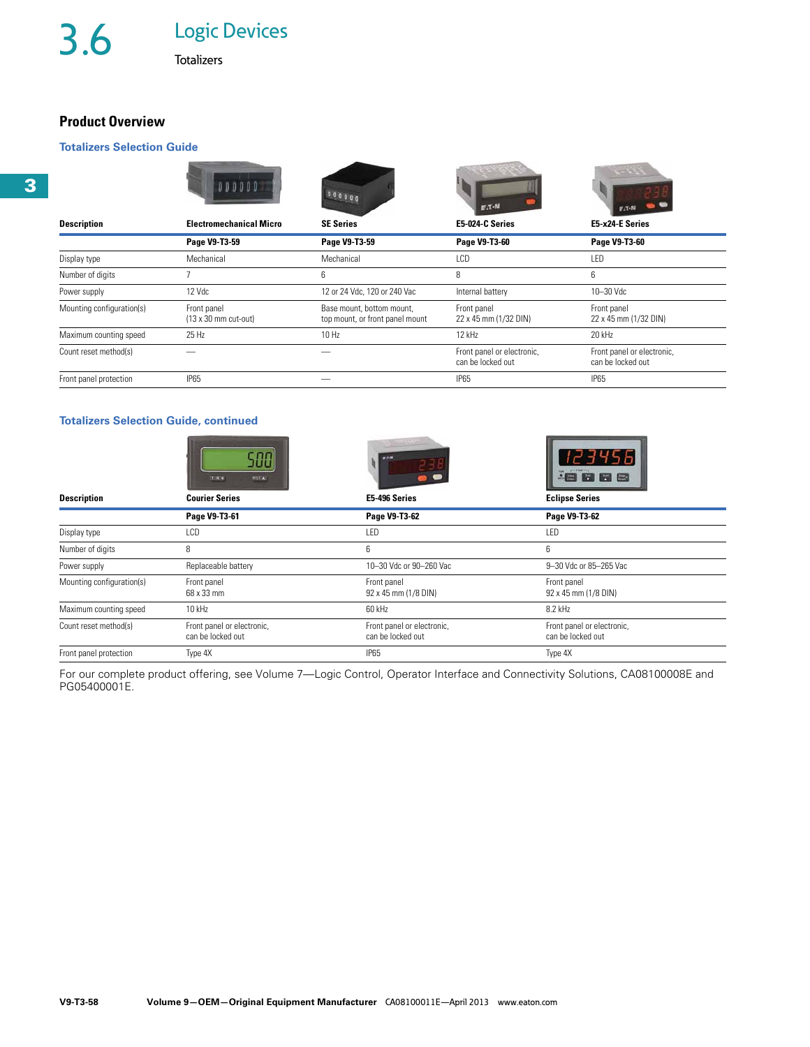# 3.6 Logic Devices

Totalizers

## Product Overview

### Totalizers Selection Guide

| Description | Electromechanical Micro | SE Series | E5-024-C Series | E5-x24-E Series |
|---|---|---|---|---|
| | **Page V9-T3-59** | **Page V9-T3-59** | **Page V9-T3-60** | **Page V9-T3-60** |
| Display type | Mechanical | Mechanical | LCD | LED |
| Number of digits | 7 | 6 | 8 | 6 |
| Power supply | 12 Vdc | 12 or 24 Vdc, 120 or 240 Vac | Internal battery | 10–30 Vdc |
| Mounting configuration(s) | Front panel (13 x 30 mm cut-out) | Base mount, bottom mount, top mount, or front panel mount | Front panel 22 x 45 mm (1/32 DIN) | Front panel 22 x 45 mm (1/32 DIN) |
| Maximum counting speed | 25 Hz | 10 Hz | 12 kHz | 20 kHz |
| Count reset method(s) | — | — | Front panel or electronic, can be locked out | Front panel or electronic, can be locked out |
| Front panel protection | IP65 | — | IP65 | IP65 |

### Totalizers Selection Guide, continued

| Description | Courier Series | E5-496 Series | Eclipse Series |
|---|---|---|---|
| | **Page V9-T3-61** | **Page V9-T3-62** | **Page V9-T3-62** |
| Display type | LCD | LED | LED |
| Number of digits | 8 | 6 | 6 |
| Power supply | Replaceable battery | 10–30 Vdc or 90–260 Vac | 9–30 Vdc or 85–265 Vac |
| Mounting configuration(s) | Front panel 68 x 33 mm | Front panel 92 x 45 mm (1/8 DIN) | Front panel 92 x 45 mm (1/8 DIN) |
| Maximum counting speed | 10 kHz | 60 kHz | 8.2 kHz |
| Count reset method(s) | Front panel or electronic, can be locked out | Front panel or electronic, can be locked out | Front panel or electronic, can be locked out |
| Front panel protection | Type 4X | IP65 | Type 4X |

For our complete product offering, see Volume 7—Logic Control, Operator Interface and Connectivity Solutions, CA08100008E and PG05400001E.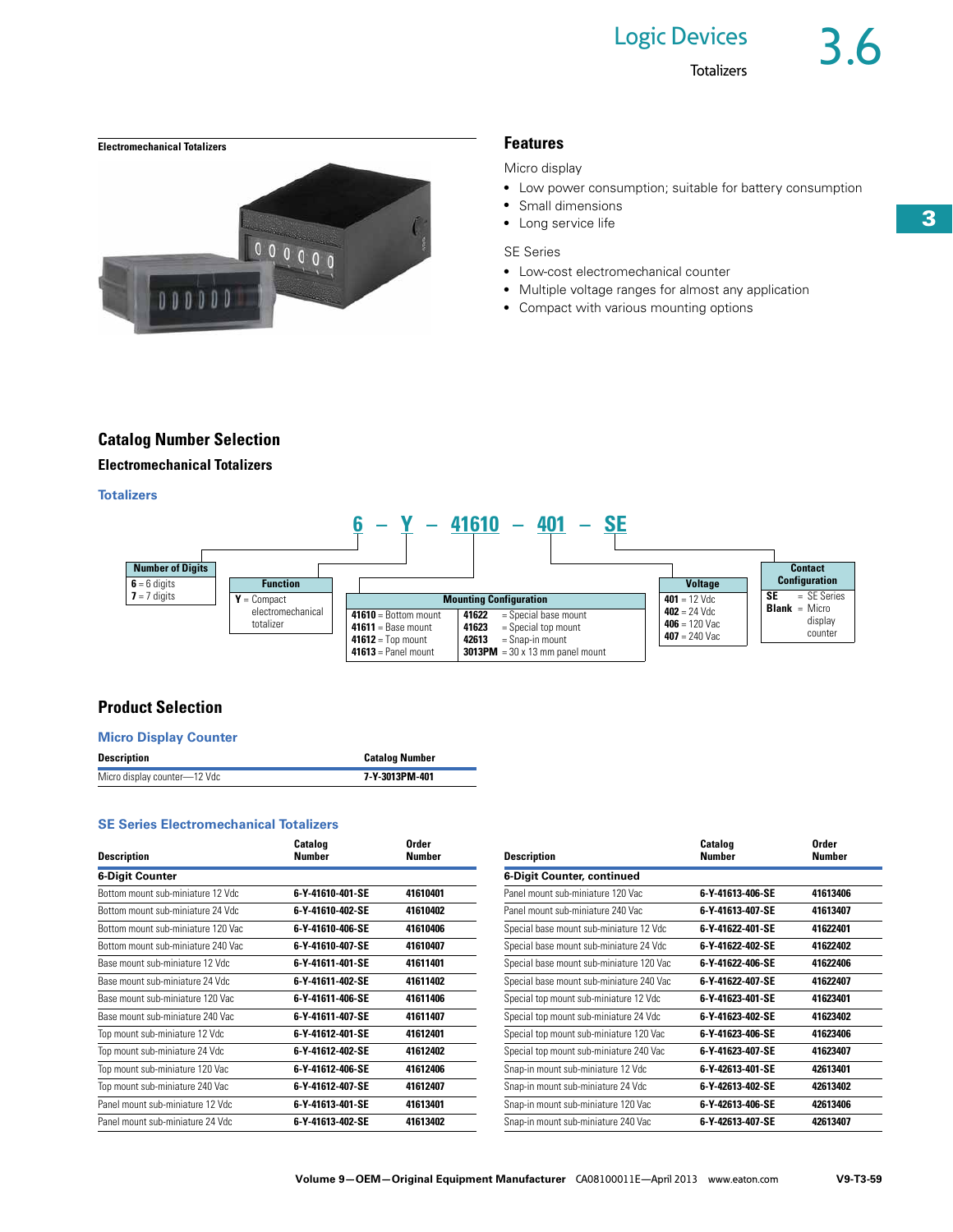Electromechanical Totalizers

## Features

Micro display

- Low power consumption; suitable for battery consumption
- Small dimensions
- Long service life

SE Series

- Low-cost electromechanical counter
- Multiple voltage ranges for almost any application
- Compact with various mounting options

## Catalog Number Selection

### Electromechanical Totalizers

#### Totalizers

**6 – Y – 41610 – 401 – SE**

**Number of Digits**
- **6** = 6 digits
- **7** = 7 digits

**Function**
- **Y** = Compact electromechanical totalizer

**Mounting Configuration**
- **41610** = Bottom mount
- **41611** = Base mount
- **41612** = Top mount
- **41613** = Panel mount
- **41622** = Special base mount
- **41623** = Special top mount
- **42613** = Snap-in mount
- **3013PM** = 30 x 13 mm panel mount

**Voltage**
- **401** = 12 Vdc
- **402** = 24 Vdc
- **406** = 120 Vac
- **407** = 240 Vac

**Contact Configuration**
- **SE** = SE Series
- **Blank** = Micro display counter

## Product Selection

### Micro Display Counter

| Description | Catalog Number |
|---|---|
| Micro display counter—12 Vdc | 7-Y-3013PM-401 |

### SE Series Electromechanical Totalizers

| Description | Catalog Number | Order Number |
|---|---|---|
| **6-Digit Counter** | | |
| Bottom mount sub-miniature 12 Vdc | 6-Y-41610-401-SE | 41610401 |
| Bottom mount sub-miniature 24 Vdc | 6-Y-41610-402-SE | 41610402 |
| Bottom mount sub-miniature 120 Vac | 6-Y-41610-406-SE | 41610406 |
| Bottom mount sub-miniature 240 Vac | 6-Y-41610-407-SE | 41610407 |
| Base mount sub-miniature 12 Vdc | 6-Y-41611-401-SE | 41611401 |
| Base mount sub-miniature 24 Vdc | 6-Y-41611-402-SE | 41611402 |
| Base mount sub-miniature 120 Vac | 6-Y-41611-406-SE | 41611406 |
| Base mount sub-miniature 240 Vac | 6-Y-41611-407-SE | 41611407 |
| Top mount sub-miniature 12 Vdc | 6-Y-41612-401-SE | 41612401 |
| Top mount sub-miniature 24 Vdc | 6-Y-41612-402-SE | 41612402 |
| Top mount sub-miniature 120 Vac | 6-Y-41612-406-SE | 41612406 |
| Top mount sub-miniature 240 Vac | 6-Y-41612-407-SE | 41612407 |
| Panel mount sub-miniature 12 Vdc | 6-Y-41613-401-SE | 41613401 |
| Panel mount sub-miniature 24 Vdc | 6-Y-41613-402-SE | 41613402 |
| **6-Digit Counter, continued** | | |
| Panel mount sub-miniature 120 Vac | 6-Y-41613-406-SE | 41613406 |
| Panel mount sub-miniature 240 Vac | 6-Y-41613-407-SE | 41613407 |
| Special base mount sub-miniature 12 Vdc | 6-Y-41622-401-SE | 41622401 |
| Special base mount sub-miniature 24 Vdc | 6-Y-41622-402-SE | 41622402 |
| Special base mount sub-miniature 120 Vac | 6-Y-41622-406-SE | 41622406 |
| Special base mount sub-miniature 240 Vac | 6-Y-41622-407-SE | 41622407 |
| Special top mount sub-miniature 12 Vdc | 6-Y-41623-401-SE | 41623401 |
| Special top mount sub-miniature 24 Vdc | 6-Y-41623-402-SE | 41623402 |
| Special top mount sub-miniature 120 Vac | 6-Y-41623-406-SE | 41623406 |
| Special top mount sub-miniature 240 Vac | 6-Y-41623-407-SE | 41623407 |
| Snap-in mount sub-miniature 12 Vdc | 6-Y-42613-401-SE | 42613401 |
| Snap-in mount sub-miniature 24 Vdc | 6-Y-42613-402-SE | 42613402 |
| Snap-in mount sub-miniature 120 Vac | 6-Y-42613-406-SE | 42613406 |
| Snap-in mount sub-miniature 240 Vac | 6-Y-42613-407-SE | 42613407 |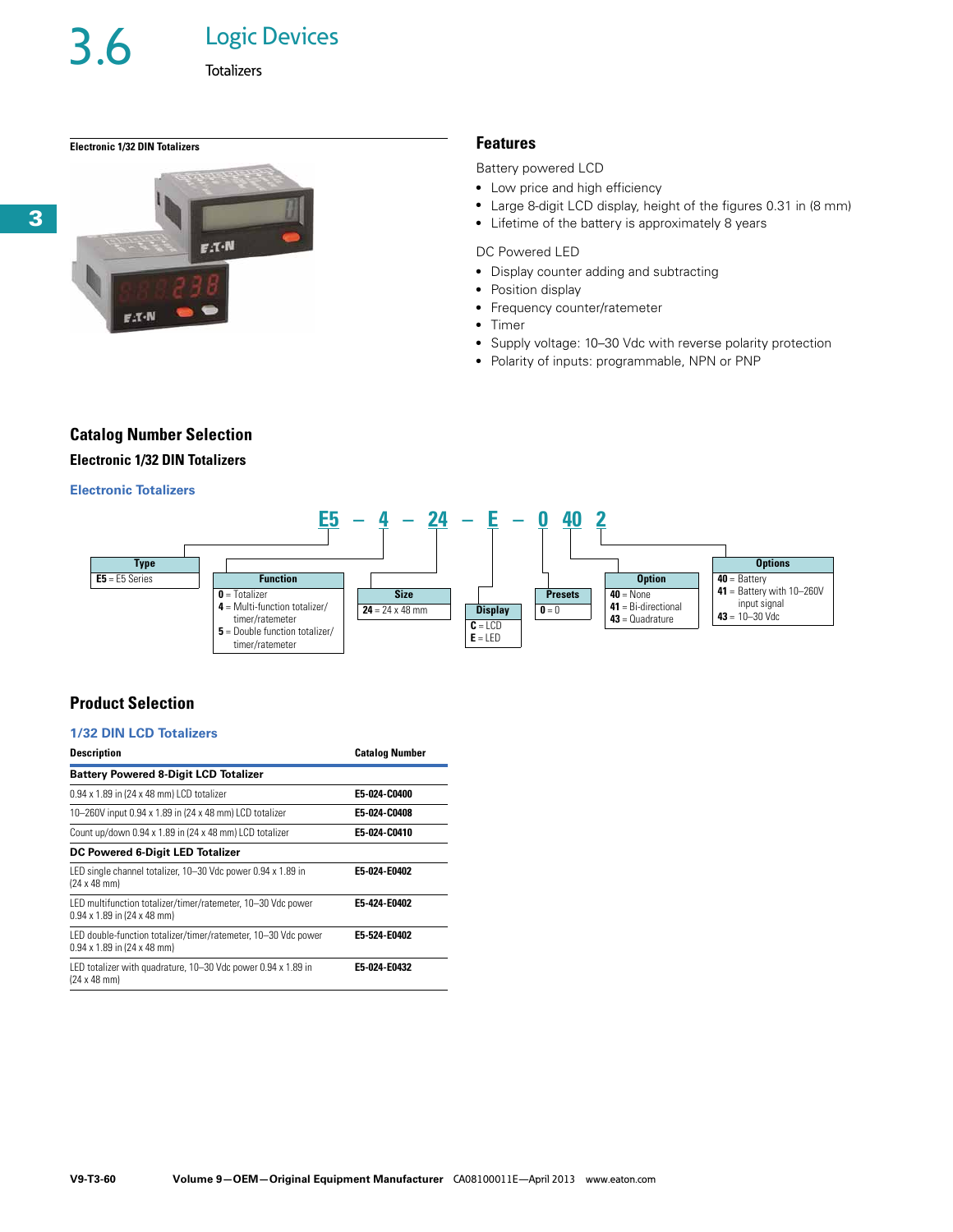# 3.6 Logic Devices

Totalizers

**Electronic 1/32 DIN Totalizers**

## Features

Battery powered LCD

- Low price and high efficiency
- Large 8-digit LCD display, height of the figures 0.31 in (8 mm)
- Lifetime of the battery is approximately 8 years

DC Powered LED

- Display counter adding and subtracting
- Position display
- Frequency counter/ratemeter
- Timer
- Supply voltage: 10–30 Vdc with reverse polarity protection
- Polarity of inputs: programmable, NPN or PNP

## Catalog Number Selection

### Electronic 1/32 DIN Totalizers

**Electronic Totalizers**

**E5 – 4 – 24 – E – 0 40 2**

**Type**
- **E5** = E5 Series

**Function**
- **0** = Totalizer
- **4** = Multi-function totalizer/ timer/ratemeter
- **5** = Double function totalizer/ timer/ratemeter

**Size**
- **24** = 24 x 48 mm

**Display**
- **C** = LCD
- **E** = LED

**Presets**
- **0** = 0

**Option**
- **40** = None
- **41** = Bi-directional
- **43** = Quadrature

**Options**
- **40** = Battery
- **41** = Battery with 10–260V input signal
- **43** = 10–30 Vdc

## Product Selection

**1/32 DIN LCD Totalizers**

| Description | Catalog Number |
|---|---|
| **Battery Powered 8-Digit LCD Totalizer** | |
| 0.94 x 1.89 in (24 x 48 mm) LCD totalizer | **E5-024-C0400** |
| 10–260V input 0.94 x 1.89 in (24 x 48 mm) LCD totalizer | **E5-024-C0408** |
| Count up/down 0.94 x 1.89 in (24 x 48 mm) LCD totalizer | **E5-024-C0410** |
| **DC Powered 6-Digit LED Totalizer** | |
| LED single channel totalizer, 10–30 Vdc power 0.94 x 1.89 in (24 x 48 mm) | **E5-024-E0402** |
| LED multifunction totalizer/timer/ratemeter, 10–30 Vdc power 0.94 x 1.89 in (24 x 48 mm) | **E5-424-E0402** |
| LED double-function totalizer/timer/ratemeter, 10–30 Vdc power 0.94 x 1.89 in (24 x 48 mm) | **E5-524-E0402** |
| LED totalizer with quadrature, 10–30 Vdc power 0.94 x 1.89 in (24 x 48 mm) | **E5-024-E0432** |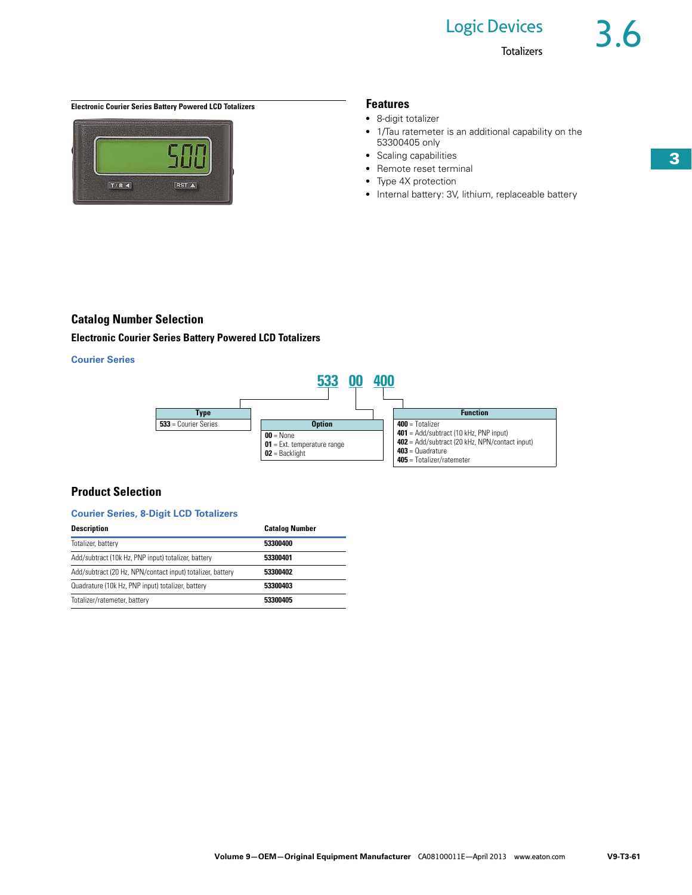**Electronic Courier Series Battery Powered LCD Totalizers**

## Features

- 8-digit totalizer
- 1/Tau ratemeter is an additional capability on the 53300405 only
- Scaling capabilities
- Remote reset terminal
- Type 4X protection
- Internal battery: 3V, lithium, replaceable battery

## Catalog Number Selection

### Electronic Courier Series Battery Powered LCD Totalizers

#### Courier Series

**533 00 400**

| Type |
|---|
| **533** = Courier Series |

| Option |
|---|
| **00** = None |
| **01** = Ext. temperature range |
| **02** = Backlight |

| Function |
|---|
| **400** = Totalizer |
| **401** = Add/subtract (10 kHz, PNP input) |
| **402** = Add/subtract (20 kHz, NPN/contact input) |
| **403** = Quadrature |
| **405** = Totalizer/ratemeter |

## Product Selection

#### Courier Series, 8-Digit LCD Totalizers

| Description | Catalog Number |
|---|---|
| Totalizer, battery | **53300400** |
| Add/subtract (10k Hz, PNP input) totalizer, battery | **53300401** |
| Add/subtract (20 Hz, NPN/contact input) totalizer, battery | **53300402** |
| Quadrature (10k Hz, PNP input) totalizer, battery | **53300403** |
| Totalizer/ratemeter, battery | **53300405** |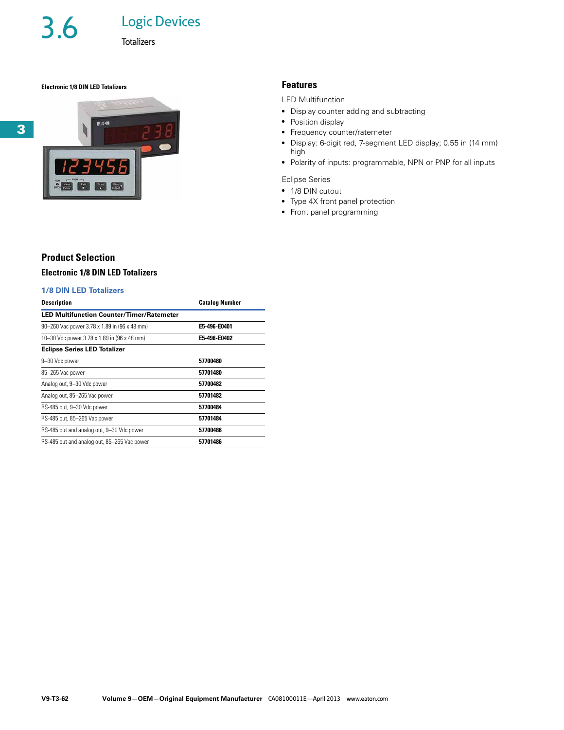## 3.6 Logic Devices

Totalizers

**Electronic 1/8 DIN LED Totalizers**

### Features

LED Multifunction

- Display counter adding and subtracting
- Position display
- Frequency counter/ratemeter
- Display: 6-digit red, 7-segment LED display; 0.55 in (14 mm) high
- Polarity of inputs: programmable, NPN or PNP for all inputs

Eclipse Series

- 1/8 DIN cutout
- Type 4X front panel protection
- Front panel programming

### Product Selection

#### Electronic 1/8 DIN LED Totalizers

**1/8 DIN LED Totalizers**

| Description | Catalog Number |
|---|---|
| **LED Multifunction Counter/Timer/Ratemeter** | |
| 90–260 Vac power 3.78 x 1.89 in (96 x 48 mm) | **E5-496-E0401** |
| 10–30 Vdc power 3.78 x 1.89 in (96 x 48 mm) | **E5-496-E0402** |
| **Eclipse Series LED Totalizer** | |
| 9–30 Vdc power | **57700480** |
| 85–265 Vac power | **57701480** |
| Analog out, 9–30 Vdc power | **57700482** |
| Analog out, 85–265 Vac power | **57701482** |
| RS-485 out, 9–30 Vdc power | **57700484** |
| RS-485 out, 85–265 Vac power | **57701484** |
| RS-485 out and analog out, 9–30 Vdc power | **57700486** |
| RS-485 out and analog out, 85–265 Vac power | **57701486** |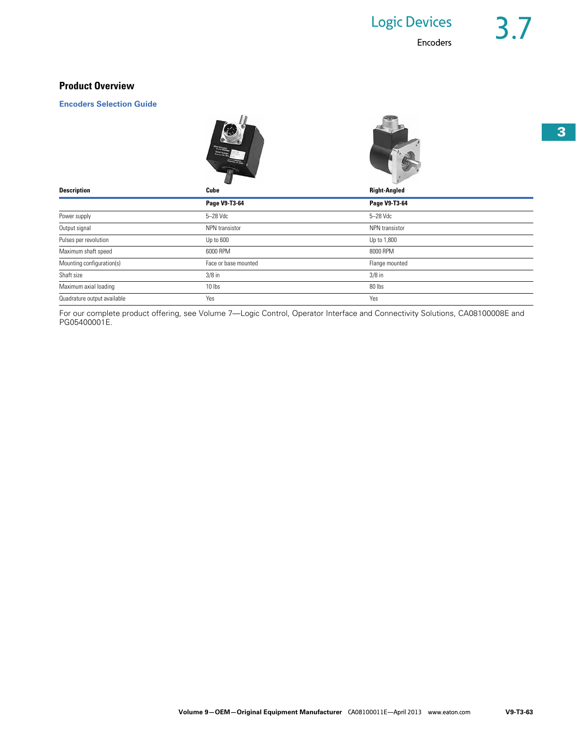## Product Overview

### Encoders Selection Guide

| Description | Cube | Right-Angled |
| --- | --- | --- |
| | **Page V9-T3-64** | **Page V9-T3-64** |
| Power supply | 5–28 Vdc | 5–28 Vdc |
| Output signal | NPN transistor | NPN transistor |
| Pulses per revolution | Up to 600 | Up to 1,800 |
| Maximum shaft speed | 6000 RPM | 8000 RPM |
| Mounting configuration(s) | Face or base mounted | Flange mounted |
| Shaft size | 3/8 in | 3/8 in |
| Maximum axial loading | 10 lbs | 80 lbs |
| Quadrature output available | Yes | Yes |

For our complete product offering, see Volume 7—Logic Control, Operator Interface and Connectivity Solutions, CA08100008E and PG05400001E.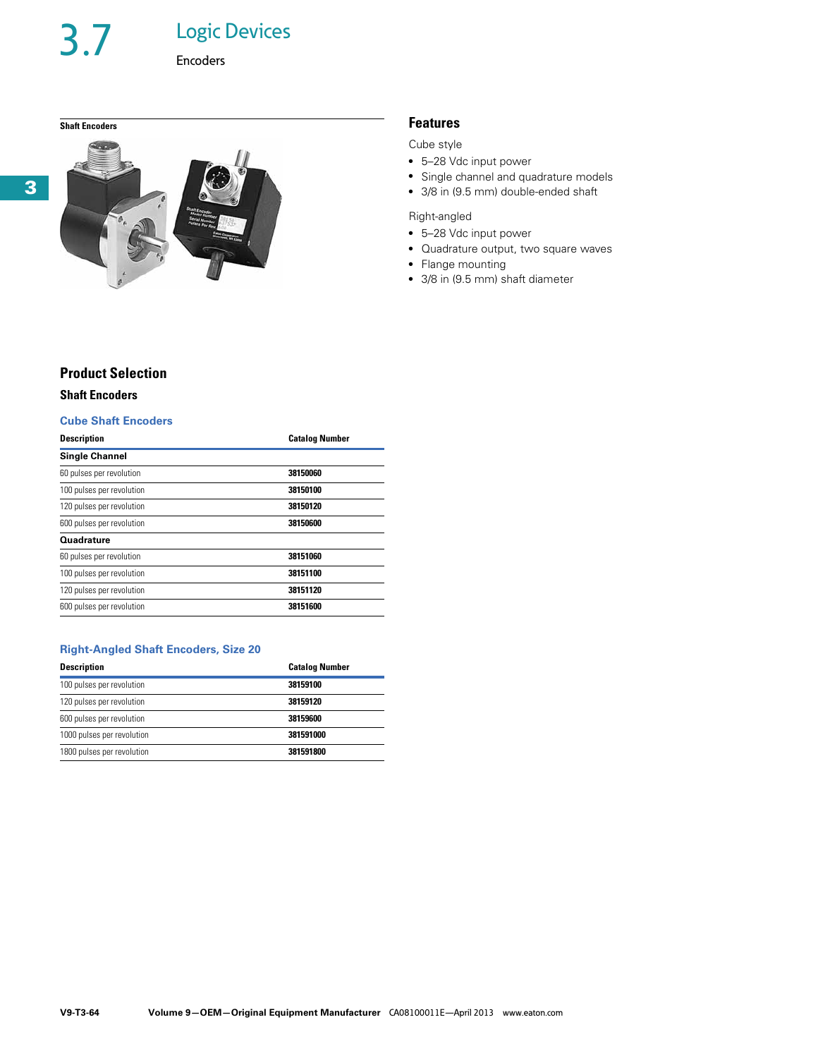# 3.7 Logic Devices

## Encoders

**Shaft Encoders**

## Features

Cube style

- 5–28 Vdc input power
- Single channel and quadrature models
- 3/8 in (9.5 mm) double-ended shaft

Right-angled

- 5–28 Vdc input power
- Quadrature output, two square waves
- Flange mounting
- 3/8 in (9.5 mm) shaft diameter

## Product Selection

### Shaft Encoders

#### Cube Shaft Encoders

| Description | Catalog Number |
|---|---|
| **Single Channel** | |
| 60 pulses per revolution | **38150060** |
| 100 pulses per revolution | **38150100** |
| 120 pulses per revolution | **38150120** |
| 600 pulses per revolution | **38150600** |
| **Quadrature** | |
| 60 pulses per revolution | **38151060** |
| 100 pulses per revolution | **38151100** |
| 120 pulses per revolution | **38151120** |
| 600 pulses per revolution | **38151600** |

#### Right-Angled Shaft Encoders, Size 20

| Description | Catalog Number |
|---|---|
| 100 pulses per revolution | **38159100** |
| 120 pulses per revolution | **38159120** |
| 600 pulses per revolution | **38159600** |
| 1000 pulses per revolution | **381591000** |
| 1800 pulses per revolution | **381591800** |